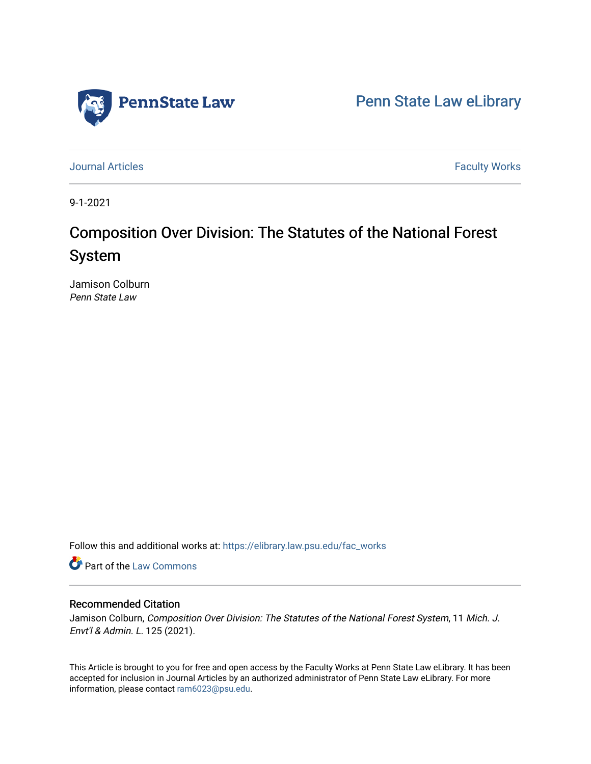Penn State Law

Penn State Law eLibrary

Journal Articles | Faculty Works

9-1-2021

# Composition Over Division: The Statutes of the National Forest System

Jamison Colburn
*Penn State Law*

Follow this and additional works at: https://elibrary.law.psu.edu/fac_works

Part of the Law Commons

## Recommended Citation

Jamison Colburn, *Composition Over Division: The Statutes of the National Forest System*, 11 *Mich. J. Envt'l & Admin. L.* 125 (2021).

This Article is brought to you for free and open access by the Faculty Works at Penn State Law eLibrary. It has been accepted for inclusion in Journal Articles by an authorized administrator of Penn State Law eLibrary. For more information, please contact ram6023@psu.edu.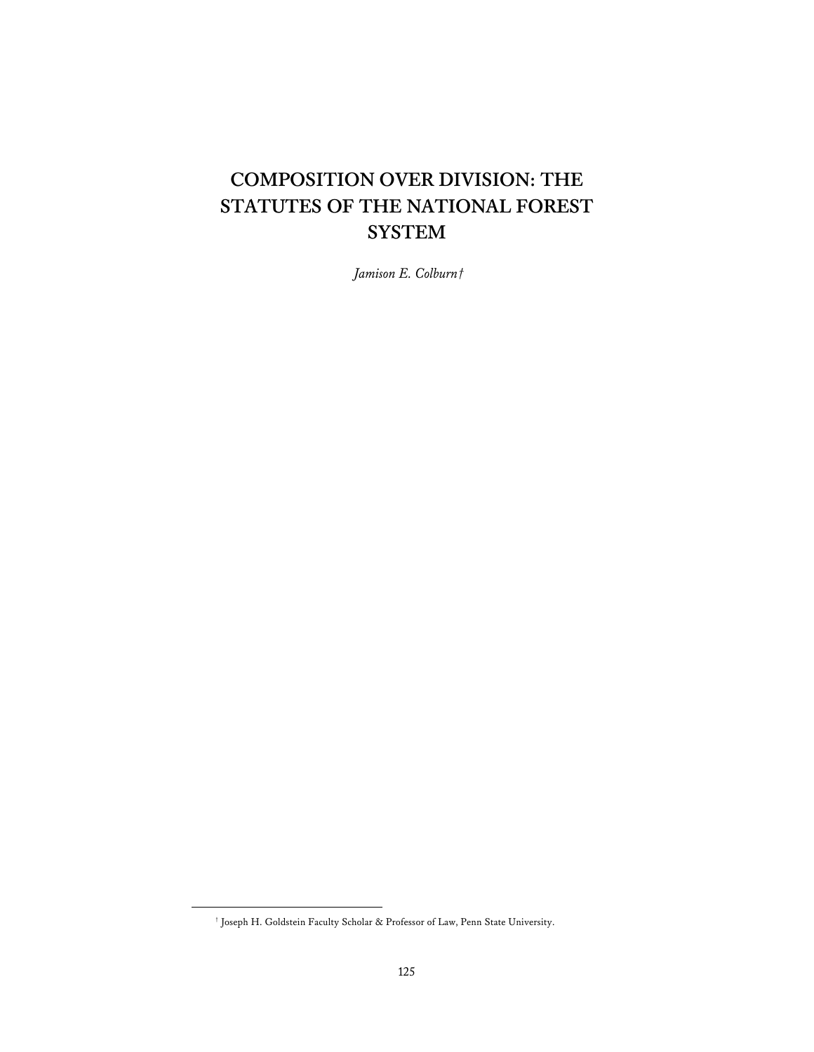# COMPOSITION OVER DIVISION: THE STATUTES OF THE NATIONAL FOREST SYSTEM

*Jamison E. Colburn†*

† Joseph H. Goldstein Faculty Scholar & Professor of Law, Penn State University.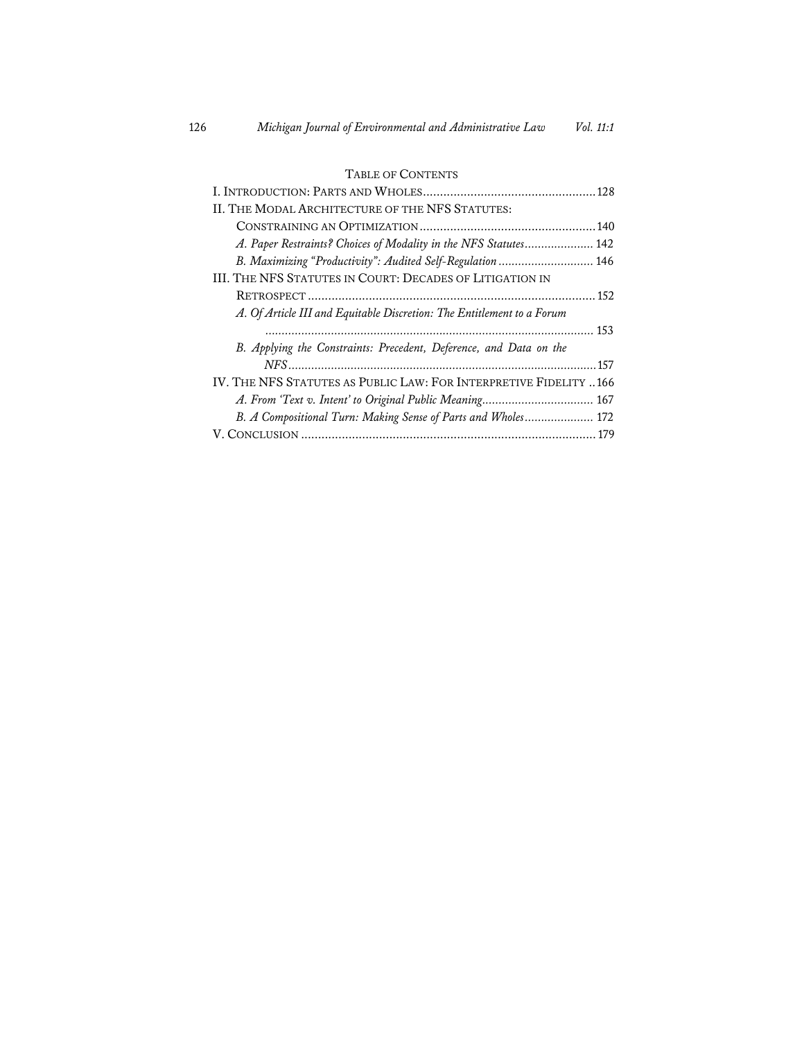## Table of Contents

I. Introduction: Parts and Wholes ............ 128

II. The Modal Architecture of the NFS Statutes: Constraining an Optimization ............ 140

- *A. Paper Restraints? Choices of Modality in the NFS Statutes* ............ 142
- *B. Maximizing "Productivity": Audited Self-Regulation* ............ 146

III. The NFS Statutes in Court: Decades of Litigation in Retrospect ............ 152

- *A. Of Article III and Equitable Discretion: The Entitlement to a Forum* ............ 153
- *B. Applying the Constraints: Precedent, Deference, and Data on the NFS* ............ 157

IV. The NFS Statutes as Public Law: For Interpretive Fidelity ............ 166

- *A. From 'Text v. Intent' to Original Public Meaning* ............ 167
- *B. A Compositional Turn: Making Sense of Parts and Wholes* ............ 172

V. Conclusion ............ 179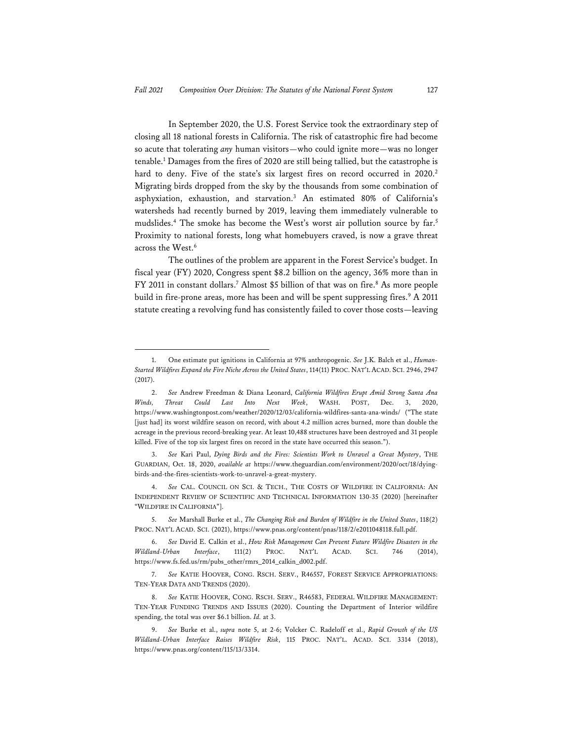In September 2020, the U.S. Forest Service took the extraordinary step of closing all 18 national forests in California. The risk of catastrophic fire had become so acute that tolerating *any* human visitors—who could ignite more—was no longer tenable.[1] Damages from the fires of 2020 are still being tallied, but the catastrophe is hard to deny. Five of the state's six largest fires on record occurred in 2020.[2] Migrating birds dropped from the sky by the thousands from some combination of asphyxiation, exhaustion, and starvation.[3] An estimated 80% of California's watersheds had recently burned by 2019, leaving them immediately vulnerable to mudslides.[4] The smoke has become the West's worst air pollution source by far.[5] Proximity to national forests, long what homebuyers craved, is now a grave threat across the West.[6]

The outlines of the problem are apparent in the Forest Service's budget. In fiscal year (FY) 2020, Congress spent \$8.2 billion on the agency, 36% more than in FY 2011 in constant dollars.[7] Almost \$5 billion of that was on fire.[8] As more people build in fire-prone areas, more has been and will be spent suppressing fires.[9] A 2011 statute creating a revolving fund has consistently failed to cover those costs—leaving

---

1. One estimate put ignitions in California at 97% anthropogenic. *See* J.K. Balch et al., *Human-Started Wildfires Expand the Fire Niche Across the United States*, 114(11) PROC. NAT'L ACAD. SCI. 2946, 2947 (2017).

2. *See* Andrew Freedman & Diana Leonard, *California Wildfires Erupt Amid Strong Santa Ana Winds, Threat Could Last Into Next Week*, WASH. POST, Dec. 3, 2020, https://www.washingtonpost.com/weather/2020/12/03/california-wildfires-santa-ana-winds/ ("The state [just had] its worst wildfire season on record, with about 4.2 million acres burned, more than double the acreage in the previous record-breaking year. At least 10,488 structures have been destroyed and 31 people killed. Five of the top six largest fires on record in the state have occurred this season.").

3. *See* Kari Paul, *Dying Birds and the Fires: Scientists Work to Unravel a Great Mystery*, THE GUARDIAN, Oct. 18, 2020, *available at* https://www.theguardian.com/environment/2020/oct/18/dying-birds-and-the-fires-scientists-work-to-unravel-a-great-mystery.

4. *See* CAL. COUNCIL ON SCI. & TECH., THE COSTS OF WILDFIRE IN CALIFORNIA: AN INDEPENDENT REVIEW OF SCIENTIFIC AND TECHNICAL INFORMATION 130-35 (2020) [hereinafter "WILDFIRE IN CALIFORNIA"].

5. *See* Marshall Burke et al., *The Changing Risk and Burden of Wildfire in the United States*, 118(2) PROC. NAT'L ACAD. SCI. (2021), https://www.pnas.org/content/pnas/118/2/e2011048118.full.pdf.

6. *See* David E. Calkin et al., *How Risk Management Can Prevent Future Wildfire Disasters in the Wildland-Urban Interface*, 111(2) PROC. NAT'L ACAD. SCI. 746 (2014), https://www.fs.fed.us/rm/pubs_other/rmrs_2014_calkin_d002.pdf.

7. *See* KATIE HOOVER, CONG. RSCH. SERV., R46557, FOREST SERVICE APPROPRIATIONS: TEN-YEAR DATA AND TRENDS (2020).

8. *See* KATIE HOOVER, CONG. RSCH. SERV., R46583, FEDERAL WILDFIRE MANAGEMENT: TEN-YEAR FUNDING TRENDS AND ISSUES (2020). Counting the Department of Interior wildfire spending, the total was over \$6.1 billion. *Id.* at 3.

9. *See* Burke et al., *supra* note 5, at 2-6; Volcker C. Radeloff et al., *Rapid Growth of the US Wildland-Urban Interface Raises Wildfire Risk*, 115 PROC. NAT'L. ACAD. SCI. 3314 (2018), https://www.pnas.org/content/115/13/3314.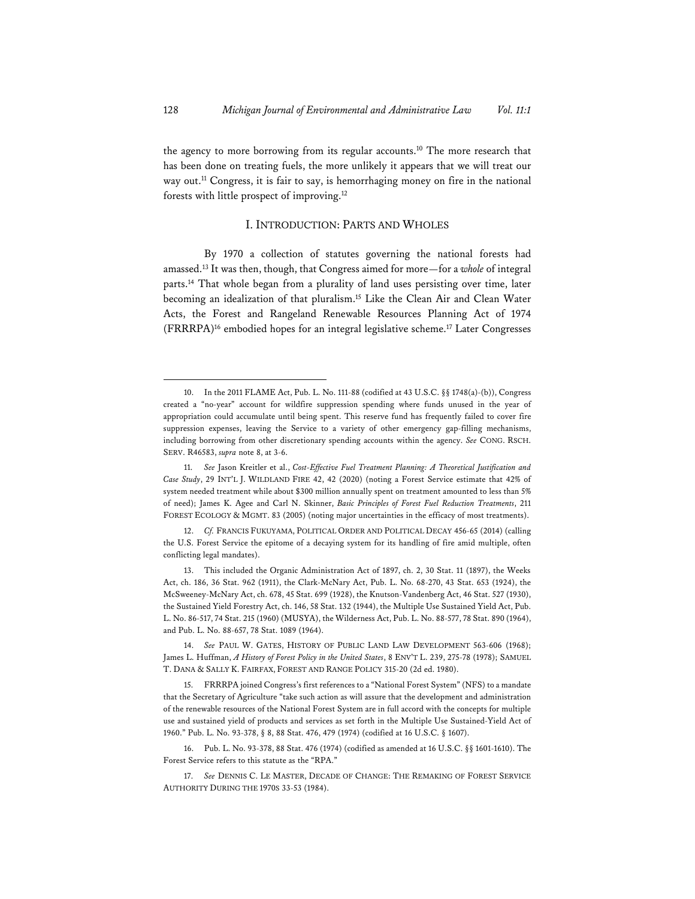the agency to more borrowing from its regular accounts.[10] The more research that has been done on treating fuels, the more unlikely it appears that we will treat our way out.[11] Congress, it is fair to say, is hemorrhaging money on fire in the national forests with little prospect of improving.[12]

## I. INTRODUCTION: PARTS AND WHOLES

By 1970 a collection of statutes governing the national forests had amassed.[13] It was then, though, that Congress aimed for more—for a *whole* of integral parts.[14] That whole began from a plurality of land uses persisting over time, later becoming an idealization of that pluralism.[15] Like the Clean Air and Clean Water Acts, the Forest and Rangeland Renewable Resources Planning Act of 1974 (FRRRPA)[16] embodied hopes for an integral legislative scheme.[17] Later Congresses

---

10. In the 2011 FLAME Act, Pub. L. No. 111-88 (codified at 43 U.S.C. §§ 1748(a)-(b)), Congress created a "no-year" account for wildfire suppression spending where funds unused in the year of appropriation could accumulate until being spent. This reserve fund has frequently failed to cover fire suppression expenses, leaving the Service to a variety of other emergency gap-filling mechanisms, including borrowing from other discretionary spending accounts within the agency. *See* CONG. RSCH. SERV. R46583, *supra* note 8, at 3-6.

11. *See* Jason Kreitler et al., *Cost-Effective Fuel Treatment Planning: A Theoretical Justification and Case Study*, 29 INT'L J. WILDLAND FIRE 42, 42 (2020) (noting a Forest Service estimate that 42% of system needed treatment while about $300 million annually spent on treatment amounted to less than 5% of need); James K. Agee and Carl N. Skinner, *Basic Principles of Forest Fuel Reduction Treatments*, 211 FOREST ECOLOGY & MGMT. 83 (2005) (noting major uncertainties in the efficacy of most treatments).

12. *Cf.* FRANCIS FUKUYAMA, POLITICAL ORDER AND POLITICAL DECAY 456-65 (2014) (calling the U.S. Forest Service the epitome of a decaying system for its handling of fire amid multiple, often conflicting legal mandates).

13. This included the Organic Administration Act of 1897, ch. 2, 30 Stat. 11 (1897), the Weeks Act, ch. 186, 36 Stat. 962 (1911), the Clark-McNary Act, Pub. L. No. 68-270, 43 Stat. 653 (1924), the McSweeney-McNary Act, ch. 678, 45 Stat. 699 (1928), the Knutson-Vandenberg Act, 46 Stat. 527 (1930), the Sustained Yield Forestry Act, ch. 146, 58 Stat. 132 (1944), the Multiple Use Sustained Yield Act, Pub. L. No. 86-517, 74 Stat. 215 (1960) (MUSYA), the Wilderness Act, Pub. L. No. 88-577, 78 Stat. 890 (1964), and Pub. L. No. 88-657, 78 Stat. 1089 (1964).

14. *See* PAUL W. GATES, HISTORY OF PUBLIC LAND LAW DEVELOPMENT 563-606 (1968); James L. Huffman, *A History of Forest Policy in the United States*, 8 ENV'T L. 239, 275-78 (1978); SAMUEL T. DANA & SALLY K. FAIRFAX, FOREST AND RANGE POLICY 315-20 (2d ed. 1980).

15. FRRRPA joined Congress's first references to a "National Forest System" (NFS) to a mandate that the Secretary of Agriculture "take such action as will assure that the development and administration of the renewable resources of the National Forest System are in full accord with the concepts for multiple use and sustained yield of products and services as set forth in the Multiple Use Sustained-Yield Act of 1960." Pub. L. No. 93-378, § 8, 88 Stat. 476, 479 (1974) (codified at 16 U.S.C. § 1607).

16. Pub. L. No. 93-378, 88 Stat. 476 (1974) (codified as amended at 16 U.S.C. §§ 1601-1610). The Forest Service refers to this statute as the "RPA."

17. *See* DENNIS C. LE MASTER, DECADE OF CHANGE: THE REMAKING OF FOREST SERVICE AUTHORITY DURING THE 1970S 33-53 (1984).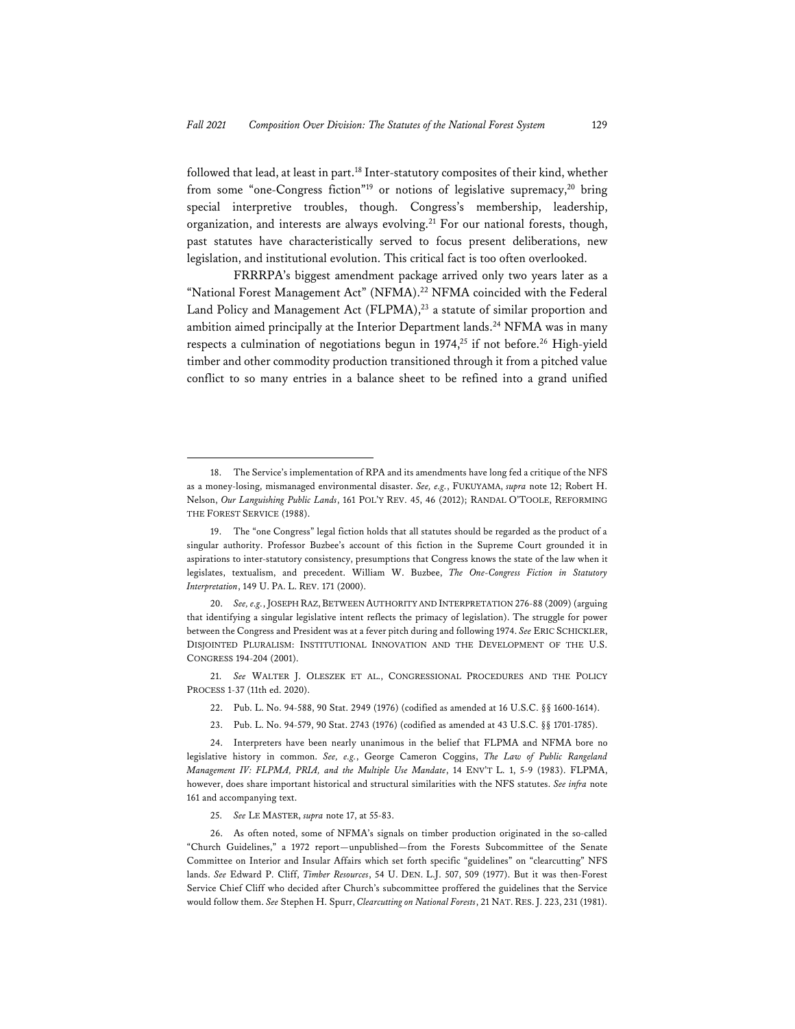followed that lead, at least in part.[18] Inter-statutory composites of their kind, whether from some "one-Congress fiction"[19] or notions of legislative supremacy,[20] bring special interpretive troubles, though. Congress's membership, leadership, organization, and interests are always evolving.[21] For our national forests, though, past statutes have characteristically served to focus present deliberations, new legislation, and institutional evolution. This critical fact is too often overlooked.

FRRRPA's biggest amendment package arrived only two years later as a "National Forest Management Act" (NFMA).[22] NFMA coincided with the Federal Land Policy and Management Act (FLPMA),[23] a statute of similar proportion and ambition aimed principally at the Interior Department lands.[24] NFMA was in many respects a culmination of negotiations begun in 1974,[25] if not before.[26] High-yield timber and other commodity production transitioned through it from a pitched value conflict to so many entries in a balance sheet to be refined into a grand unified

---

18. The Service's implementation of RPA and its amendments have long fed a critique of the NFS as a money-losing, mismanaged environmental disaster. *See, e.g.*, FUKUYAMA, *supra* note 12; Robert H. Nelson, *Our Languishing Public Lands*, 161 POL'Y REV. 45, 46 (2012); RANDAL O'TOOLE, REFORMING THE FOREST SERVICE (1988).

19. The "one Congress" legal fiction holds that all statutes should be regarded as the product of a singular authority. Professor Buzbee's account of this fiction in the Supreme Court grounded it in aspirations to inter-statutory consistency, presumptions that Congress knows the state of the law when it legislates, textualism, and precedent. William W. Buzbee, *The One-Congress Fiction in Statutory Interpretation*, 149 U. PA. L. REV. 171 (2000).

20. *See, e.g.*, JOSEPH RAZ, BETWEEN AUTHORITY AND INTERPRETATION 276-88 (2009) (arguing that identifying a singular legislative intent reflects the primacy of legislation). The struggle for power between the Congress and President was at a fever pitch during and following 1974. *See* ERIC SCHICKLER, DISJOINTED PLURALISM: INSTITUTIONAL INNOVATION AND THE DEVELOPMENT OF THE U.S. CONGRESS 194-204 (2001).

21. *See* WALTER J. OLESZEK ET AL., CONGRESSIONAL PROCEDURES AND THE POLICY PROCESS 1-37 (11th ed. 2020).

22. Pub. L. No. 94-588, 90 Stat. 2949 (1976) (codified as amended at 16 U.S.C. §§ 1600-1614).

23. Pub. L. No. 94-579, 90 Stat. 2743 (1976) (codified as amended at 43 U.S.C. §§ 1701-1785).

24. Interpreters have been nearly unanimous in the belief that FLPMA and NFMA bore no legislative history in common. *See, e.g.*, George Cameron Coggins, *The Law of Public Rangeland Management IV: FLPMA, PRIA, and the Multiple Use Mandate*, 14 ENV'T L. 1, 5-9 (1983). FLPMA, however, does share important historical and structural similarities with the NFS statutes. *See infra* note 161 and accompanying text.

25. *See* LE MASTER, *supra* note 17, at 55-83.

26. As often noted, some of NFMA's signals on timber production originated in the so-called "Church Guidelines," a 1972 report—unpublished—from the Forests Subcommittee of the Senate Committee on Interior and Insular Affairs which set forth specific "guidelines" on "clearcutting" NFS lands. *See* Edward P. Cliff, *Timber Resources*, 54 U. DEN. L.J. 507, 509 (1977). But it was then-Forest Service Chief Cliff who decided after Church's subcommittee proffered the guidelines that the Service would follow them. *See* Stephen H. Spurr, *Clearcutting on National Forests*, 21 NAT. RES. J. 223, 231 (1981).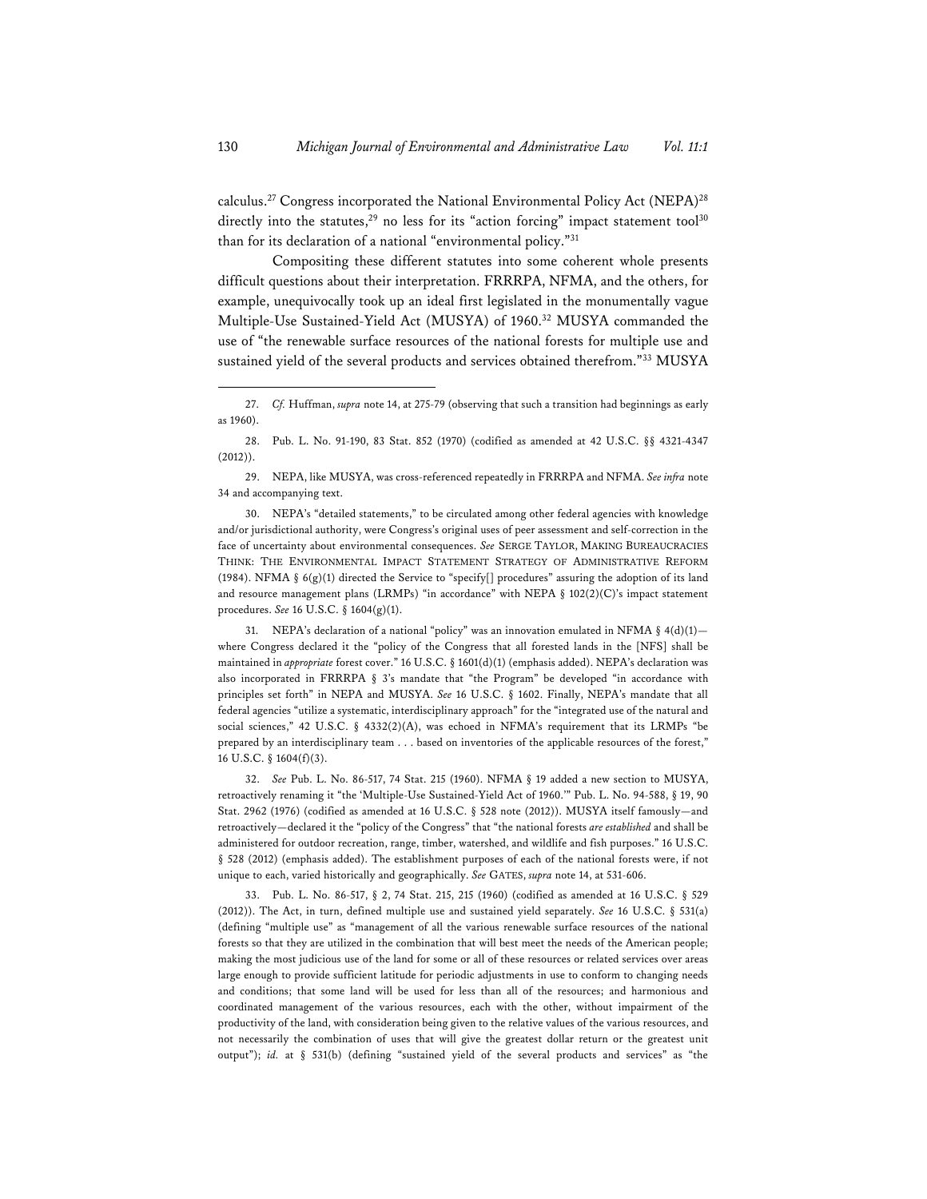calculus.[27] Congress incorporated the National Environmental Policy Act (NEPA)[28] directly into the statutes,[29] no less for its "action forcing" impact statement tool[30] than for its declaration of a national "environmental policy."[31]

Compositing these different statutes into some coherent whole presents difficult questions about their interpretation. FRRRPA, NFMA, and the others, for example, unequivocally took up an ideal first legislated in the monumentally vague Multiple-Use Sustained-Yield Act (MUSYA) of 1960.[32] MUSYA commanded the use of "the renewable surface resources of the national forests for multiple use and sustained yield of the several products and services obtained therefrom."[33] MUSYA

---

27. *Cf.* Huffman, *supra* note 14, at 275-79 (observing that such a transition had beginnings as early as 1960).

28. Pub. L. No. 91-190, 83 Stat. 852 (1970) (codified as amended at 42 U.S.C. §§ 4321-4347 (2012)).

29. NEPA, like MUSYA, was cross-referenced repeatedly in FRRRPA and NFMA. *See infra* note 34 and accompanying text.

30. NEPA's "detailed statements," to be circulated among other federal agencies with knowledge and/or jurisdictional authority, were Congress's original uses of peer assessment and self-correction in the face of uncertainty about environmental consequences. *See* SERGE TAYLOR, MAKING BUREAUCRACIES THINK: THE ENVIRONMENTAL IMPACT STATEMENT STRATEGY OF ADMINISTRATIVE REFORM (1984). NFMA § 6(g)(1) directed the Service to "specify[] procedures" assuring the adoption of its land and resource management plans (LRMPs) "in accordance" with NEPA § 102(2)(C)'s impact statement procedures. *See* 16 U.S.C. § 1604(g)(1).

31. NEPA's declaration of a national "policy" was an innovation emulated in NFMA § 4(d)(1)—where Congress declared it the "policy of the Congress that all forested lands in the [NFS] shall be maintained in *appropriate* forest cover." 16 U.S.C. § 1601(d)(1) (emphasis added). NEPA's declaration was also incorporated in FRRRPA § 3's mandate that "the Program" be developed "in accordance with principles set forth" in NEPA and MUSYA. *See* 16 U.S.C. § 1602. Finally, NEPA's mandate that all federal agencies "utilize a systematic, interdisciplinary approach" for the "integrated use of the natural and social sciences," 42 U.S.C. § 4332(2)(A), was echoed in NFMA's requirement that its LRMPs "be prepared by an interdisciplinary team . . . based on inventories of the applicable resources of the forest," 16 U.S.C. § 1604(f)(3).

32. *See* Pub. L. No. 86-517, 74 Stat. 215 (1960). NFMA § 19 added a new section to MUSYA, retroactively renaming it "the 'Multiple-Use Sustained-Yield Act of 1960.'" Pub. L. No. 94-588, § 19, 90 Stat. 2962 (1976) (codified as amended at 16 U.S.C. § 528 note (2012)). MUSYA itself famously—and retroactively—declared it the "policy of the Congress" that "the national forests *are established* and shall be administered for outdoor recreation, range, timber, watershed, and wildlife and fish purposes." 16 U.S.C. § 528 (2012) (emphasis added). The establishment purposes of each of the national forests were, if not unique to each, varied historically and geographically. *See* GATES, *supra* note 14, at 531-606.

33. Pub. L. No. 86-517, § 2, 74 Stat. 215, 215 (1960) (codified as amended at 16 U.S.C. § 529 (2012)). The Act, in turn, defined multiple use and sustained yield separately. *See* 16 U.S.C. § 531(a) (defining "multiple use" as "management of all the various renewable surface resources of the national forests so that they are utilized in the combination that will best meet the needs of the American people; making the most judicious use of the land for some or all of these resources or related services over areas large enough to provide sufficient latitude for periodic adjustments in use to conform to changing needs and conditions; that some land will be used for less than all of the resources; and harmonious and coordinated management of the various resources, each with the other, without impairment of the productivity of the land, with consideration being given to the relative values of the various resources, and not necessarily the combination of uses that will give the greatest dollar return or the greatest unit output"); *id.* at § 531(b) (defining "sustained yield of the several products and services" as "the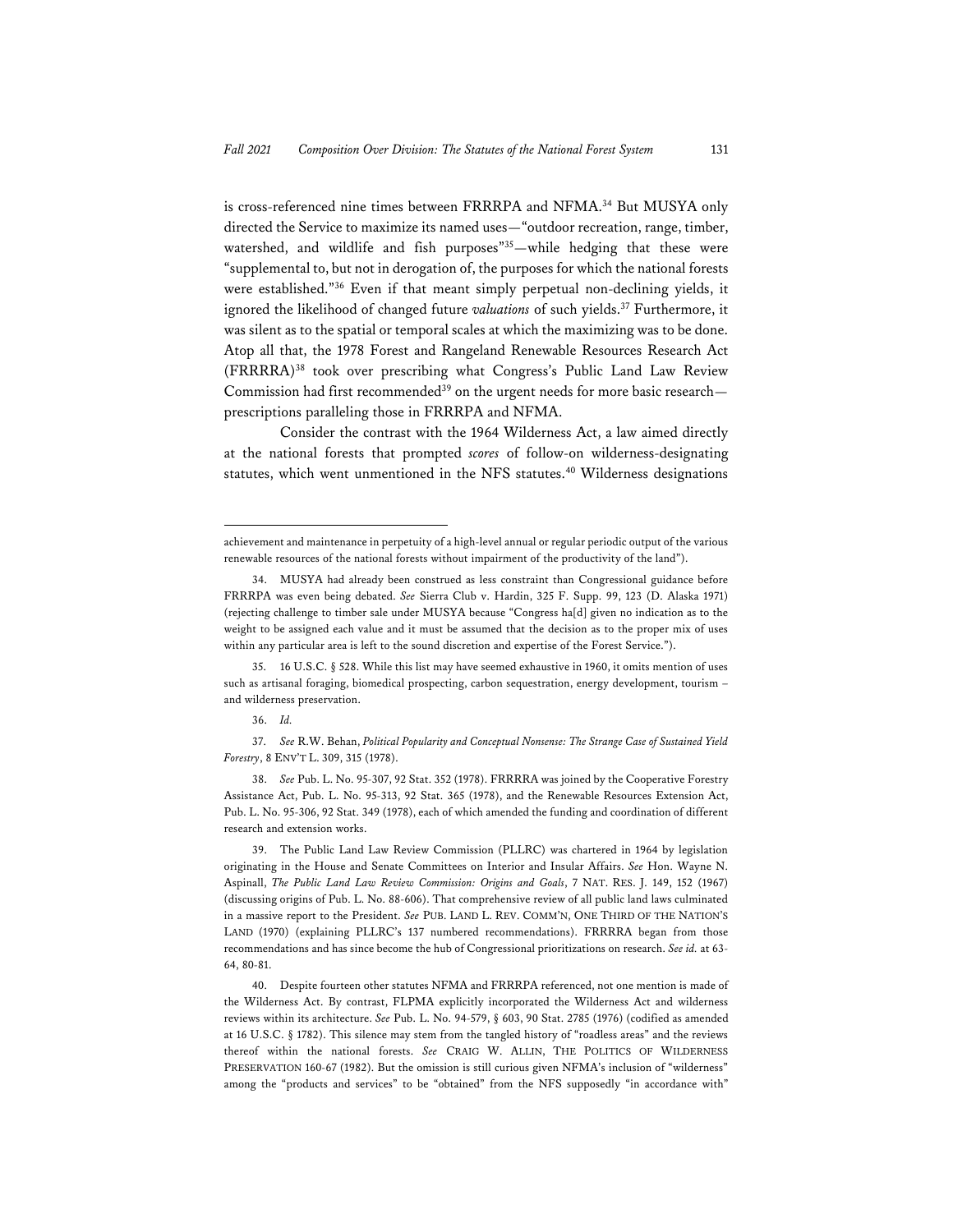is cross-referenced nine times between FRRRPA and NFMA.[34] But MUSYA only directed the Service to maximize its named uses—"outdoor recreation, range, timber, watershed, and wildlife and fish purposes"[35]—while hedging that these were "supplemental to, but not in derogation of, the purposes for which the national forests were established."[36] Even if that meant simply perpetual non-declining yields, it ignored the likelihood of changed future *valuations* of such yields.[37] Furthermore, it was silent as to the spatial or temporal scales at which the maximizing was to be done. Atop all that, the 1978 Forest and Rangeland Renewable Resources Research Act (FRRRRA)[38] took over prescribing what Congress's Public Land Law Review Commission had first recommended[39] on the urgent needs for more basic research—prescriptions paralleling those in FRRRPA and NFMA.

Consider the contrast with the 1964 Wilderness Act, a law aimed directly at the national forests that prompted *scores* of follow-on wilderness-designating statutes, which went unmentioned in the NFS statutes.[40] Wilderness designations

---

achievement and maintenance in perpetuity of a high-level annual or regular periodic output of the various renewable resources of the national forests without impairment of the productivity of the land").

34. MUSYA had already been construed as less constraint than Congressional guidance before FRRRPA was even being debated. *See* Sierra Club v. Hardin, 325 F. Supp. 99, 123 (D. Alaska 1971) (rejecting challenge to timber sale under MUSYA because "Congress ha[d] given no indication as to the weight to be assigned each value and it must be assumed that the decision as to the proper mix of uses within any particular area is left to the sound discretion and expertise of the Forest Service.").

35. 16 U.S.C. § 528. While this list may have seemed exhaustive in 1960, it omits mention of uses such as artisanal foraging, biomedical prospecting, carbon sequestration, energy development, tourism – and wilderness preservation.

36. *Id.*

37. *See* R.W. Behan, *Political Popularity and Conceptual Nonsense: The Strange Case of Sustained Yield Forestry*, 8 ENV'T L. 309, 315 (1978).

38. *See* Pub. L. No. 95-307, 92 Stat. 352 (1978). FRRRRA was joined by the Cooperative Forestry Assistance Act, Pub. L. No. 95-313, 92 Stat. 365 (1978), and the Renewable Resources Extension Act, Pub. L. No. 95-306, 92 Stat. 349 (1978), each of which amended the funding and coordination of different research and extension works.

39. The Public Land Law Review Commission (PLLRC) was chartered in 1964 by legislation originating in the House and Senate Committees on Interior and Insular Affairs. *See* Hon. Wayne N. Aspinall, *The Public Land Law Review Commission: Origins and Goals*, 7 NAT. RES. J. 149, 152 (1967) (discussing origins of Pub. L. No. 88-606). That comprehensive review of all public land laws culminated in a massive report to the President. *See* PUB. LAND L. REV. COMM'N, ONE THIRD OF THE NATION'S LAND (1970) (explaining PLLRC's 137 numbered recommendations). FRRRRA began from those recommendations and has since become the hub of Congressional prioritizations on research. *See id.* at 63-64, 80-81.

40. Despite fourteen other statutes NFMA and FRRRPA referenced, not one mention is made of the Wilderness Act. By contrast, FLPMA explicitly incorporated the Wilderness Act and wilderness reviews within its architecture. *See* Pub. L. No. 94-579, § 603, 90 Stat. 2785 (1976) (codified as amended at 16 U.S.C. § 1782). This silence may stem from the tangled history of "roadless areas" and the reviews thereof within the national forests. *See* CRAIG W. ALLIN, THE POLITICS OF WILDERNESS PRESERVATION 160-67 (1982). But the omission is still curious given NFMA's inclusion of "wilderness" among the "products and services" to be "obtained" from the NFS supposedly "in accordance with"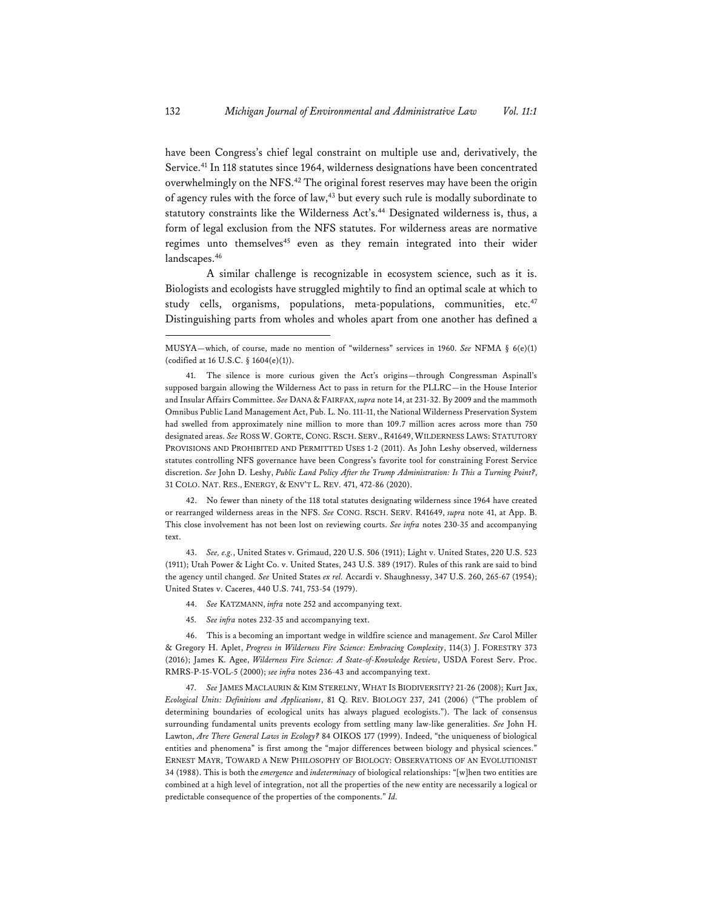have been Congress's chief legal constraint on multiple use and, derivatively, the Service.[41] In 118 statutes since 1964, wilderness designations have been concentrated overwhelmingly on the NFS.[42] The original forest reserves may have been the origin of agency rules with the force of law,[43] but every such rule is modally subordinate to statutory constraints like the Wilderness Act's.[44] Designated wilderness is, thus, a form of legal exclusion from the NFS statutes. For wilderness areas are normative regimes unto themselves[45] even as they remain integrated into their wider landscapes.[46]

A similar challenge is recognizable in ecosystem science, such as it is. Biologists and ecologists have struggled mightily to find an optimal scale at which to study cells, organisms, populations, meta-populations, communities, etc.[47] Distinguishing parts from wholes and wholes apart from one another has defined a

---

MUSYA—which, of course, made no mention of "wilderness" services in 1960. *See* NFMA § 6(e)(1) (codified at 16 U.S.C. § 1604(e)(1)).

41. The silence is more curious given the Act's origins—through Congressman Aspinall's supposed bargain allowing the Wilderness Act to pass in return for the PLLRC—in the House Interior and Insular Affairs Committee. *See* DANA & FAIRFAX, *supra* note 14, at 231-32. By 2009 and the mammoth Omnibus Public Land Management Act, Pub. L. No. 111-11, the National Wilderness Preservation System had swelled from approximately nine million to more than 109.7 million acres across more than 750 designated areas. *See* ROSS W. GORTE, CONG. RSCH. SERV., R41649, WILDERNESS LAWS: STATUTORY PROVISIONS AND PROHIBITED AND PERMITTED USES 1-2 (2011). As John Leshy observed, wilderness statutes controlling NFS governance have been Congress's favorite tool for constraining Forest Service discretion. *See* John D. Leshy, *Public Land Policy After the Trump Administration: Is This a Turning Point?*, 31 COLO. NAT. RES., ENERGY, & ENV'T L. REV. 471, 472-86 (2020).

42. No fewer than ninety of the 118 total statutes designating wilderness since 1964 have created or rearranged wilderness areas in the NFS. *See* CONG. RSCH. SERV. R41649, *supra* note 41, at App. B. This close involvement has not been lost on reviewing courts. *See infra* notes 230-35 and accompanying text.

43. *See, e.g.*, United States v. Grimaud, 220 U.S. 506 (1911); Light v. United States, 220 U.S. 523 (1911); Utah Power & Light Co. v. United States, 243 U.S. 389 (1917). Rules of this rank are said to bind the agency until changed. *See* United States *ex rel.* Accardi v. Shaughnessy, 347 U.S. 260, 265-67 (1954); United States v. Caceres, 440 U.S. 741, 753-54 (1979).

44. *See* KATZMANN, *infra* note 252 and accompanying text.

45. *See infra* notes 232-35 and accompanying text.

46. This is a becoming an important wedge in wildfire science and management. *See* Carol Miller & Gregory H. Aplet, *Progress in Wilderness Fire Science: Embracing Complexity*, 114(3) J. FORESTRY 373 (2016); James K. Agee, *Wilderness Fire Science: A State-of-Knowledge Review*, USDA Forest Serv. Proc. RMRS-P-15-VOL-5 (2000); *see infra* notes 236-43 and accompanying text.

47. *See* JAMES MACLAURIN & KIM STERELNY, WHAT IS BIODIVERSITY? 21-26 (2008); Kurt Jax, *Ecological Units: Definitions and Applications*, 81 Q. REV. BIOLOGY 237, 241 (2006) ("The problem of determining boundaries of ecological units has always plagued ecologists."). The lack of consensus surrounding fundamental units prevents ecology from settling many law-like generalities. *See* John H. Lawton, *Are There General Laws in Ecology?* 84 OIKOS 177 (1999). Indeed, "the uniqueness of biological entities and phenomena" is first among the "major differences between biology and physical sciences." ERNEST MAYR, TOWARD A NEW PHILOSOPHY OF BIOLOGY: OBSERVATIONS OF AN EVOLUTIONIST 34 (1988). This is both the *emergence* and *indeterminacy* of biological relationships: "[w]hen two entities are combined at a high level of integration, not all the properties of the new entity are necessarily a logical or predictable consequence of the properties of the components." *Id.*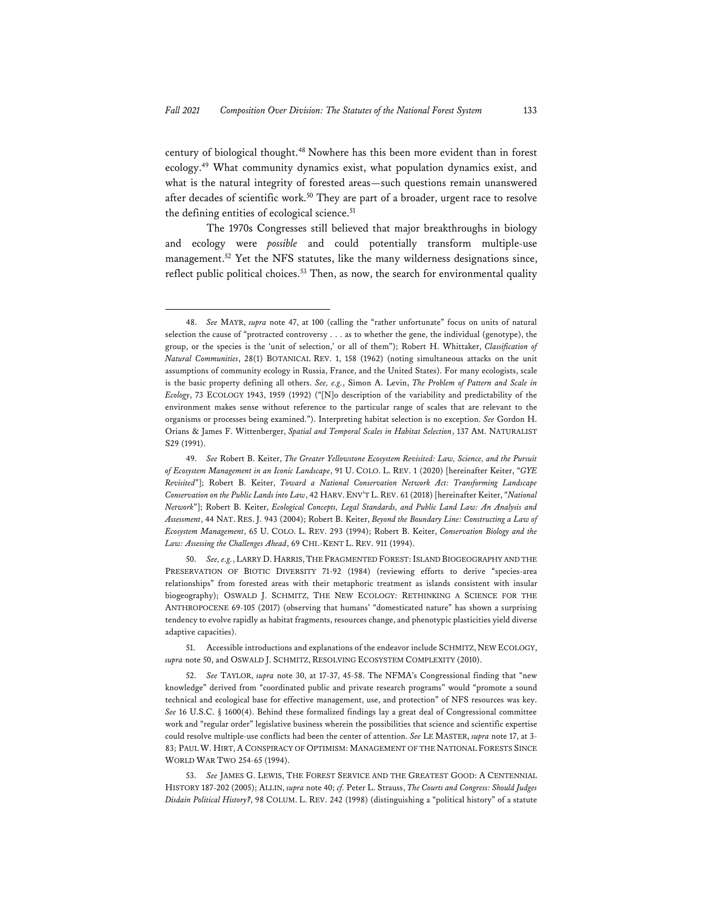century of biological thought.[48] Nowhere has this been more evident than in forest ecology.[49] What community dynamics exist, what population dynamics exist, and what is the natural integrity of forested areas—such questions remain unanswered after decades of scientific work.[50] They are part of a broader, urgent race to resolve the defining entities of ecological science.[51]

The 1970s Congresses still believed that major breakthroughs in biology and ecology were *possible* and could potentially transform multiple-use management.[52] Yet the NFS statutes, like the many wilderness designations since, reflect public political choices.[53] Then, as now, the search for environmental quality

---

48. *See* MAYR, *supra* note 47, at 100 (calling the "rather unfortunate" focus on units of natural selection the cause of "protracted controversy . . . as to whether the gene, the individual (genotype), the group, or the species is the 'unit of selection,' or all of them"); Robert H. Whittaker, *Classification of Natural Communities*, 28(1) BOTANICAL REV. 1, 158 (1962) (noting simultaneous attacks on the unit assumptions of community ecology in Russia, France, and the United States). For many ecologists, scale is the basic property defining all others. *See, e.g.*, Simon A. Levin, *The Problem of Pattern and Scale in Ecology*, 73 ECOLOGY 1943, 1959 (1992) ("[N]o description of the variability and predictability of the environment makes sense without reference to the particular range of scales that are relevant to the organisms or processes being examined."). Interpreting habitat selection is no exception. *See* Gordon H. Orians & James F. Wittenberger, *Spatial and Temporal Scales in Habitat Selection*, 137 AM. NATURALIST S29 (1991).

49. *See* Robert B. Keiter, *The Greater Yellowstone Ecosystem Revisited: Law, Science, and the Pursuit of Ecosystem Management in an Iconic Landscape*, 91 U. COLO. L. REV. 1 (2020) [hereinafter Keiter, "*GYE Revisited*"]; Robert B. Keiter, *Toward a National Conservation Network Act: Transforming Landscape Conservation on the Public Lands into Law*, 42 HARV. ENV'T L. REV. 61 (2018) [hereinafter Keiter, "*National Network*"]; Robert B. Keiter, *Ecological Concepts, Legal Standards, and Public Land Law: An Analysis and Assessment*, 44 NAT. RES. J. 943 (2004); Robert B. Keiter, *Beyond the Boundary Line: Constructing a Law of Ecosystem Management*, 65 U. COLO. L. REV. 293 (1994); Robert B. Keiter, *Conservation Biology and the Law: Assessing the Challenges Ahead*, 69 CHI.-KENT L. REV. 911 (1994).

50. *See, e.g.*, LARRY D. HARRIS, THE FRAGMENTED FOREST: ISLAND BIOGEOGRAPHY AND THE PRESERVATION OF BIOTIC DIVERSITY 71-92 (1984) (reviewing efforts to derive "species-area relationships" from forested areas with their metaphoric treatment as islands consistent with insular biogeography); OSWALD J. SCHMITZ, THE NEW ECOLOGY: RETHINKING A SCIENCE FOR THE ANTHROPOCENE 69-105 (2017) (observing that humans' "domesticated nature" has shown a surprising tendency to evolve rapidly as habitat fragments, resources change, and phenotypic plasticities yield diverse adaptive capacities).

51. Accessible introductions and explanations of the endeavor include SCHMITZ, NEW ECOLOGY, *supra* note 50, and OSWALD J. SCHMITZ, RESOLVING ECOSYSTEM COMPLEXITY (2010).

52. *See* TAYLOR, *supra* note 30, at 17-37, 45-58. The NFMA's Congressional finding that "new knowledge" derived from "coordinated public and private research programs" would "promote a sound technical and ecological base for effective management, use, and protection" of NFS resources was key. *See* 16 U.S.C. § 1600(4). Behind these formalized findings lay a great deal of Congressional committee work and "regular order" legislative business wherein the possibilities that science and scientific expertise could resolve multiple-use conflicts had been the center of attention. *See* LE MASTER, *supra* note 17, at 3-83; PAUL W. HIRT, A CONSPIRACY OF OPTIMISM: MANAGEMENT OF THE NATIONAL FORESTS SINCE WORLD WAR TWO 254-65 (1994).

53. *See* JAMES G. LEWIS, THE FOREST SERVICE AND THE GREATEST GOOD: A CENTENNIAL HISTORY 187-202 (2005); ALLIN, *supra* note 40; *cf.* Peter L. Strauss, *The Courts and Congress: Should Judges Disdain Political History?*, 98 COLUM. L. REV. 242 (1998) (distinguishing a "political history" of a statute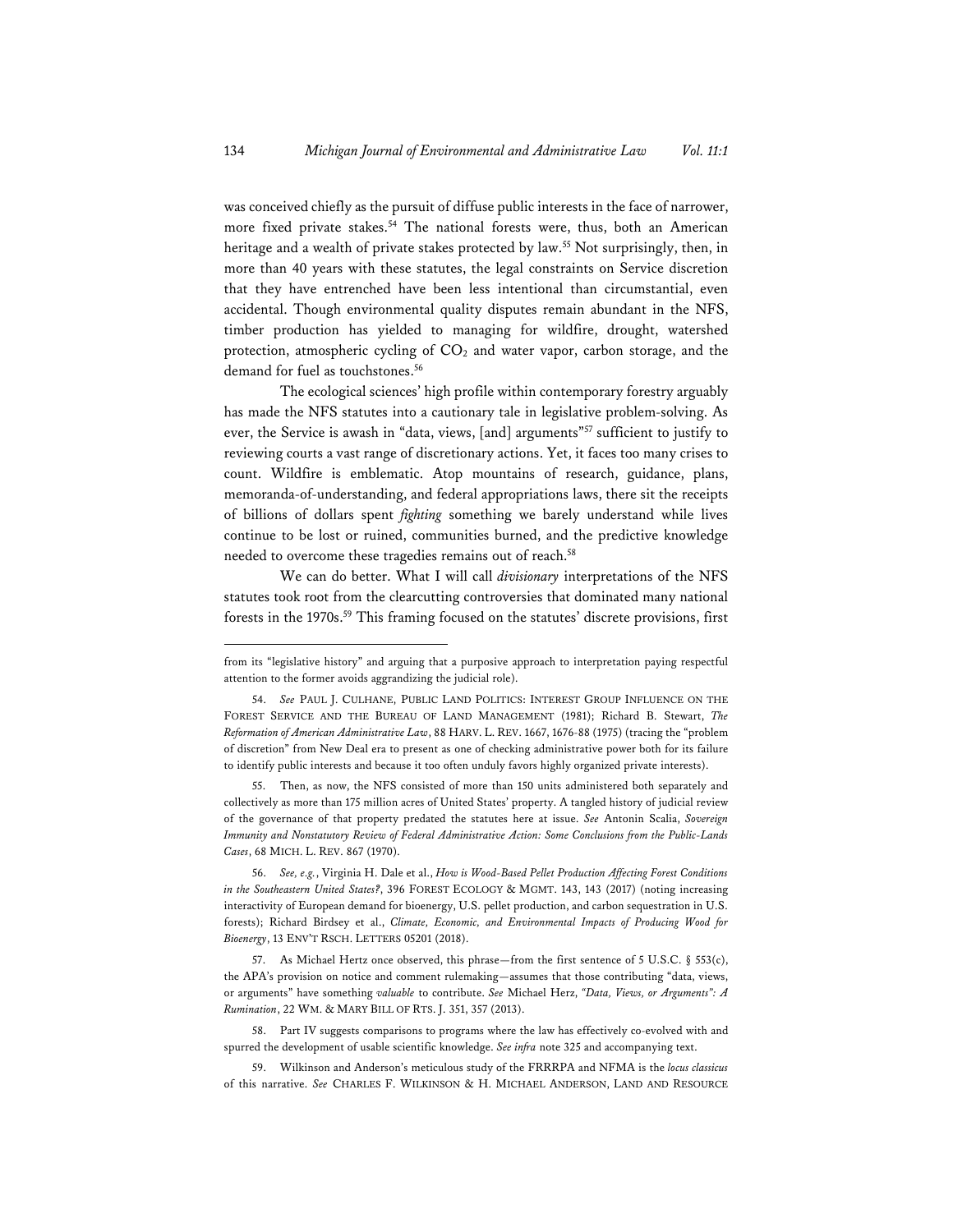was conceived chiefly as the pursuit of diffuse public interests in the face of narrower, more fixed private stakes.[54] The national forests were, thus, both an American heritage and a wealth of private stakes protected by law.[55] Not surprisingly, then, in more than 40 years with these statutes, the legal constraints on Service discretion that they have entrenched have been less intentional than circumstantial, even accidental. Though environmental quality disputes remain abundant in the NFS, timber production has yielded to managing for wildfire, drought, watershed protection, atmospheric cycling of $CO_2$ and water vapor, carbon storage, and the demand for fuel as touchstones.[56]

The ecological sciences' high profile within contemporary forestry arguably has made the NFS statutes into a cautionary tale in legislative problem-solving. As ever, the Service is awash in "data, views, [and] arguments"[57] sufficient to justify to reviewing courts a vast range of discretionary actions. Yet, it faces too many crises to count. Wildfire is emblematic. Atop mountains of research, guidance, plans, memoranda-of-understanding, and federal appropriations laws, there sit the receipts of billions of dollars spent *fighting* something we barely understand while lives continue to be lost or ruined, communities burned, and the predictive knowledge needed to overcome these tragedies remains out of reach.[58]

We can do better. What I will call *divisionary* interpretations of the NFS statutes took root from the clearcutting controversies that dominated many national forests in the 1970s.[59] This framing focused on the statutes' discrete provisions, first

---

from its "legislative history" and arguing that a purposive approach to interpretation paying respectful attention to the former avoids aggrandizing the judicial role).

54. *See* PAUL J. CULHANE, PUBLIC LAND POLITICS: INTEREST GROUP INFLUENCE ON THE FOREST SERVICE AND THE BUREAU OF LAND MANAGEMENT (1981); Richard B. Stewart, *The Reformation of American Administrative Law*, 88 HARV. L. REV. 1667, 1676-88 (1975) (tracing the "problem of discretion" from New Deal era to present as one of checking administrative power both for its failure to identify public interests and because it too often unduly favors highly organized private interests).

55. Then, as now, the NFS consisted of more than 150 units administered both separately and collectively as more than 175 million acres of United States' property. A tangled history of judicial review of the governance of that property predated the statutes here at issue. *See* Antonin Scalia, *Sovereign Immunity and Nonstatutory Review of Federal Administrative Action: Some Conclusions from the Public-Lands Cases*, 68 MICH. L. REV. 867 (1970).

56. *See, e.g.*, Virginia H. Dale et al., *How is Wood-Based Pellet Production Affecting Forest Conditions in the Southeastern United States?*, 396 FOREST ECOLOGY & MGMT. 143, 143 (2017) (noting increasing interactivity of European demand for bioenergy, U.S. pellet production, and carbon sequestration in U.S. forests); Richard Birdsey et al., *Climate, Economic, and Environmental Impacts of Producing Wood for Bioenergy*, 13 ENV'T RSCH. LETTERS 05201 (2018).

57. As Michael Hertz once observed, this phrase—from the first sentence of 5 U.S.C. § 553(c), the APA's provision on notice and comment rulemaking—assumes that those contributing "data, views, or arguments" have something *valuable* to contribute. *See* Michael Herz, *"Data, Views, or Arguments": A Rumination*, 22 WM. & MARY BILL OF RTS. J. 351, 357 (2013).

58. Part IV suggests comparisons to programs where the law has effectively co-evolved with and spurred the development of usable scientific knowledge. *See infra* note 325 and accompanying text.

59. Wilkinson and Anderson's meticulous study of the FRRRPA and NFMA is the *locus classicus* of this narrative. *See* CHARLES F. WILKINSON & H. MICHAEL ANDERSON, LAND AND RESOURCE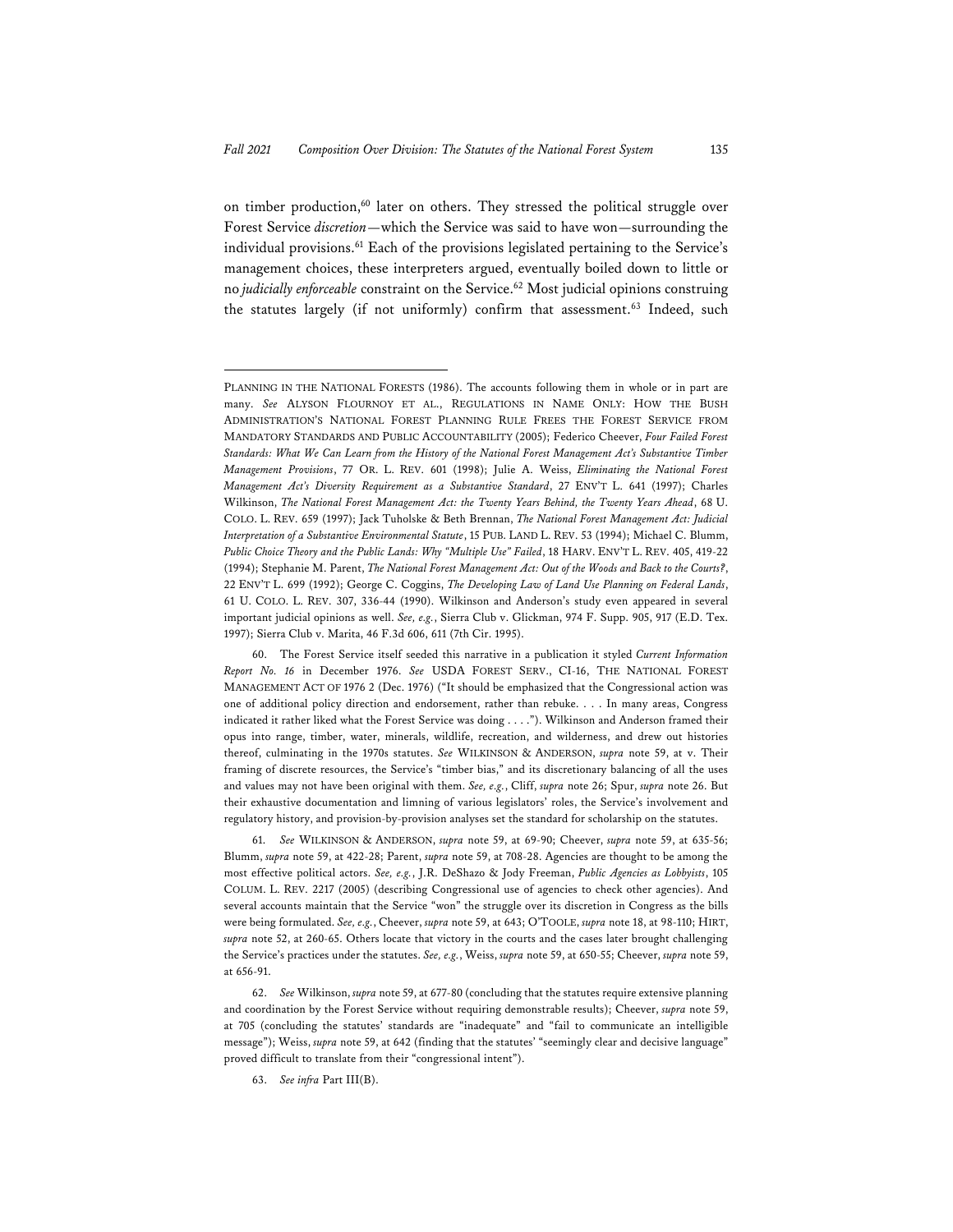on timber production,[60] later on others. They stressed the political struggle over Forest Service *discretion*—which the Service was said to have won—surrounding the individual provisions.[61] Each of the provisions legislated pertaining to the Service's management choices, these interpreters argued, eventually boiled down to little or no *judicially enforceable* constraint on the Service.[62] Most judicial opinions construing the statutes largely (if not uniformly) confirm that assessment.[63] Indeed, such

---

PLANNING IN THE NATIONAL FORESTS (1986). The accounts following them in whole or in part are many. *See* ALYSON FLOURNOY ET AL., REGULATIONS IN NAME ONLY: HOW THE BUSH ADMINISTRATION'S NATIONAL FOREST PLANNING RULE FREES THE FOREST SERVICE FROM MANDATORY STANDARDS AND PUBLIC ACCOUNTABILITY (2005); Federico Cheever, *Four Failed Forest Standards: What We Can Learn from the History of the National Forest Management Act's Substantive Timber Management Provisions*, 77 OR. L. REV. 601 (1998); Julie A. Weiss, *Eliminating the National Forest Management Act's Diversity Requirement as a Substantive Standard*, 27 ENV'T L. 641 (1997); Charles Wilkinson, *The National Forest Management Act: the Twenty Years Behind, the Twenty Years Ahead*, 68 U. COLO. L. REV. 659 (1997); Jack Tuholske & Beth Brennan, *The National Forest Management Act: Judicial Interpretation of a Substantive Environmental Statute*, 15 PUB. LAND L. REV. 53 (1994); Michael C. Blumm, *Public Choice Theory and the Public Lands: Why "Multiple Use" Failed*, 18 HARV. ENV'T L. REV. 405, 419-22 (1994); Stephanie M. Parent, *The National Forest Management Act: Out of the Woods and Back to the Courts?*, 22 ENV'T L. 699 (1992); George C. Coggins, *The Developing Law of Land Use Planning on Federal Lands*, 61 U. COLO. L. REV. 307, 336-44 (1990). Wilkinson and Anderson's study even appeared in several important judicial opinions as well. *See, e.g.*, Sierra Club v. Glickman, 974 F. Supp. 905, 917 (E.D. Tex. 1997); Sierra Club v. Marita, 46 F.3d 606, 611 (7th Cir. 1995).

60. The Forest Service itself seeded this narrative in a publication it styled *Current Information Report No. 16* in December 1976. *See* USDA FOREST SERV., CI-16, THE NATIONAL FOREST MANAGEMENT ACT OF 1976 2 (Dec. 1976) ("It should be emphasized that the Congressional action was one of additional policy direction and endorsement, rather than rebuke. . . . In many areas, Congress indicated it rather liked what the Forest Service was doing . . . ."). Wilkinson and Anderson framed their opus into range, timber, water, minerals, wildlife, recreation, and wilderness, and drew out histories thereof, culminating in the 1970s statutes. *See* WILKINSON & ANDERSON, *supra* note 59, at v. Their framing of discrete resources, the Service's "timber bias," and its discretionary balancing of all the uses and values may not have been original with them. *See, e.g.*, Cliff, *supra* note 26; Spur, *supra* note 26. But their exhaustive documentation and limning of various legislators' roles, the Service's involvement and regulatory history, and provision-by-provision analyses set the standard for scholarship on the statutes.

61. *See* WILKINSON & ANDERSON, *supra* note 59, at 69-90; Cheever, *supra* note 59, at 635-56; Blumm, *supra* note 59, at 422-28; Parent, *supra* note 59, at 708-28. Agencies are thought to be among the most effective political actors. *See, e.g.*, J.R. DeShazo & Jody Freeman, *Public Agencies as Lobbyists*, 105 COLUM. L. REV. 2217 (2005) (describing Congressional use of agencies to check other agencies). And several accounts maintain that the Service "won" the struggle over its discretion in Congress as the bills were being formulated. *See, e.g.*, Cheever, *supra* note 59, at 643; O'TOOLE, *supra* note 18, at 98-110; HIRT, *supra* note 52, at 260-65. Others locate that victory in the courts and the cases later brought challenging the Service's practices under the statutes. *See, e.g.*, Weiss, *supra* note 59, at 650-55; Cheever, *supra* note 59, at 656-91.

62. *See* Wilkinson, *supra* note 59, at 677-80 (concluding that the statutes require extensive planning and coordination by the Forest Service without requiring demonstrable results); Cheever, *supra* note 59, at 705 (concluding the statutes' standards are "inadequate" and "fail to communicate an intelligible message"); Weiss, *supra* note 59, at 642 (finding that the statutes' "seemingly clear and decisive language" proved difficult to translate from their "congressional intent").

63. *See infra* Part III(B).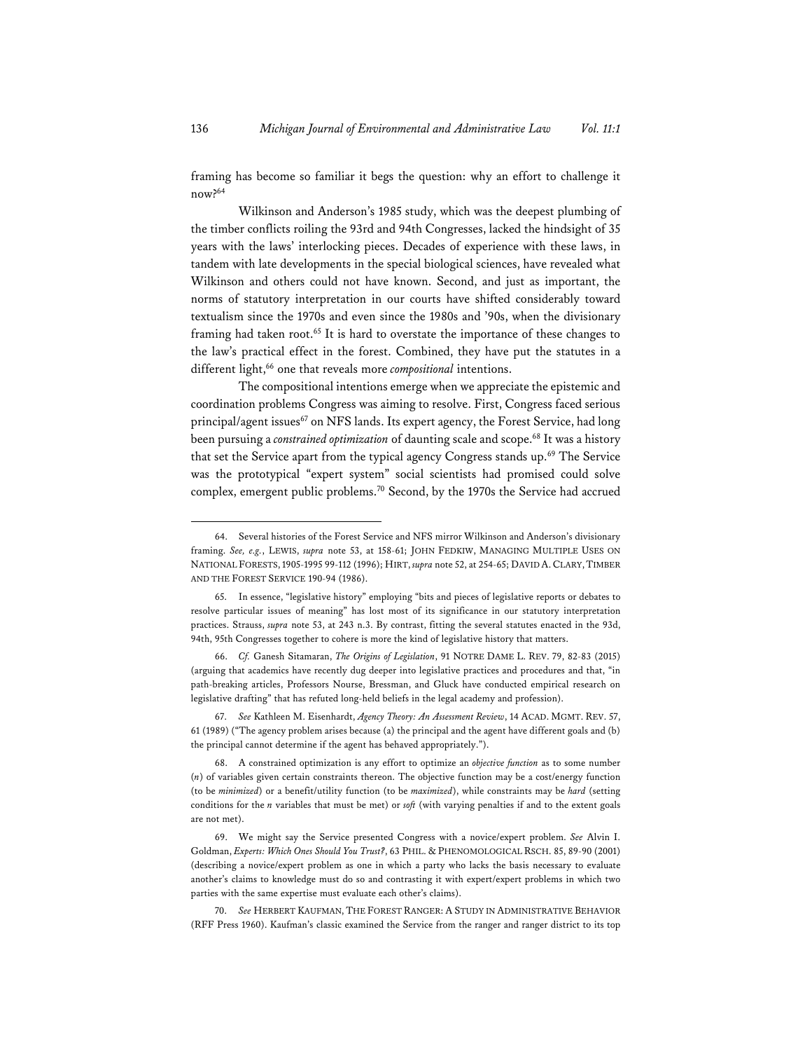framing has become so familiar it begs the question: why an effort to challenge it now?[64]

Wilkinson and Anderson's 1985 study, which was the deepest plumbing of the timber conflicts roiling the 93rd and 94th Congresses, lacked the hindsight of 35 years with the laws' interlocking pieces. Decades of experience with these laws, in tandem with late developments in the special biological sciences, have revealed what Wilkinson and others could not have known. Second, and just as important, the norms of statutory interpretation in our courts have shifted considerably toward textualism since the 1970s and even since the 1980s and '90s, when the divisionary framing had taken root.[65] It is hard to overstate the importance of these changes to the law's practical effect in the forest. Combined, they have put the statutes in a different light,[66] one that reveals more *compositional* intentions.

The compositional intentions emerge when we appreciate the epistemic and coordination problems Congress was aiming to resolve. First, Congress faced serious principal/agent issues[67] on NFS lands. Its expert agency, the Forest Service, had long been pursuing a *constrained optimization* of daunting scale and scope.[68] It was a history that set the Service apart from the typical agency Congress stands up.[69] The Service was the prototypical "expert system" social scientists had promised could solve complex, emergent public problems.[70] Second, by the 1970s the Service had accrued

---

64. Several histories of the Forest Service and NFS mirror Wilkinson and Anderson's divisionary framing. *See, e.g.*, LEWIS, *supra* note 53, at 158-61; JOHN FEDKIW, MANAGING MULTIPLE USES ON NATIONAL FORESTS, 1905-1995 99-112 (1996); HIRT, *supra* note 52, at 254-65; DAVID A. CLARY, TIMBER AND THE FOREST SERVICE 190-94 (1986).

65. In essence, "legislative history" employing "bits and pieces of legislative reports or debates to resolve particular issues of meaning" has lost most of its significance in our statutory interpretation practices. Strauss, *supra* note 53, at 243 n.3. By contrast, fitting the several statutes enacted in the 93d, 94th, 95th Congresses together to cohere is more the kind of legislative history that matters.

66. *Cf.* Ganesh Sitamaran, *The Origins of Legislation*, 91 NOTRE DAME L. REV. 79, 82-83 (2015) (arguing that academics have recently dug deeper into legislative practices and procedures and that, "in path-breaking articles, Professors Nourse, Bressman, and Gluck have conducted empirical research on legislative drafting" that has refuted long-held beliefs in the legal academy and profession).

67. *See* Kathleen M. Eisenhardt, *Agency Theory: An Assessment Review*, 14 ACAD. MGMT. REV. 57, 61 (1989) ("The agency problem arises because (a) the principal and the agent have different goals and (b) the principal cannot determine if the agent has behaved appropriately.").

68. A constrained optimization is any effort to optimize an *objective function* as to some number ($n$) of variables given certain constraints thereon. The objective function may be a cost/energy function (to be *minimized*) or a benefit/utility function (to be *maximized*), while constraints may be *hard* (setting conditions for the $n$ variables that must be met) or *soft* (with varying penalties if and to the extent goals are not met).

69. We might say the Service presented Congress with a novice/expert problem. *See* Alvin I. Goldman, *Experts: Which Ones Should You Trust?*, 63 PHIL. & PHENOMOLOGICAL RSCH. 85, 89-90 (2001) (describing a novice/expert problem as one in which a party who lacks the basis necessary to evaluate another's claims to knowledge must do so and contrasting it with expert/expert problems in which two parties with the same expertise must evaluate each other's claims).

70. *See* HERBERT KAUFMAN, THE FOREST RANGER: A STUDY IN ADMINISTRATIVE BEHAVIOR (RFF Press 1960). Kaufman's classic examined the Service from the ranger and ranger district to its top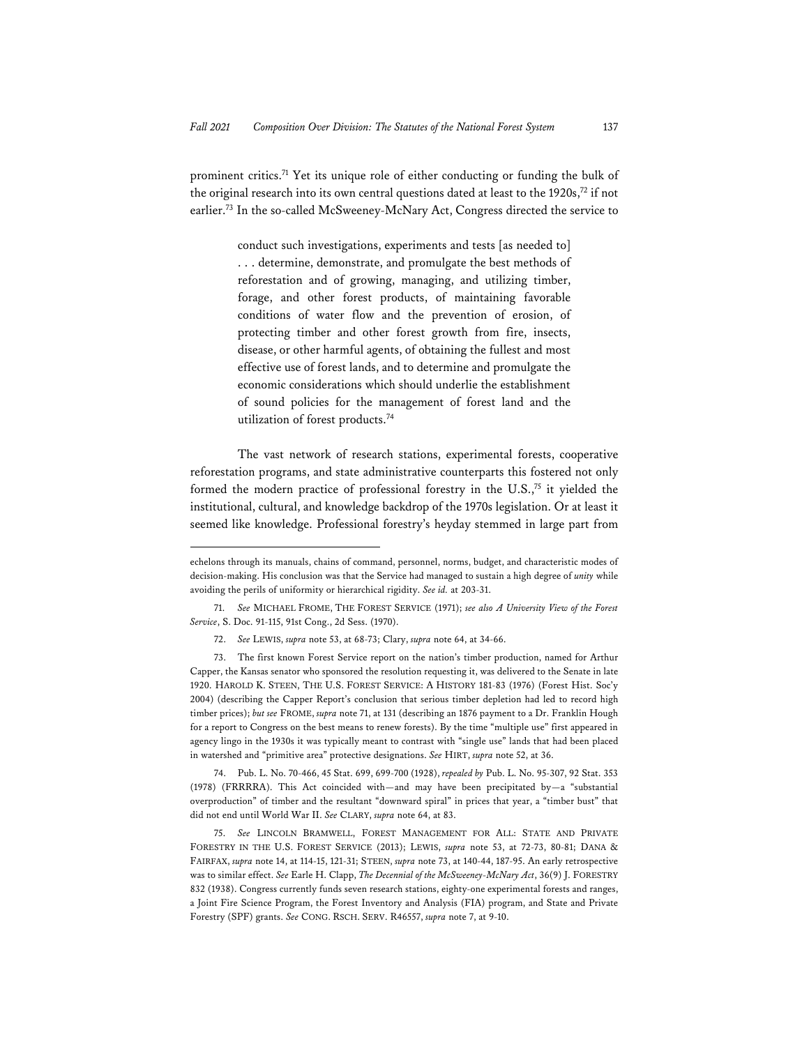prominent critics.[71] Yet its unique role of either conducting or funding the bulk of the original research into its own central questions dated at least to the 1920s,[72] if not earlier.[73] In the so-called McSweeney-McNary Act, Congress directed the service to

> conduct such investigations, experiments and tests [as needed to] . . . determine, demonstrate, and promulgate the best methods of reforestation and of growing, managing, and utilizing timber, forage, and other forest products, of maintaining favorable conditions of water flow and the prevention of erosion, of protecting timber and other forest growth from fire, insects, disease, or other harmful agents, of obtaining the fullest and most effective use of forest lands, and to determine and promulgate the economic considerations which should underlie the establishment of sound policies for the management of forest land and the utilization of forest products.[74]

The vast network of research stations, experimental forests, cooperative reforestation programs, and state administrative counterparts this fostered not only formed the modern practice of professional forestry in the U.S.,[75] it yielded the institutional, cultural, and knowledge backdrop of the 1970s legislation. Or at least it seemed like knowledge. Professional forestry's heyday stemmed in large part from

---

echelons through its manuals, chains of command, personnel, norms, budget, and characteristic modes of decision-making. His conclusion was that the Service had managed to sustain a high degree of *unity* while avoiding the perils of uniformity or hierarchical rigidity. *See id.* at 203-31.

71. *See* MICHAEL FROME, THE FOREST SERVICE (1971); *see also A University View of the Forest Service*, S. Doc. 91-115, 91st Cong., 2d Sess. (1970).

72. *See* LEWIS, *supra* note 53, at 68-73; Clary, *supra* note 64, at 34-66.

73. The first known Forest Service report on the nation's timber production, named for Arthur Capper, the Kansas senator who sponsored the resolution requesting it, was delivered to the Senate in late 1920. HAROLD K. STEEN, THE U.S. FOREST SERVICE: A HISTORY 181-83 (1976) (Forest Hist. Soc'y 2004) (describing the Capper Report's conclusion that serious timber depletion had led to record high timber prices); *but see* FROME, *supra* note 71, at 131 (describing an 1876 payment to a Dr. Franklin Hough for a report to Congress on the best means to renew forests). By the time "multiple use" first appeared in agency lingo in the 1930s it was typically meant to contrast with "single use" lands that had been placed in watershed and "primitive area" protective designations. *See* HIRT, *supra* note 52, at 36.

74. Pub. L. No. 70-466, 45 Stat. 699, 699-700 (1928), *repealed by* Pub. L. No. 95-307, 92 Stat. 353 (1978) (FRRRRA). This Act coincided with—and may have been precipitated by—a "substantial overproduction" of timber and the resultant "downward spiral" in prices that year, a "timber bust" that did not end until World War II. *See* CLARY, *supra* note 64, at 83.

75. *See* LINCOLN BRAMWELL, FOREST MANAGEMENT FOR ALL: STATE AND PRIVATE FORESTRY IN THE U.S. FOREST SERVICE (2013); LEWIS, *supra* note 53, at 72-73, 80-81; DANA & FAIRFAX, *supra* note 14, at 114-15, 121-31; STEEN, *supra* note 73, at 140-44, 187-95. An early retrospective was to similar effect. *See* Earle H. Clapp, *The Decennial of the McSweeney-McNary Act*, 36(9) J. FORESTRY 832 (1938). Congress currently funds seven research stations, eighty-one experimental forests and ranges, a Joint Fire Science Program, the Forest Inventory and Analysis (FIA) program, and State and Private Forestry (SPF) grants. *See* CONG. RSCH. SERV. R46557, *supra* note 7, at 9-10.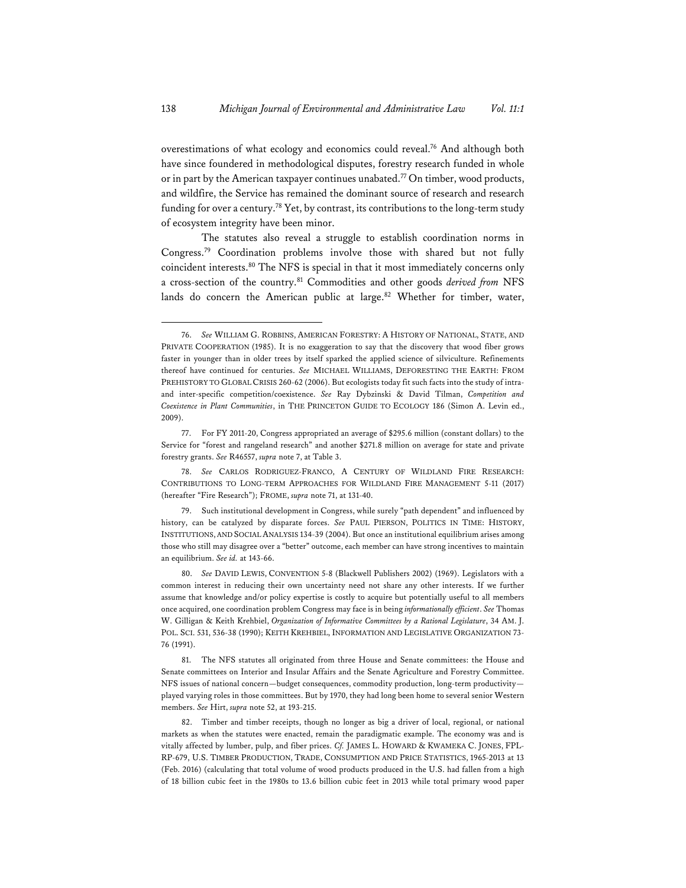overestimations of what ecology and economics could reveal.[76] And although both have since foundered in methodological disputes, forestry research funded in whole or in part by the American taxpayer continues unabated.[77] On timber, wood products, and wildfire, the Service has remained the dominant source of research and research funding for over a century.[78] Yet, by contrast, its contributions to the long-term study of ecosystem integrity have been minor.

The statutes also reveal a struggle to establish coordination norms in Congress.[79] Coordination problems involve those with shared but not fully coincident interests.[80] The NFS is special in that it most immediately concerns only a cross-section of the country.[81] Commodities and other goods *derived from* NFS lands do concern the American public at large.[82] Whether for timber, water,

---

76. *See* WILLIAM G. ROBBINS, AMERICAN FORESTRY: A HISTORY OF NATIONAL, STATE, AND PRIVATE COOPERATION (1985). It is no exaggeration to say that the discovery that wood fiber grows faster in younger than in older trees by itself sparked the applied science of silviculture. Refinements thereof have continued for centuries. *See* MICHAEL WILLIAMS, DEFORESTING THE EARTH: FROM PREHISTORY TO GLOBAL CRISIS 260-62 (2006). But ecologists today fit such facts into the study of intra- and inter-specific competition/coexistence. *See* Ray Dybzinski & David Tilman, *Competition and Coexistence in Plant Communities*, in THE PRINCETON GUIDE TO ECOLOGY 186 (Simon A. Levin ed., 2009).

77. For FY 2011-20, Congress appropriated an average of $295.6 million (constant dollars) to the Service for "forest and rangeland research" and another $271.8 million on average for state and private forestry grants. *See* R46557, *supra* note 7, at Table 3.

78. *See* CARLOS RODRIGUEZ-FRANCO, A CENTURY OF WILDLAND FIRE RESEARCH: CONTRIBUTIONS TO LONG-TERM APPROACHES FOR WILDLAND FIRE MANAGEMENT 5-11 (2017) (hereafter "Fire Research"); FROME, *supra* note 71, at 131-40.

79. Such institutional development in Congress, while surely "path dependent" and influenced by history, can be catalyzed by disparate forces. *See* PAUL PIERSON, POLITICS IN TIME: HISTORY, INSTITUTIONS, AND SOCIAL ANALYSIS 134-39 (2004). But once an institutional equilibrium arises among those who still may disagree over a "better" outcome, each member can have strong incentives to maintain an equilibrium. *See id.* at 143-66.

80. *See* DAVID LEWIS, CONVENTION 5-8 (Blackwell Publishers 2002) (1969). Legislators with a common interest in reducing their own uncertainty need not share any other interests. If we further assume that knowledge and/or policy expertise is costly to acquire but potentially useful to all members once acquired, one coordination problem Congress may face is in being *informationally efficient*. *See* Thomas W. Gilligan & Keith Krehbiel, *Organization of Informative Committees by a Rational Legislature*, 34 AM. J. POL. SCI. 531, 536-38 (1990); KEITH KREHBIEL, INFORMATION AND LEGISLATIVE ORGANIZATION 73-76 (1991).

81. The NFS statutes all originated from three House and Senate committees: the House and Senate committees on Interior and Insular Affairs and the Senate Agriculture and Forestry Committee. NFS issues of national concern—budget consequences, commodity production, long-term productivity—played varying roles in those committees. But by 1970, they had long been home to several senior Western members. *See* Hirt, *supra* note 52, at 193-215.

82. Timber and timber receipts, though no longer as big a driver of local, regional, or national markets as when the statutes were enacted, remain the paradigmatic example. The economy was and is vitally affected by lumber, pulp, and fiber prices. *Cf.* JAMES L. HOWARD & KWAMEKA C. JONES, FPL-RP-679, U.S. TIMBER PRODUCTION, TRADE, CONSUMPTION AND PRICE STATISTICS, 1965-2013 at 13 (Feb. 2016) (calculating that total volume of wood products produced in the U.S. had fallen from a high of 18 billion cubic feet in the 1980s to 13.6 billion cubic feet in 2013 while total primary wood paper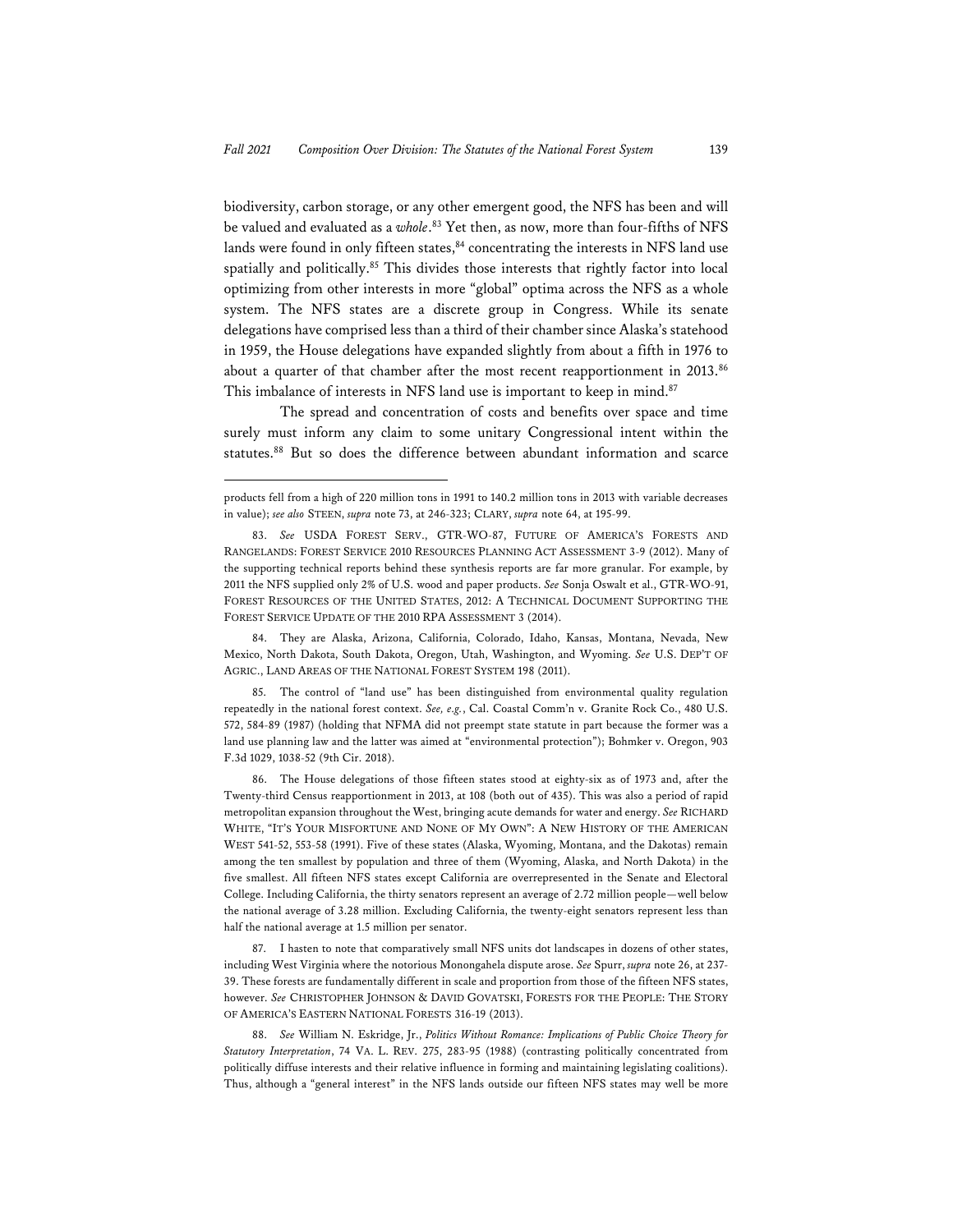biodiversity, carbon storage, or any other emergent good, the NFS has been and will be valued and evaluated as a *whole*.[83] Yet then, as now, more than four-fifths of NFS lands were found in only fifteen states,[84] concentrating the interests in NFS land use spatially and politically.[85] This divides those interests that rightly factor into local optimizing from other interests in more "global" optima across the NFS as a whole system. The NFS states are a discrete group in Congress. While its senate delegations have comprised less than a third of their chamber since Alaska's statehood in 1959, the House delegations have expanded slightly from about a fifth in 1976 to about a quarter of that chamber after the most recent reapportionment in 2013.[86] This imbalance of interests in NFS land use is important to keep in mind.[87]

The spread and concentration of costs and benefits over space and time surely must inform any claim to some unitary Congressional intent within the statutes.[88] But so does the difference between abundant information and scarce

---

products fell from a high of 220 million tons in 1991 to 140.2 million tons in 2013 with variable decreases in value); *see also* STEEN, *supra* note 73, at 246-323; CLARY, *supra* note 64, at 195-99.

83. *See* USDA FOREST SERV., GTR-WO-87, FUTURE OF AMERICA'S FORESTS AND RANGELANDS: FOREST SERVICE 2010 RESOURCES PLANNING ACT ASSESSMENT 3-9 (2012). Many of the supporting technical reports behind these synthesis reports are far more granular. For example, by 2011 the NFS supplied only 2% of U.S. wood and paper products. *See* Sonja Oswalt et al., GTR-WO-91, FOREST RESOURCES OF THE UNITED STATES, 2012: A TECHNICAL DOCUMENT SUPPORTING THE FOREST SERVICE UPDATE OF THE 2010 RPA ASSESSMENT 3 (2014).

84. They are Alaska, Arizona, California, Colorado, Idaho, Kansas, Montana, Nevada, New Mexico, North Dakota, South Dakota, Oregon, Utah, Washington, and Wyoming. *See* U.S. DEP'T OF AGRIC., LAND AREAS OF THE NATIONAL FOREST SYSTEM 198 (2011).

85. The control of "land use" has been distinguished from environmental quality regulation repeatedly in the national forest context. *See, e.g.*, Cal. Coastal Comm'n v. Granite Rock Co., 480 U.S. 572, 584-89 (1987) (holding that NFMA did not preempt state statute in part because the former was a land use planning law and the latter was aimed at "environmental protection"); Bohmker v. Oregon, 903 F.3d 1029, 1038-52 (9th Cir. 2018).

86. The House delegations of those fifteen states stood at eighty-six as of 1973 and, after the Twenty-third Census reapportionment in 2013, at 108 (both out of 435). This was also a period of rapid metropolitan expansion throughout the West, bringing acute demands for water and energy. *See* RICHARD WHITE, "IT'S YOUR MISFORTUNE AND NONE OF MY OWN": A NEW HISTORY OF THE AMERICAN WEST 541-52, 553-58 (1991). Five of these states (Alaska, Wyoming, Montana, and the Dakotas) remain among the ten smallest by population and three of them (Wyoming, Alaska, and North Dakota) in the five smallest. All fifteen NFS states except California are overrepresented in the Senate and Electoral College. Including California, the thirty senators represent an average of 2.72 million people—well below the national average of 3.28 million. Excluding California, the twenty-eight senators represent less than half the national average at 1.5 million per senator.

87. I hasten to note that comparatively small NFS units dot landscapes in dozens of other states, including West Virginia where the notorious Monongahela dispute arose. *See* Spurr, *supra* note 26, at 237-39. These forests are fundamentally different in scale and proportion from those of the fifteen NFS states, however. *See* CHRISTOPHER JOHNSON & DAVID GOVATSKI, FORESTS FOR THE PEOPLE: THE STORY OF AMERICA'S EASTERN NATIONAL FORESTS 316-19 (2013).

88. *See* William N. Eskridge, Jr., *Politics Without Romance: Implications of Public Choice Theory for Statutory Interpretation*, 74 VA. L. REV. 275, 283-95 (1988) (contrasting politically concentrated from politically diffuse interests and their relative influence in forming and maintaining legislating coalitions). Thus, although a "general interest" in the NFS lands outside our fifteen NFS states may well be more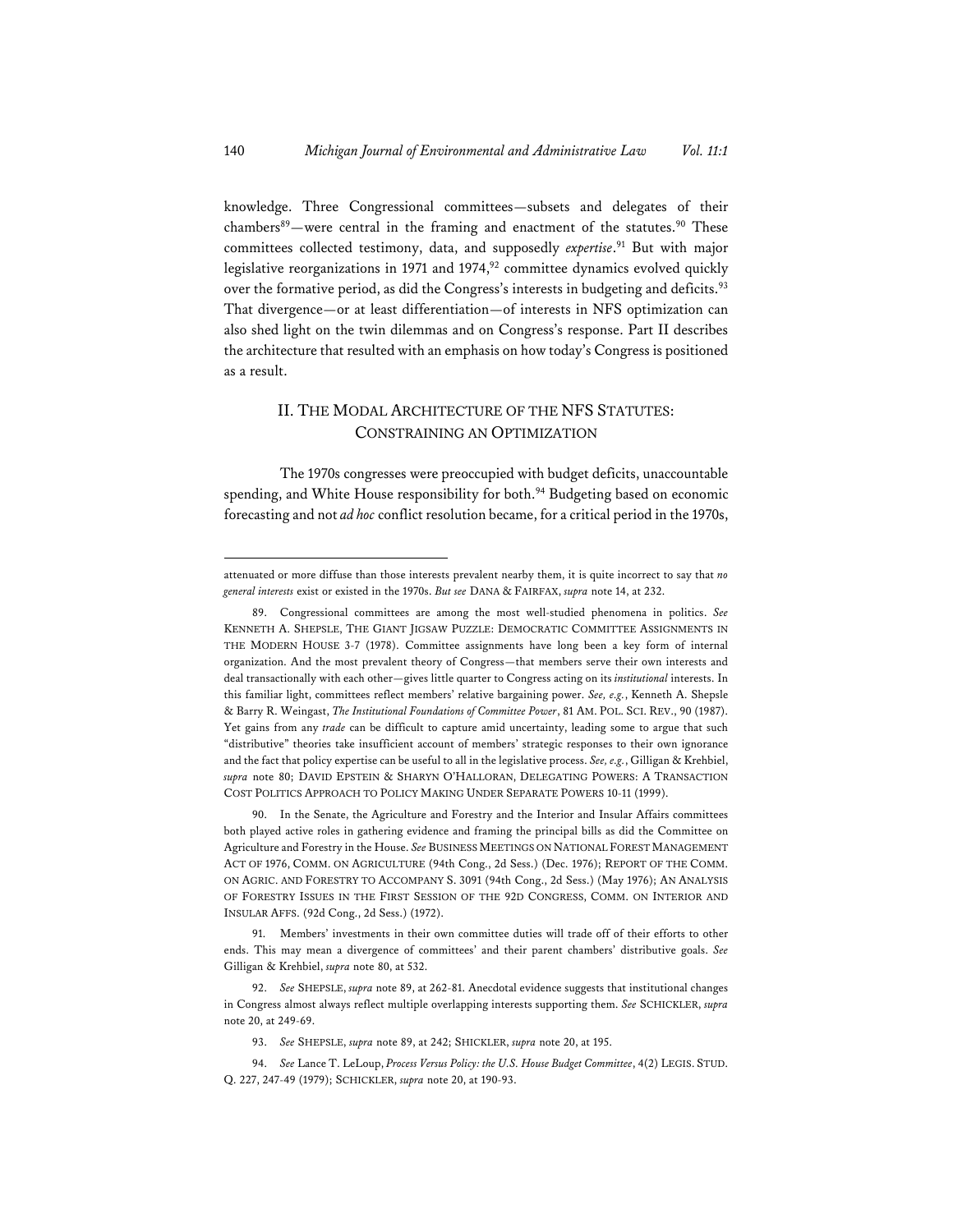knowledge. Three Congressional committees—subsets and delegates of their chambers[89]—were central in the framing and enactment of the statutes.[90] These committees collected testimony, data, and supposedly *expertise*.[91] But with major legislative reorganizations in 1971 and 1974,[92] committee dynamics evolved quickly over the formative period, as did the Congress's interests in budgeting and deficits.[93] That divergence—or at least differentiation—of interests in NFS optimization can also shed light on the twin dilemmas and on Congress's response. Part II describes the architecture that resulted with an emphasis on how today's Congress is positioned as a result.

## II. THE MODAL ARCHITECTURE OF THE NFS STATUTES: CONSTRAINING AN OPTIMIZATION

The 1970s congresses were preoccupied with budget deficits, unaccountable spending, and White House responsibility for both.[94] Budgeting based on economic forecasting and not *ad hoc* conflict resolution became, for a critical period in the 1970s,

---

attenuated or more diffuse than those interests prevalent nearby them, it is quite incorrect to say that *no general interests* exist or existed in the 1970s. *But see* DANA & FAIRFAX, *supra* note 14, at 232.

89. Congressional committees are among the most well-studied phenomena in politics. *See* KENNETH A. SHEPSLE, THE GIANT JIGSAW PUZZLE: DEMOCRATIC COMMITTEE ASSIGNMENTS IN THE MODERN HOUSE 3-7 (1978). Committee assignments have long been a key form of internal organization. And the most prevalent theory of Congress—that members serve their own interests and deal transactionally with each other—gives little quarter to Congress acting on its *institutional* interests. In this familiar light, committees reflect members' relative bargaining power. *See, e.g.*, Kenneth A. Shepsle & Barry R. Weingast, *The Institutional Foundations of Committee Power*, 81 AM. POL. SCI. REV., 90 (1987). Yet gains from any *trade* can be difficult to capture amid uncertainty, leading some to argue that such "distributive" theories take insufficient account of members' strategic responses to their own ignorance and the fact that policy expertise can be useful to all in the legislative process. *See, e.g.*, Gilligan & Krehbiel, *supra* note 80; DAVID EPSTEIN & SHARYN O'HALLORAN, DELEGATING POWERS: A TRANSACTION COST POLITICS APPROACH TO POLICY MAKING UNDER SEPARATE POWERS 10-11 (1999).

90. In the Senate, the Agriculture and Forestry and the Interior and Insular Affairs committees both played active roles in gathering evidence and framing the principal bills as did the Committee on Agriculture and Forestry in the House. *See* BUSINESS MEETINGS ON NATIONAL FOREST MANAGEMENT ACT OF 1976, COMM. ON AGRICULTURE (94th Cong., 2d Sess.) (Dec. 1976); REPORT OF THE COMM. ON AGRIC. AND FORESTRY TO ACCOMPANY S. 3091 (94th Cong., 2d Sess.) (May 1976); AN ANALYSIS OF FORESTRY ISSUES IN THE FIRST SESSION OF THE 92D CONGRESS, COMM. ON INTERIOR AND INSULAR AFFS. (92d Cong., 2d Sess.) (1972).

91. Members' investments in their own committee duties will trade off of their efforts to other ends. This may mean a divergence of committees' and their parent chambers' distributive goals. *See* Gilligan & Krehbiel, *supra* note 80, at 532.

92. *See* SHEPSLE, *supra* note 89, at 262-81. Anecdotal evidence suggests that institutional changes in Congress almost always reflect multiple overlapping interests supporting them. *See* SCHICKLER, *supra* note 20, at 249-69.

93. *See* SHEPSLE, *supra* note 89, at 242; SHICKLER, *supra* note 20, at 195.

94. *See* Lance T. LeLoup, *Process Versus Policy: the U.S. House Budget Committee*, 4(2) LEGIS. STUD. Q. 227, 247-49 (1979); SCHICKLER, *supra* note 20, at 190-93.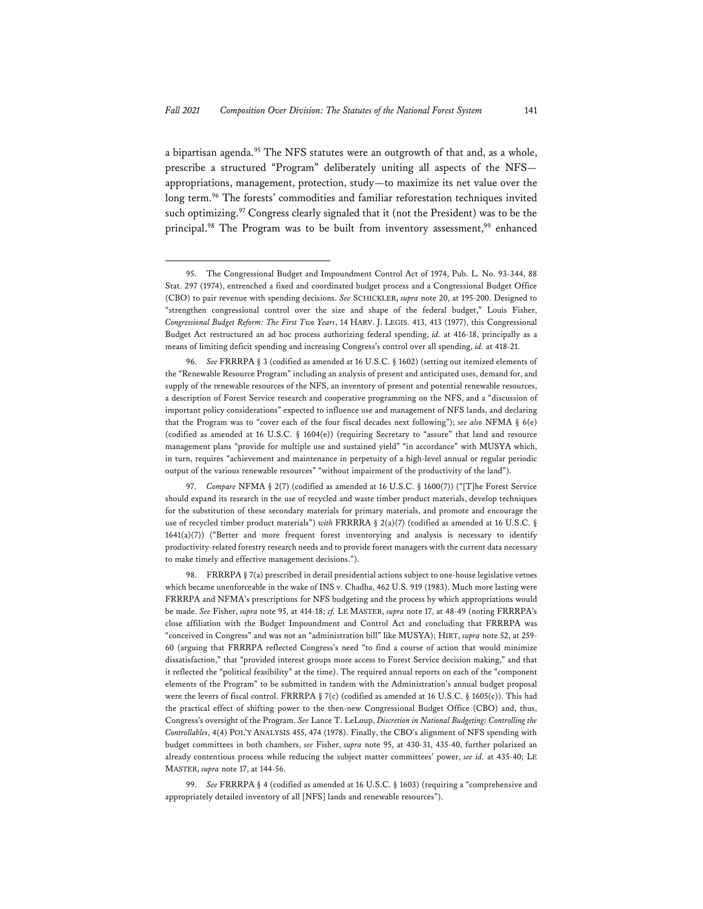a bipartisan agenda.[95] The NFS statutes were an outgrowth of that and, as a whole, prescribe a structured "Program" deliberately uniting all aspects of the NFS—appropriations, management, protection, study—to maximize its net value over the long term.[96] The forests' commodities and familiar reforestation techniques invited such optimizing.[97] Congress clearly signaled that it (not the President) was to be the principal.[98] The Program was to be built from inventory assessment,[99] enhanced

---

95. The Congressional Budget and Impoundment Control Act of 1974, Pub. L. No. 93-344, 88 Stat. 297 (1974), entrenched a fixed and coordinated budget process and a Congressional Budget Office (CBO) to pair revenue with spending decisions. *See* SCHICKLER, *supra* note 20, at 195-200. Designed to "strengthen congressional control over the size and shape of the federal budget," Louis Fisher, *Congressional Budget Reform: The First Two Years*, 14 HARV. J. LEGIS. 413, 413 (1977), this Congressional Budget Act restructured an ad hoc process authorizing federal spending, *id.* at 416-18, principally as a means of limiting deficit spending and increasing Congress's control over all spending, *id.* at 418-21.

96. *See* FRRRPA § 3 (codified as amended at 16 U.S.C. § 1602) (setting out itemized elements of the "Renewable Resource Program" including an analysis of present and anticipated uses, demand for, and supply of the renewable resources of the NFS, an inventory of present and potential renewable resources, a description of Forest Service research and cooperative programming on the NFS, and a "discussion of important policy considerations" expected to influence use and management of NFS lands, and declaring that the Program was to "cover each of the four fiscal decades next following"); *see also* NFMA § 6(e) (codified as amended at 16 U.S.C. § 1604(e)) (requiring Secretary to "assure" that land and resource management plans "provide for multiple use and sustained yield" "in accordance" with MUSYA which, in turn, requires "achievement and maintenance in perpetuity of a high-level annual or regular periodic output of the various renewable resources" "without impairment of the productivity of the land").

97. *Compare* NFMA § 2(7) (codified as amended at 16 U.S.C. § 1600(7)) ("[T]he Forest Service should expand its research in the use of recycled and waste timber product materials, develop techniques for the substitution of these secondary materials for primary materials, and promote and encourage the use of recycled timber product materials") *with* FRRRRA § 2(a)(7) (codified as amended at 16 U.S.C. § 1641(a)(7)) ("Better and more frequent forest inventorying and analysis is necessary to identify productivity-related forestry research needs and to provide forest managers with the current data necessary to make timely and effective management decisions.").

98. FRRRPA § 7(a) prescribed in detail presidential actions subject to one-house legislative vetoes which became unenforceable in the wake of INS v. Chadha, 462 U.S. 919 (1983). Much more lasting were FRRRPA and NFMA's prescriptions for NFS budgeting and the process by which appropriations would be made. *See* Fisher, *supra* note 95, at 414-18; *cf.* LE MASTER, *supra* note 17, at 48-49 (noting FRRRPA's close affiliation with the Budget Impoundment and Control Act and concluding that FRRRPA was "conceived in Congress" and was not an "administration bill" like MUSYA); HIRT, *supra* note 52, at 259-60 (arguing that FRRRPA reflected Congress's need "to find a course of action that would minimize dissatisfaction," that "provided interest groups more access to Forest Service decision making," and that it reflected the "political feasibility" at the time). The required annual reports on each of the "component elements of the Program" to be submitted in tandem with the Administration's annual budget proposal were the levers of fiscal control. FRRRPA § 7(c) (codified as amended at 16 U.S.C. § 1605(c)). This had the practical effect of shifting power to the then-new Congressional Budget Office (CBO) and, thus, Congress's oversight of the Program. *See* Lance T. LeLoup, *Discretion in National Budgeting: Controlling the Controllables*, 4(4) POL'Y ANALYSIS 455, 474 (1978). Finally, the CBO's alignment of NFS spending with budget committees in both chambers, *see* Fisher, *supra* note 95, at 430-31, 435-40, further polarized an already contentious process while reducing the subject matter committees' power, *see id.* at 435-40; LE MASTER, *supra* note 17, at 144-56.

99. *See* FRRRPA § 4 (codified as amended at 16 U.S.C. § 1603) (requiring a "comprehensive and appropriately detailed inventory of all [NFS] lands and renewable resources").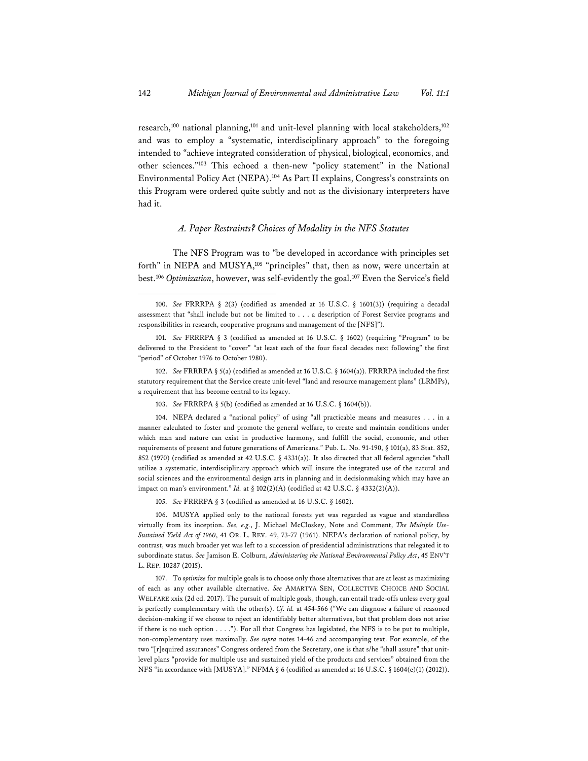research,[100] national planning,[101] and unit-level planning with local stakeholders,[102] and was to employ a "systematic, interdisciplinary approach" to the foregoing intended to "achieve integrated consideration of physical, biological, economics, and other sciences."[103] This echoed a then-new "policy statement" in the National Environmental Policy Act (NEPA).[104] As Part II explains, Congress's constraints on this Program were ordered quite subtly and not as the divisionary interpreters have had it.

### *A. Paper Restraints? Choices of Modality in the NFS Statutes*

The NFS Program was to "be developed in accordance with principles set forth" in NEPA and MUSYA,[105] "principles" that, then as now, were uncertain at best.[106] *Optimization*, however, was self-evidently the goal.[107] Even the Service's field

---

100. *See* FRRRPA § 2(3) (codified as amended at 16 U.S.C. § 1601(3)) (requiring a decadal assessment that "shall include but not be limited to . . . a description of Forest Service programs and responsibilities in research, cooperative programs and management of the [NFS]").

101. *See* FRRRPA § 3 (codified as amended at 16 U.S.C. § 1602) (requiring "Program" to be delivered to the President to "cover" "at least each of the four fiscal decades next following" the first "period" of October 1976 to October 1980).

102. *See* FRRRPA § 5(a) (codified as amended at 16 U.S.C. § 1604(a)). FRRRPA included the first statutory requirement that the Service create unit-level "land and resource management plans" (LRMPs), a requirement that has become central to its legacy.

103. *See* FRRRPA § 5(b) (codified as amended at 16 U.S.C. § 1604(b)).

104. NEPA declared a "national policy" of using "all practicable means and measures . . . in a manner calculated to foster and promote the general welfare, to create and maintain conditions under which man and nature can exist in productive harmony, and fulfill the social, economic, and other requirements of present and future generations of Americans." Pub. L. No. 91-190, § 101(a), 83 Stat. 852, 852 (1970) (codified as amended at 42 U.S.C. § 4331(a)). It also directed that all federal agencies "shall utilize a systematic, interdisciplinary approach which will insure the integrated use of the natural and social sciences and the environmental design arts in planning and in decisionmaking which may have an impact on man's environment." *Id.* at § 102(2)(A) (codified at 42 U.S.C. § 4332(2)(A)).

105. *See* FRRRPA § 3 (codified as amended at 16 U.S.C. § 1602).

106. MUSYA applied only to the national forests yet was regarded as vague and standardless virtually from its inception. *See, e.g.*, J. Michael McCloskey, Note and Comment, *The Multiple Use-Sustained Yield Act of 1960*, 41 OR. L. REV. 49, 73-77 (1961). NEPA's declaration of national policy, by contrast, was much broader yet was left to a succession of presidential administrations that relegated it to subordinate status. *See* Jamison E. Colburn, *Administering the National Environmental Policy Act*, 45 ENV'T L. REP. 10287 (2015).

107. To *optimize* for multiple goals is to choose only those alternatives that are at least as maximizing of each as any other available alternative. *See* AMARTYA SEN, COLLECTIVE CHOICE AND SOCIAL WELFARE xxix (2d ed. 2017). The pursuit of multiple goals, though, can entail trade-offs unless every goal is perfectly complementary with the other(s). *Cf. id.* at 454-566 ("We can diagnose a failure of reasoned decision-making if we choose to reject an identifiably better alternatives, but that problem does not arise if there is no such option . . . ."). For all that Congress has legislated, the NFS is to be put to multiple, non-complementary uses maximally. *See supra* notes 14-46 and accompanying text. For example, of the two "[r]equired assurances" Congress ordered from the Secretary, one is that s/he "shall assure" that unit-level plans "provide for multiple use and sustained yield of the products and services" obtained from the NFS "in accordance with [MUSYA]." NFMA § 6 (codified as amended at 16 U.S.C. § 1604(e)(1) (2012)).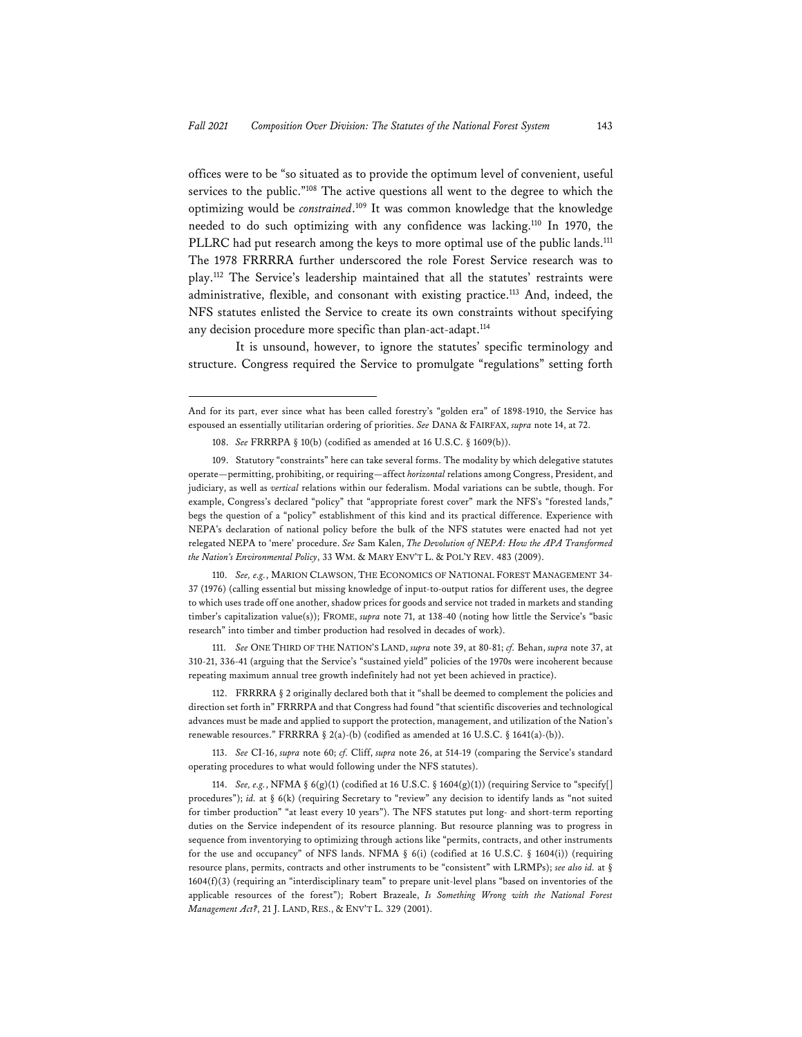offices were to be "so situated as to provide the optimum level of convenient, useful services to the public."[108] The active questions all went to the degree to which the optimizing would be *constrained*.[109] It was common knowledge that the knowledge needed to do such optimizing with any confidence was lacking.[110] In 1970, the PLLRC had put research among the keys to more optimal use of the public lands.[111] The 1978 FRRRRA further underscored the role Forest Service research was to play.[112] The Service's leadership maintained that all the statutes' restraints were administrative, flexible, and consonant with existing practice.[113] And, indeed, the NFS statutes enlisted the Service to create its own constraints without specifying any decision procedure more specific than plan-act-adapt.[114]

It is unsound, however, to ignore the statutes' specific terminology and structure. Congress required the Service to promulgate "regulations" setting forth

---

And for its part, ever since what has been called forestry's "golden era" of 1898-1910, the Service has espoused an essentially utilitarian ordering of priorities. *See* DANA & FAIRFAX, *supra* note 14, at 72.

108. *See* FRRRPA § 10(b) (codified as amended at 16 U.S.C. § 1609(b)).

109. Statutory "constraints" here can take several forms. The modality by which delegative statutes operate—permitting, prohibiting, or requiring—affect *horizontal* relations among Congress, President, and judiciary, as well as *vertical* relations within our federalism. Modal variations can be subtle, though. For example, Congress's declared "policy" that "appropriate forest cover" mark the NFS's "forested lands," begs the question of a "policy" establishment of this kind and its practical difference. Experience with NEPA's declaration of national policy before the bulk of the NFS statutes were enacted had not yet relegated NEPA to 'mere' procedure. *See* Sam Kalen, *The Devolution of NEPA: How the APA Transformed the Nation's Environmental Policy*, 33 WM. & MARY ENV'T L. & POL'Y REV. 483 (2009).

110. *See, e.g.*, MARION CLAWSON, THE ECONOMICS OF NATIONAL FOREST MANAGEMENT 34-37 (1976) (calling essential but missing knowledge of input-to-output ratios for different uses, the degree to which uses trade off one another, shadow prices for goods and service not traded in markets and standing timber's capitalization value(s)); FROME, *supra* note 71, at 138-40 (noting how little the Service's "basic research" into timber and timber production had resolved in decades of work).

111. *See* ONE THIRD OF THE NATION'S LAND, *supra* note 39, at 80-81; *cf.* Behan, *supra* note 37, at 310-21, 336-41 (arguing that the Service's "sustained yield" policies of the 1970s were incoherent because repeating maximum annual tree growth indefinitely had not yet been achieved in practice).

112. FRRRRA § 2 originally declared both that it "shall be deemed to complement the policies and direction set forth in" FRRRPA and that Congress had found "that scientific discoveries and technological advances must be made and applied to support the protection, management, and utilization of the Nation's renewable resources." FRRRRA § 2(a)-(b) (codified as amended at 16 U.S.C. § 1641(a)-(b)).

113. *See* CI-16, *supra* note 60; *cf.* Cliff, *supra* note 26, at 514-19 (comparing the Service's standard operating procedures to what would following under the NFS statutes).

114. *See, e.g.*, NFMA § 6(g)(1) (codified at 16 U.S.C. § 1604(g)(1)) (requiring Service to "specify[] procedures"); *id.* at § 6(k) (requiring Secretary to "review" any decision to identify lands as "not suited for timber production" "at least every 10 years"). The NFS statutes put long- and short-term reporting duties on the Service independent of its resource planning. But resource planning was to progress in sequence from inventorying to optimizing through actions like "permits, contracts, and other instruments for the use and occupancy" of NFS lands. NFMA § 6(i) (codified at 16 U.S.C. § 1604(i)) (requiring resource plans, permits, contracts and other instruments to be "consistent" with LRMPs); *see also id.* at § 1604(f)(3) (requiring an "interdisciplinary team" to prepare unit-level plans "based on inventories of the applicable resources of the forest"); Robert Brazeale, *Is Something Wrong with the National Forest Management Act?*, 21 J. LAND, RES., & ENV'T L. 329 (2001).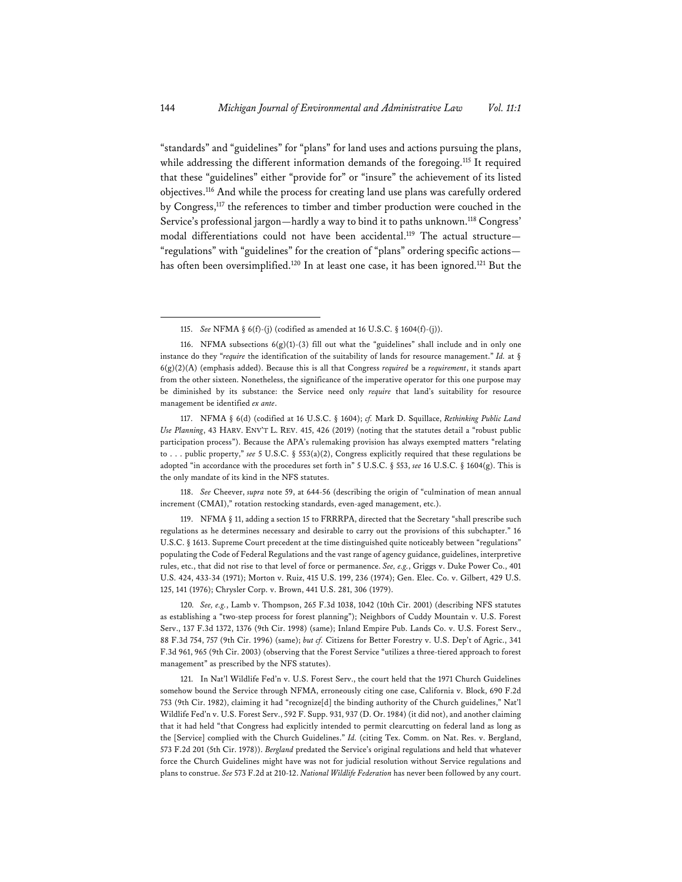"standards" and "guidelines" for "plans" for land uses and actions pursuing the plans, while addressing the different information demands of the foregoing.[115] It required that these "guidelines" either "provide for" or "insure" the achievement of its listed objectives.[116] And while the process for creating land use plans was carefully ordered by Congress,[117] the references to timber and timber production were couched in the Service's professional jargon—hardly a way to bind it to paths unknown.[118] Congress' modal differentiations could not have been accidental.[119] The actual structure—"regulations" with "guidelines" for the creation of "plans" ordering specific actions—has often been oversimplified.[120] In at least one case, it has been ignored.[121] But the

---

115. *See* NFMA § 6(f)-(j) (codified as amended at 16 U.S.C. § 1604(f)-(j)).

116. NFMA subsections 6(g)(1)-(3) fill out what the "guidelines" shall include and in only one instance do they "*require* the identification of the suitability of lands for resource management." *Id.* at § 6(g)(2)(A) (emphasis added). Because this is all that Congress *required* be a *requirement*, it stands apart from the other sixteen. Nonetheless, the significance of the imperative operator for this one purpose may be diminished by its substance: the Service need only *require* that land's suitability for resource management be identified *ex ante*.

117. NFMA § 6(d) (codified at 16 U.S.C. § 1604); *cf.* Mark D. Squillace, *Rethinking Public Land Use Planning*, 43 HARV. ENV'T L. REV. 415, 426 (2019) (noting that the statutes detail a "robust public participation process"). Because the APA's rulemaking provision has always exempted matters "relating to . . . public property," *see* 5 U.S.C. § 553(a)(2), Congress explicitly required that these regulations be adopted "in accordance with the procedures set forth in" 5 U.S.C. § 553, *see* 16 U.S.C. § 1604(g). This is the only mandate of its kind in the NFS statutes.

118. *See* Cheever, *supra* note 59, at 644-56 (describing the origin of "culmination of mean annual increment (CMAI)," rotation restocking standards, even-aged management, etc.).

119. NFMA § 11, adding a section 15 to FRRRPA, directed that the Secretary "shall prescribe such regulations as he determines necessary and desirable to carry out the provisions of this subchapter." 16 U.S.C. § 1613. Supreme Court precedent at the time distinguished quite noticeably between "regulations" populating the Code of Federal Regulations and the vast range of agency guidance, guidelines, interpretive rules, etc., that did not rise to that level of force or permanence. *See, e.g.*, Griggs v. Duke Power Co., 401 U.S. 424, 433-34 (1971); Morton v. Ruiz, 415 U.S. 199, 236 (1974); Gen. Elec. Co. v. Gilbert, 429 U.S. 125, 141 (1976); Chrysler Corp. v. Brown, 441 U.S. 281, 306 (1979).

120. *See, e.g.*, Lamb v. Thompson, 265 F.3d 1038, 1042 (10th Cir. 2001) (describing NFS statutes as establishing a "two-step process for forest planning"); Neighbors of Cuddy Mountain v. U.S. Forest Serv., 137 F.3d 1372, 1376 (9th Cir. 1998) (same); Inland Empire Pub. Lands Co. v. U.S. Forest Serv., 88 F.3d 754, 757 (9th Cir. 1996) (same); *but cf.* Citizens for Better Forestry v. U.S. Dep't of Agric., 341 F.3d 961, 965 (9th Cir. 2003) (observing that the Forest Service "utilizes a three-tiered approach to forest management" as prescribed by the NFS statutes).

121. In Nat'l Wildlife Fed'n v. U.S. Forest Serv., the court held that the 1971 Church Guidelines somehow bound the Service through NFMA, erroneously citing one case, California v. Block, 690 F.2d 753 (9th Cir. 1982), claiming it had "recognize[d] the binding authority of the Church guidelines," Nat'l Wildlife Fed'n v. U.S. Forest Serv., 592 F. Supp. 931, 937 (D. Or. 1984) (it did not), and another claiming that it had held "that Congress had explicitly intended to permit clearcutting on federal land as long as the [Service] complied with the Church Guidelines." *Id.* (citing Tex. Comm. on Nat. Res. v. Bergland, 573 F.2d 201 (5th Cir. 1978)). *Bergland* predated the Service's original regulations and held that whatever force the Church Guidelines might have was not for judicial resolution without Service regulations and plans to construe. *See* 573 F.2d at 210-12. *National Wildlife Federation* has never been followed by any court.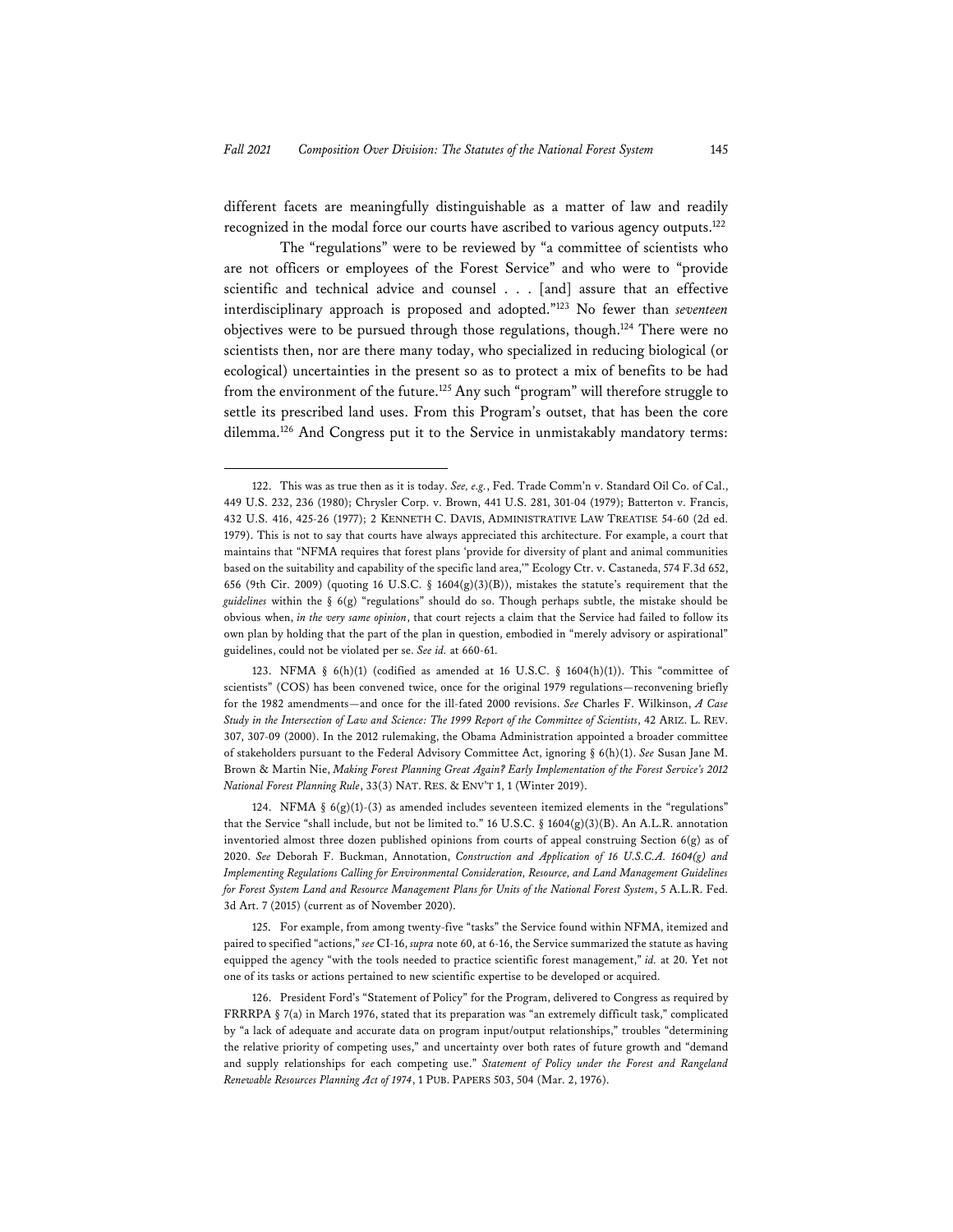different facets are meaningfully distinguishable as a matter of law and readily recognized in the modal force our courts have ascribed to various agency outputs.[122]

The "regulations" were to be reviewed by "a committee of scientists who are not officers or employees of the Forest Service" and who were to "provide scientific and technical advice and counsel . . . [and] assure that an effective interdisciplinary approach is proposed and adopted."[123] No fewer than *seventeen* objectives were to be pursued through those regulations, though.[124] There were no scientists then, nor are there many today, who specialized in reducing biological (or ecological) uncertainties in the present so as to protect a mix of benefits to be had from the environment of the future.[125] Any such "program" will therefore struggle to settle its prescribed land uses. From this Program's outset, that has been the core dilemma.[126] And Congress put it to the Service in unmistakably mandatory terms:

---

122. This was as true then as it is today. *See, e.g.*, Fed. Trade Comm'n v. Standard Oil Co. of Cal., 449 U.S. 232, 236 (1980); Chrysler Corp. v. Brown, 441 U.S. 281, 301-04 (1979); Batterton v. Francis, 432 U.S. 416, 425-26 (1977); 2 KENNETH C. DAVIS, ADMINISTRATIVE LAW TREATISE 54-60 (2d ed. 1979). This is not to say that courts have always appreciated this architecture. For example, a court that maintains that "NFMA requires that forest plans 'provide for diversity of plant and animal communities based on the suitability and capability of the specific land area,'" Ecology Ctr. v. Castaneda, 574 F.3d 652, 656 (9th Cir. 2009) (quoting 16 U.S.C. § 1604(g)(3)(B)), mistakes the statute's requirement that the *guidelines* within the § 6(g) "regulations" should do so. Though perhaps subtle, the mistake should be obvious when, *in the very same opinion*, that court rejects a claim that the Service had failed to follow its own plan by holding that the part of the plan in question, embodied in "merely advisory or aspirational" guidelines, could not be violated per se. *See id.* at 660-61.

123. NFMA § 6(h)(1) (codified as amended at 16 U.S.C. § 1604(h)(1)). This "committee of scientists" (COS) has been convened twice, once for the original 1979 regulations—reconvening briefly for the 1982 amendments—and once for the ill-fated 2000 revisions. *See* Charles F. Wilkinson, *A Case Study in the Intersection of Law and Science: The 1999 Report of the Committee of Scientists*, 42 ARIZ. L. REV. 307, 307-09 (2000). In the 2012 rulemaking, the Obama Administration appointed a broader committee of stakeholders pursuant to the Federal Advisory Committee Act, ignoring § 6(h)(1). *See* Susan Jane M. Brown & Martin Nie, *Making Forest Planning Great Again? Early Implementation of the Forest Service's 2012 National Forest Planning Rule*, 33(3) NAT. RES. & ENV'T 1, 1 (Winter 2019).

124. NFMA § 6(g)(1)-(3) as amended includes seventeen itemized elements in the "regulations" that the Service "shall include, but not be limited to." 16 U.S.C. § 1604(g)(3)(B). An A.L.R. annotation inventoried almost three dozen published opinions from courts of appeal construing Section 6(g) as of 2020. *See* Deborah F. Buckman, Annotation, *Construction and Application of 16 U.S.C.A. 1604(g) and Implementing Regulations Calling for Environmental Consideration, Resource, and Land Management Guidelines for Forest System Land and Resource Management Plans for Units of the National Forest System*, 5 A.L.R. Fed. 3d Art. 7 (2015) (current as of November 2020).

125. For example, from among twenty-five "tasks" the Service found within NFMA, itemized and paired to specified "actions," *see* CI-16, *supra* note 60, at 6-16, the Service summarized the statute as having equipped the agency "with the tools needed to practice scientific forest management," *id.* at 20. Yet not one of its tasks or actions pertained to new scientific expertise to be developed or acquired.

126. President Ford's "Statement of Policy" for the Program, delivered to Congress as required by FRRRPA § 7(a) in March 1976, stated that its preparation was "an extremely difficult task," complicated by "a lack of adequate and accurate data on program input/output relationships," troubles "determining the relative priority of competing uses," and uncertainty over both rates of future growth and "demand and supply relationships for each competing use." *Statement of Policy under the Forest and Rangeland Renewable Resources Planning Act of 1974*, 1 PUB. PAPERS 503, 504 (Mar. 2, 1976).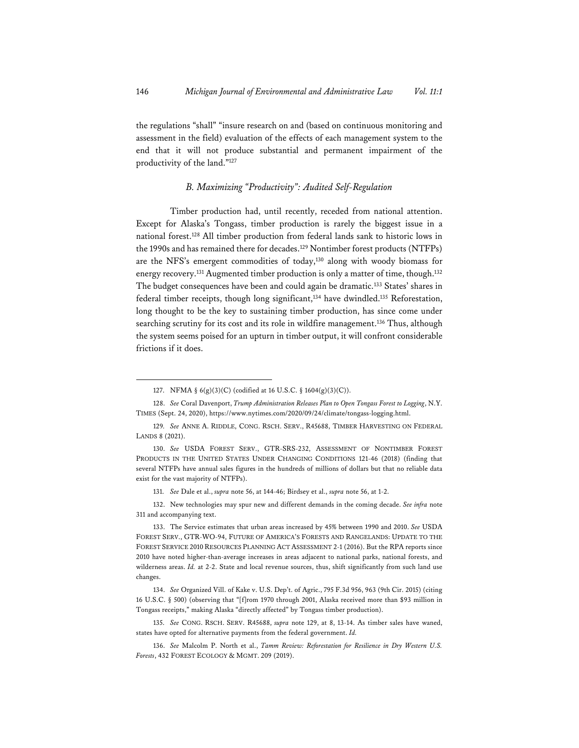the regulations "shall" "insure research on and (based on continuous monitoring and assessment in the field) evaluation of the effects of each management system to the end that it will not produce substantial and permanent impairment of the productivity of the land."[127]

### *B. Maximizing "Productivity": Audited Self-Regulation*

Timber production had, until recently, receded from national attention. Except for Alaska's Tongass, timber production is rarely the biggest issue in a national forest.[128] All timber production from federal lands sank to historic lows in the 1990s and has remained there for decades.[129] Nontimber forest products (NTFPs) are the NFS's emergent commodities of today,[130] along with woody biomass for energy recovery.[131] Augmented timber production is only a matter of time, though.[132] The budget consequences have been and could again be dramatic.[133] States' shares in federal timber receipts, though long significant,[134] have dwindled.[135] Reforestation, long thought to be the key to sustaining timber production, has since come under searching scrutiny for its cost and its role in wildfire management.[136] Thus, although the system seems poised for an upturn in timber output, it will confront considerable frictions if it does.

---

127. NFMA § 6(g)(3)(C) (codified at 16 U.S.C. § 1604(g)(3)(C)).

128. *See* Coral Davenport, *Trump Administration Releases Plan to Open Tongass Forest to Logging*, N.Y. TIMES (Sept. 24, 2020), https://www.nytimes.com/2020/09/24/climate/tongass-logging.html.

129. *See* ANNE A. RIDDLE, CONG. RSCH. SERV., R45688, TIMBER HARVESTING ON FEDERAL LANDS 8 (2021).

130. *See* USDA FOREST SERV., GTR-SRS-232, ASSESSMENT OF NONTIMBER FOREST PRODUCTS IN THE UNITED STATES UNDER CHANGING CONDITIONS 121-46 (2018) (finding that several NTFPs have annual sales figures in the hundreds of millions of dollars but that no reliable data exist for the vast majority of NTFPs).

131. *See* Dale et al., *supra* note 56, at 144-46; Birdsey et al., *supra* note 56, at 1-2.

132. New technologies may spur new and different demands in the coming decade. *See infra* note 311 and accompanying text.

133. The Service estimates that urban areas increased by 45% between 1990 and 2010. *See* USDA FOREST SERV., GTR-WO-94, FUTURE OF AMERICA'S FORESTS AND RANGELANDS: UPDATE TO THE FOREST SERVICE 2010 RESOURCES PLANNING ACT ASSESSMENT 2-1 (2016). But the RPA reports since 2010 have noted higher-than-average increases in areas adjacent to national parks, national forests, and wilderness areas. *Id.* at 2-2. State and local revenue sources, thus, shift significantly from such land use changes.

134. *See* Organized Vill. of Kake v. U.S. Dep't. of Agric., 795 F.3d 956, 963 (9th Cir. 2015) (citing 16 U.S.C. § 500) (observing that "[f]rom 1970 through 2001, Alaska received more than $93 million in Tongass receipts," making Alaska "directly affected" by Tongass timber production).

135. *See* CONG. RSCH. SERV. R45688, *supra* note 129, at 8, 13-14. As timber sales have waned, states have opted for alternative payments from the federal government. *Id.*

136. *See* Malcolm P. North et al., *Tamm Review: Reforestation for Resilience in Dry Western U.S. Forests*, 432 FOREST ECOLOGY & MGMT. 209 (2019).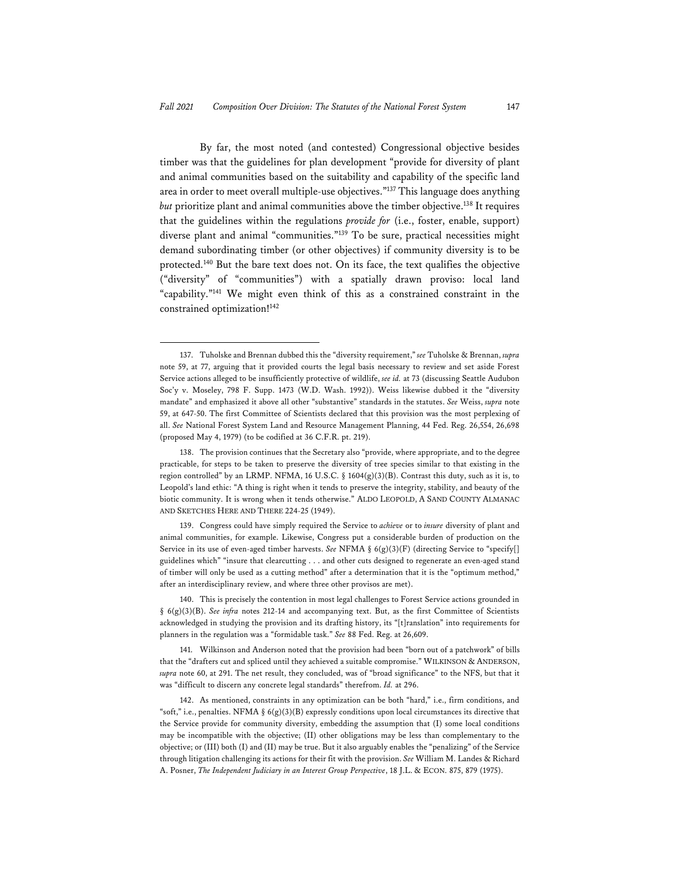By far, the most noted (and contested) Congressional objective besides timber was that the guidelines for plan development "provide for diversity of plant and animal communities based on the suitability and capability of the specific land area in order to meet overall multiple-use objectives."[137] This language does anything *but* prioritize plant and animal communities above the timber objective.[138] It requires that the guidelines within the regulations *provide for* (i.e., foster, enable, support) diverse plant and animal "communities."[139] To be sure, practical necessities might demand subordinating timber (or other objectives) if community diversity is to be protected.[140] But the bare text does not. On its face, the text qualifies the objective ("diversity" of "communities") with a spatially drawn proviso: local land "capability."[141] We might even think of this as a constrained constraint in the constrained optimization![142]

---

137. Tuholske and Brennan dubbed this the "diversity requirement," *see* Tuholske & Brennan, *supra* note 59, at 77, arguing that it provided courts the legal basis necessary to review and set aside Forest Service actions alleged to be insufficiently protective of wildlife, *see id.* at 73 (discussing Seattle Audubon Soc'y v. Moseley, 798 F. Supp. 1473 (W.D. Wash. 1992)). Weiss likewise dubbed it the "diversity mandate" and emphasized it above all other "substantive" standards in the statutes. *See* Weiss, *supra* note 59, at 647-50. The first Committee of Scientists declared that this provision was the most perplexing of all. *See* National Forest System Land and Resource Management Planning, 44 Fed. Reg. 26,554, 26,698 (proposed May 4, 1979) (to be codified at 36 C.F.R. pt. 219).

138. The provision continues that the Secretary also "provide, where appropriate, and to the degree practicable, for steps to be taken to preserve the diversity of tree species similar to that existing in the region controlled" by an LRMP. NFMA, 16 U.S.C. § 1604(g)(3)(B). Contrast this duty, such as it is, to Leopold's land ethic: "A thing is right when it tends to preserve the integrity, stability, and beauty of the biotic community. It is wrong when it tends otherwise." ALDO LEOPOLD, A SAND COUNTY ALMANAC AND SKETCHES HERE AND THERE 224-25 (1949).

139. Congress could have simply required the Service to *achieve* or to *insure* diversity of plant and animal communities, for example. Likewise, Congress put a considerable burden of production on the Service in its use of even-aged timber harvests. *See* NFMA § 6(g)(3)(F) (directing Service to "specify[] guidelines which" "insure that clearcutting . . . and other cuts designed to regenerate an even-aged stand of timber will only be used as a cutting method" after a determination that it is the "optimum method," after an interdisciplinary review, and where three other provisos are met).

140. This is precisely the contention in most legal challenges to Forest Service actions grounded in § 6(g)(3)(B). *See infra* notes 212-14 and accompanying text. But, as the first Committee of Scientists acknowledged in studying the provision and its drafting history, its "[t]ranslation" into requirements for planners in the regulation was a "formidable task." *See* 88 Fed. Reg. at 26,609.

141. Wilkinson and Anderson noted that the provision had been "born out of a patchwork" of bills that the "drafters cut and spliced until they achieved a suitable compromise." WILKINSON & ANDERSON, *supra* note 60, at 291. The net result, they concluded, was of "broad significance" to the NFS, but that it was "difficult to discern any concrete legal standards" therefrom. *Id.* at 296.

142. As mentioned, constraints in any optimization can be both "hard," i.e., firm conditions, and "soft," i.e., penalties. NFMA § 6(g)(3)(B) expressly conditions upon local circumstances its directive that the Service provide for community diversity, embedding the assumption that (I) some local conditions may be incompatible with the objective; (II) other obligations may be less than complementary to the objective; or (III) both (I) and (II) may be true. But it also arguably enables the "penalizing" of the Service through litigation challenging its actions for their fit with the provision. *See* William M. Landes & Richard A. Posner, *The Independent Judiciary in an Interest Group Perspective*, 18 J.L. & ECON. 875, 879 (1975).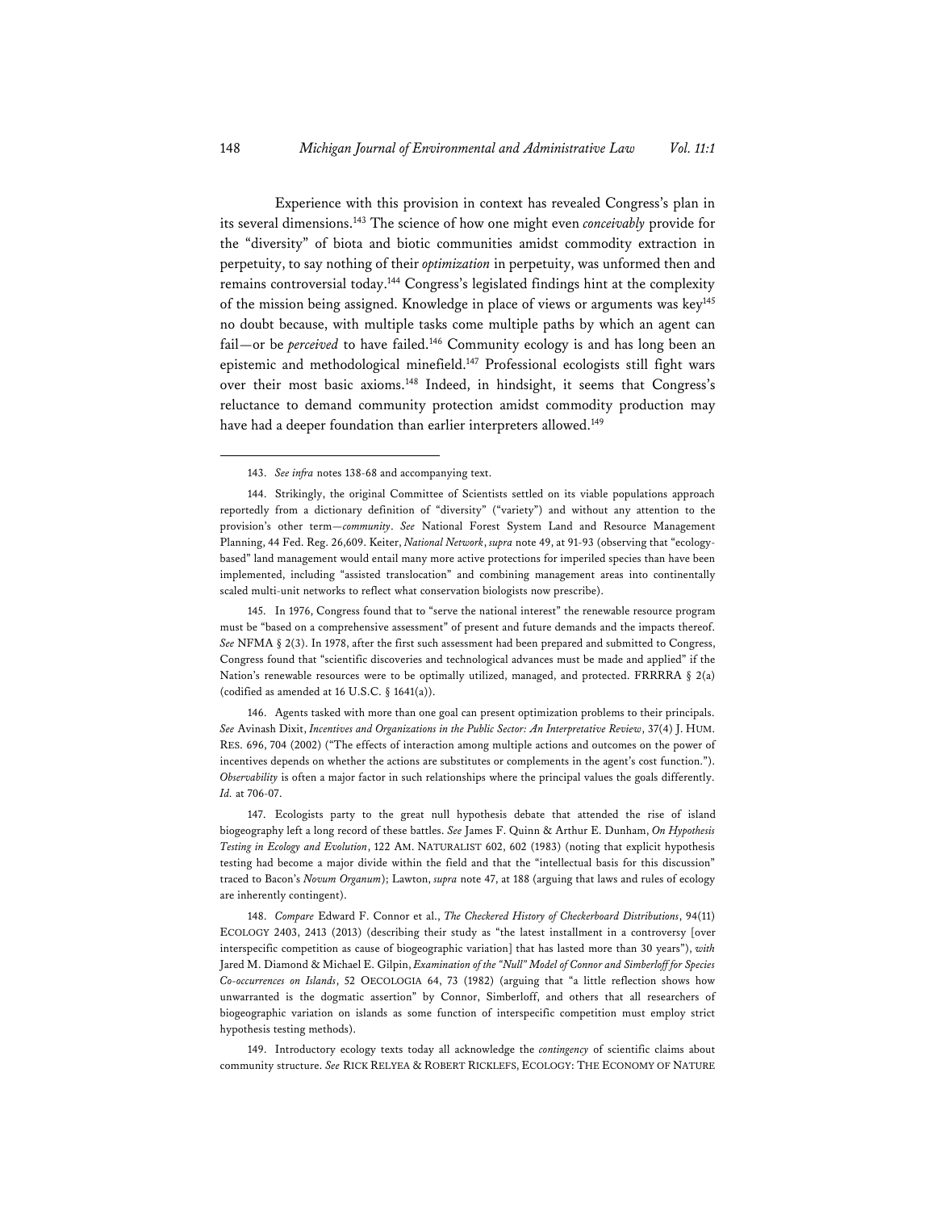Experience with this provision in context has revealed Congress's plan in its several dimensions.[143] The science of how one might even *conceivably* provide for the "diversity" of biota and biotic communities amidst commodity extraction in perpetuity, to say nothing of their *optimization* in perpetuity, was unformed then and remains controversial today.[144] Congress's legislated findings hint at the complexity of the mission being assigned. Knowledge in place of views or arguments was key[145] no doubt because, with multiple tasks come multiple paths by which an agent can fail—or be *perceived* to have failed.[146] Community ecology is and has long been an epistemic and methodological minefield.[147] Professional ecologists still fight wars over their most basic axioms.[148] Indeed, in hindsight, it seems that Congress's reluctance to demand community protection amidst commodity production may have had a deeper foundation than earlier interpreters allowed.[149]

---

143. *See infra* notes 138-68 and accompanying text.

144. Strikingly, the original Committee of Scientists settled on its viable populations approach reportedly from a dictionary definition of "diversity" ("variety") and without any attention to the provision's other term—*community*. *See* National Forest System Land and Resource Management Planning, 44 Fed. Reg. 26,609. Keiter, *National Network*, *supra* note 49, at 91-93 (observing that "ecology-based" land management would entail many more active protections for imperiled species than have been implemented, including "assisted translocation" and combining management areas into continentally scaled multi-unit networks to reflect what conservation biologists now prescribe).

145. In 1976, Congress found that to "serve the national interest" the renewable resource program must be "based on a comprehensive assessment" of present and future demands and the impacts thereof. *See* NFMA § 2(3). In 1978, after the first such assessment had been prepared and submitted to Congress, Congress found that "scientific discoveries and technological advances must be made and applied" if the Nation's renewable resources were to be optimally utilized, managed, and protected. FRRRRA § 2(a) (codified as amended at 16 U.S.C. § 1641(a)).

146. Agents tasked with more than one goal can present optimization problems to their principals. *See* Avinash Dixit, *Incentives and Organizations in the Public Sector: An Interpretative Review*, 37(4) J. HUM. RES. 696, 704 (2002) ("The effects of interaction among multiple actions and outcomes on the power of incentives depends on whether the actions are substitutes or complements in the agent's cost function."). *Observability* is often a major factor in such relationships where the principal values the goals differently. *Id.* at 706-07.

147. Ecologists party to the great null hypothesis debate that attended the rise of island biogeography left a long record of these battles. *See* James F. Quinn & Arthur E. Dunham, *On Hypothesis Testing in Ecology and Evolution*, 122 AM. NATURALIST 602, 602 (1983) (noting that explicit hypothesis testing had become a major divide within the field and that the "intellectual basis for this discussion" traced to Bacon's *Novum Organum*); Lawton, *supra* note 47, at 188 (arguing that laws and rules of ecology are inherently contingent).

148. *Compare* Edward F. Connor et al., *The Checkered History of Checkerboard Distributions*, 94(11) ECOLOGY 2403, 2413 (2013) (describing their study as "the latest installment in a controversy [over interspecific competition as cause of biogeographic variation] that has lasted more than 30 years"), *with* Jared M. Diamond & Michael E. Gilpin, *Examination of the "Null" Model of Connor and Simberloff for Species Co-occurrences on Islands*, 52 OECOLOGIA 64, 73 (1982) (arguing that "a little reflection shows how unwarranted is the dogmatic assertion" by Connor, Simberloff, and others that all researchers of biogeographic variation on islands as some function of interspecific competition must employ strict hypothesis testing methods).

149. Introductory ecology texts today all acknowledge the *contingency* of scientific claims about community structure. *See* RICK RELYEA & ROBERT RICKLEFS, ECOLOGY: THE ECONOMY OF NATURE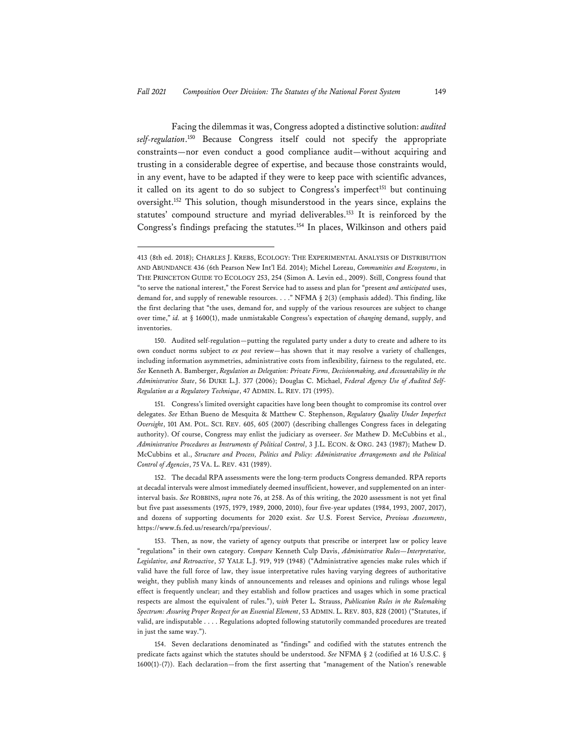Facing the dilemmas it was, Congress adopted a distinctive solution: *audited self-regulation*.[150] Because Congress itself could not specify the appropriate constraints—nor even conduct a good compliance audit—without acquiring and trusting in a considerable degree of expertise, and because those constraints would, in any event, have to be adapted if they were to keep pace with scientific advances, it called on its agent to do so subject to Congress's imperfect[151] but continuing oversight.[152] This solution, though misunderstood in the years since, explains the statutes' compound structure and myriad deliverables.[153] It is reinforced by the Congress's findings prefacing the statutes.[154] In places, Wilkinson and others paid

---

413 (8th ed. 2018); CHARLES J. KREBS, ECOLOGY: THE EXPERIMENTAL ANALYSIS OF DISTRIBUTION AND ABUNDANCE 436 (6th Pearson New Int'l Ed. 2014); Michel Loreau, *Communities and Ecosystems*, in THE PRINCETON GUIDE TO ECOLOGY 253, 254 (Simon A. Levin ed., 2009). Still, Congress found that "to serve the national interest," the Forest Service had to assess and plan for "present *and anticipated* uses, demand for, and supply of renewable resources. . . ." NFMA § 2(3) (emphasis added). This finding, like the first declaring that "the uses, demand for, and supply of the various resources are subject to change over time," *id.* at § 1600(1), made unmistakable Congress's expectation of *changing* demand, supply, and inventories.

150. Audited self-regulation—putting the regulated party under a duty to create and adhere to its own conduct norms subject to *ex post* review—has shown that it may resolve a variety of challenges, including information asymmetries, administrative costs from inflexibility, fairness to the regulated, etc. *See* Kenneth A. Bamberger, *Regulation as Delegation: Private Firms, Decisionmaking, and Accountability in the Administrative State*, 56 DUKE L.J. 377 (2006); Douglas C. Michael, *Federal Agency Use of Audited Self-Regulation as a Regulatory Technique*, 47 ADMIN. L. REV. 171 (1995).

151. Congress's limited oversight capacities have long been thought to compromise its control over delegates. *See* Ethan Bueno de Mesquita & Matthew C. Stephenson, *Regulatory Quality Under Imperfect Oversight*, 101 AM. POL. SCI. REV. 605, 605 (2007) (describing challenges Congress faces in delegating authority). Of course, Congress may enlist the judiciary as overseer. *See* Mathew D. McCubbins et al., *Administrative Procedures as Instruments of Political Control*, 3 J.L. ECON. & ORG. 243 (1987); Mathew D. McCubbins et al., *Structure and Process, Politics and Policy: Administrative Arrangements and the Political Control of Agencies*, 75 VA. L. REV. 431 (1989).

152. The decadal RPA assessments were the long-term products Congress demanded. RPA reports at decadal intervals were almost immediately deemed insufficient, however, and supplemented on an inter-interval basis. *See* ROBBINS, *supra* note 76, at 258. As of this writing, the 2020 assessment is not yet final but five past assessments (1975, 1979, 1989, 2000, 2010), four five-year updates (1984, 1993, 2007, 2017), and dozens of supporting documents for 2020 exist. *See* U.S. Forest Service, *Previous Assessments*, https://www.fs.fed.us/research/rpa/previous/.

153. Then, as now, the variety of agency outputs that prescribe or interpret law or policy leave "regulations" in their own category. *Compare* Kenneth Culp Davis, *Administrative Rules—Interpretative, Legislative, and Retroactive*, 57 YALE L.J. 919, 919 (1948) ("Administrative agencies make rules which if valid have the full force of law, they issue interpretative rules having varying degrees of authoritative weight, they publish many kinds of announcements and releases and opinions and rulings whose legal effect is frequently unclear; and they establish and follow practices and usages which in some practical respects are almost the equivalent of rules."), *with* Peter L. Strauss, *Publication Rules in the Rulemaking Spectrum: Assuring Proper Respect for an Essential Element*, 53 ADMIN. L. REV. 803, 828 (2001) ("Statutes, if valid, are indisputable . . . . Regulations adopted following statutorily commanded procedures are treated in just the same way.").

154. Seven declarations denominated as "findings" and codified with the statutes entrench the predicate facts against which the statutes should be understood. *See* NFMA § 2 (codified at 16 U.S.C. § 1600(1)-(7)). Each declaration—from the first asserting that "management of the Nation's renewable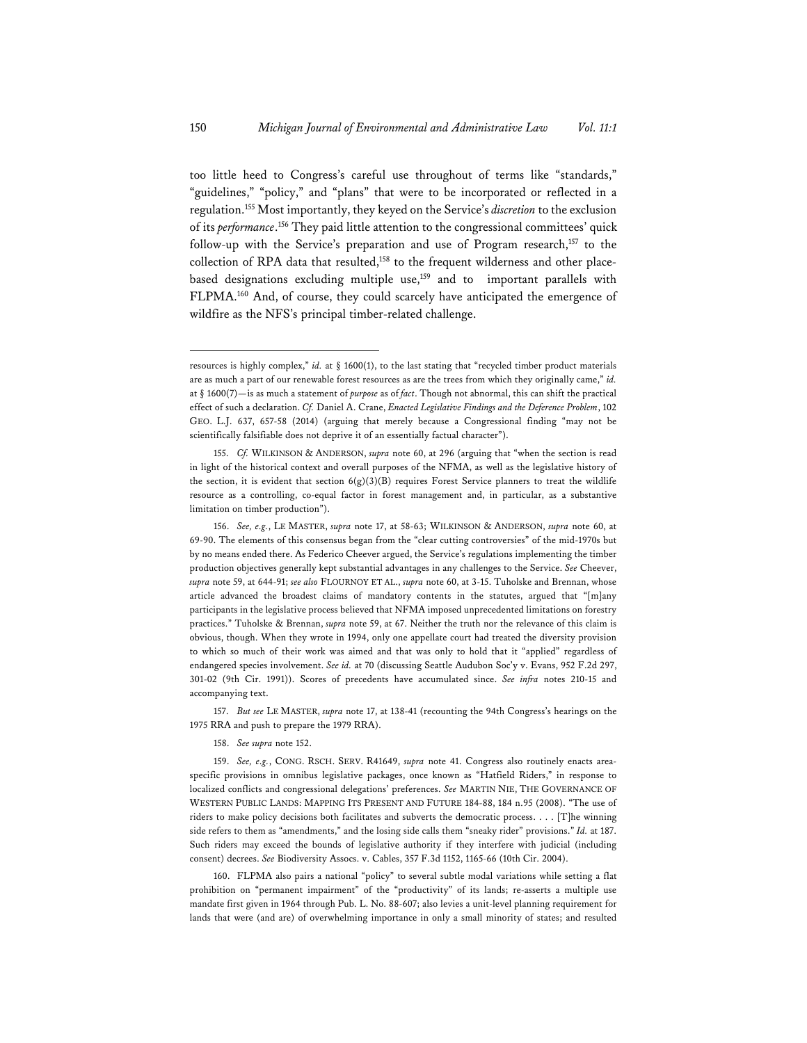too little heed to Congress's careful use throughout of terms like "standards," "guidelines," "policy," and "plans" that were to be incorporated or reflected in a regulation.[155] Most importantly, they keyed on the Service's *discretion* to the exclusion of its *performance*.[156] They paid little attention to the congressional committees' quick follow-up with the Service's preparation and use of Program research,[157] to the collection of RPA data that resulted,[158] to the frequent wilderness and other place-based designations excluding multiple use,[159] and to important parallels with FLPMA.[160] And, of course, they could scarcely have anticipated the emergence of wildfire as the NFS's principal timber-related challenge.

---

resources is highly complex," *id.* at § 1600(1), to the last stating that "recycled timber product materials are as much a part of our renewable forest resources as are the trees from which they originally came," *id.* at § 1600(7)—is as much a statement of *purpose* as of *fact*. Though not abnormal, this can shift the practical effect of such a declaration. *Cf.* Daniel A. Crane, *Enacted Legislative Findings and the Deference Problem*, 102 GEO. L.J. 637, 657-58 (2014) (arguing that merely because a Congressional finding "may not be scientifically falsifiable does not deprive it of an essentially factual character").

155. *Cf.* WILKINSON & ANDERSON, *supra* note 60, at 296 (arguing that "when the section is read in light of the historical context and overall purposes of the NFMA, as well as the legislative history of the section, it is evident that section 6(g)(3)(B) requires Forest Service planners to treat the wildlife resource as a controlling, co-equal factor in forest management and, in particular, as a substantive limitation on timber production").

156. *See, e.g.*, LE MASTER, *supra* note 17, at 58-63; WILKINSON & ANDERSON, *supra* note 60, at 69-90. The elements of this consensus began from the "clear cutting controversies" of the mid-1970s but by no means ended there. As Federico Cheever argued, the Service's regulations implementing the timber production objectives generally kept substantial advantages in any challenges to the Service. *See* Cheever, *supra* note 59, at 644-91; *see also* FLOURNOY ET AL., *supra* note 60, at 3-15. Tuholske and Brennan, whose article advanced the broadest claims of mandatory contents in the statutes, argued that "[m]any participants in the legislative process believed that NFMA imposed unprecedented limitations on forestry practices." Tuholske & Brennan, *supra* note 59, at 67. Neither the truth nor the relevance of this claim is obvious, though. When they wrote in 1994, only one appellate court had treated the diversity provision to which so much of their work was aimed and that was only to hold that it "applied" regardless of endangered species involvement. *See id.* at 70 (discussing Seattle Audubon Soc'y v. Evans, 952 F.2d 297, 301-02 (9th Cir. 1991)). Scores of precedents have accumulated since. *See infra* notes 210-15 and accompanying text.

157. *But see* LE MASTER, *supra* note 17, at 138-41 (recounting the 94th Congress's hearings on the 1975 RRA and push to prepare the 1979 RRA).

158. *See supra* note 152.

159. *See, e.g.*, CONG. RSCH. SERV. R41649, *supra* note 41. Congress also routinely enacts area-specific provisions in omnibus legislative packages, once known as "Hatfield Riders," in response to localized conflicts and congressional delegations' preferences. *See* MARTIN NIE, THE GOVERNANCE OF WESTERN PUBLIC LANDS: MAPPING ITS PRESENT AND FUTURE 184-88, 184 n.95 (2008). "The use of riders to make policy decisions both facilitates and subverts the democratic process. . . . [T]he winning side refers to them as "amendments," and the losing side calls them "sneaky rider" provisions." *Id.* at 187. Such riders may exceed the bounds of legislative authority if they interfere with judicial (including consent) decrees. *See* Biodiversity Assocs. v. Cables, 357 F.3d 1152, 1165-66 (10th Cir. 2004).

160. FLPMA also pairs a national "policy" to several subtle modal variations while setting a flat prohibition on "permanent impairment" of the "productivity" of its lands; re-asserts a multiple use mandate first given in 1964 through Pub. L. No. 88-607; also levies a unit-level planning requirement for lands that were (and are) of overwhelming importance in only a small minority of states; and resulted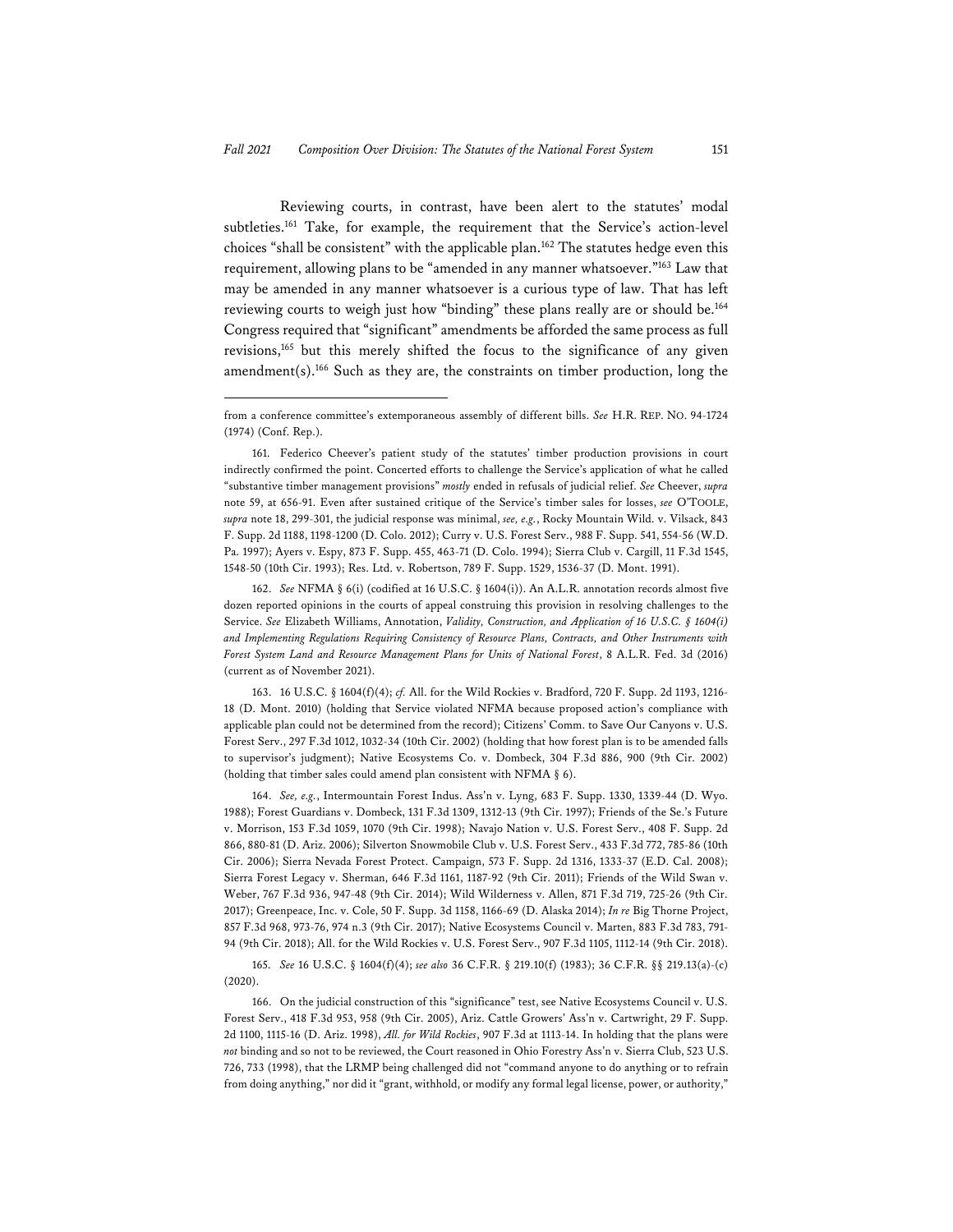Reviewing courts, in contrast, have been alert to the statutes' modal subtleties.[161] Take, for example, the requirement that the Service's action-level choices "shall be consistent" with the applicable plan.[162] The statutes hedge even this requirement, allowing plans to be "amended in any manner whatsoever."[163] Law that may be amended in any manner whatsoever is a curious type of law. That has left reviewing courts to weigh just how "binding" these plans really are or should be.[164] Congress required that "significant" amendments be afforded the same process as full revisions,[165] but this merely shifted the focus to the significance of any given amendment(s).[166] Such as they are, the constraints on timber production, long the

---

from a conference committee's extemporaneous assembly of different bills. *See* H.R. REP. NO. 94-1724 (1974) (Conf. Rep.).

161. Federico Cheever's patient study of the statutes' timber production provisions in court indirectly confirmed the point. Concerted efforts to challenge the Service's application of what he called "substantive timber management provisions" *mostly* ended in refusals of judicial relief. *See* Cheever, *supra* note 59, at 656-91. Even after sustained critique of the Service's timber sales for losses, *see* O'TOOLE, *supra* note 18, 299-301, the judicial response was minimal, *see, e.g.*, Rocky Mountain Wild. v. Vilsack, 843 F. Supp. 2d 1188, 1198-1200 (D. Colo. 2012); Curry v. U.S. Forest Serv., 988 F. Supp. 541, 554-56 (W.D. Pa. 1997); Ayers v. Espy, 873 F. Supp. 455, 463-71 (D. Colo. 1994); Sierra Club v. Cargill, 11 F.3d 1545, 1548-50 (10th Cir. 1993); Res. Ltd. v. Robertson, 789 F. Supp. 1529, 1536-37 (D. Mont. 1991).

162. *See* NFMA § 6(i) (codified at 16 U.S.C. § 1604(i)). An A.L.R. annotation records almost five dozen reported opinions in the courts of appeal construing this provision in resolving challenges to the Service. *See* Elizabeth Williams, Annotation, *Validity, Construction, and Application of 16 U.S.C. § 1604(i) and Implementing Regulations Requiring Consistency of Resource Plans, Contracts, and Other Instruments with Forest System Land and Resource Management Plans for Units of National Forest*, 8 A.L.R. Fed. 3d (2016) (current as of November 2021).

163. 16 U.S.C. § 1604(f)(4); *cf.* All. for the Wild Rockies v. Bradford, 720 F. Supp. 2d 1193, 1216-18 (D. Mont. 2010) (holding that Service violated NFMA because proposed action's compliance with applicable plan could not be determined from the record); Citizens' Comm. to Save Our Canyons v. U.S. Forest Serv., 297 F.3d 1012, 1032-34 (10th Cir. 2002) (holding that how forest plan is to be amended falls to supervisor's judgment); Native Ecosystems Co. v. Dombeck, 304 F.3d 886, 900 (9th Cir. 2002) (holding that timber sales could amend plan consistent with NFMA § 6).

164. *See, e.g.*, Intermountain Forest Indus. Ass'n v. Lyng, 683 F. Supp. 1330, 1339-44 (D. Wyo. 1988); Forest Guardians v. Dombeck, 131 F.3d 1309, 1312-13 (9th Cir. 1997); Friends of the Se.'s Future v. Morrison, 153 F.3d 1059, 1070 (9th Cir. 1998); Navajo Nation v. U.S. Forest Serv., 408 F. Supp. 2d 866, 880-81 (D. Ariz. 2006); Silverton Snowmobile Club v. U.S. Forest Serv., 433 F.3d 772, 785-86 (10th Cir. 2006); Sierra Nevada Forest Protect. Campaign, 573 F. Supp. 2d 1316, 1333-37 (E.D. Cal. 2008); Sierra Forest Legacy v. Sherman, 646 F.3d 1161, 1187-92 (9th Cir. 2011); Friends of the Wild Swan v. Weber, 767 F.3d 936, 947-48 (9th Cir. 2014); Wild Wilderness v. Allen, 871 F.3d 719, 725-26 (9th Cir. 2017); Greenpeace, Inc. v. Cole, 50 F. Supp. 3d 1158, 1166-69 (D. Alaska 2014); *In re* Big Thorne Project, 857 F.3d 968, 973-76, 974 n.3 (9th Cir. 2017); Native Ecosystems Council v. Marten, 883 F.3d 783, 791-94 (9th Cir. 2018); All. for the Wild Rockies v. U.S. Forest Serv., 907 F.3d 1105, 1112-14 (9th Cir. 2018).

165. *See* 16 U.S.C. § 1604(f)(4); *see also* 36 C.F.R. § 219.10(f) (1983); 36 C.F.R. §§ 219.13(a)-(c) (2020).

166. On the judicial construction of this "significance" test, see Native Ecosystems Council v. U.S. Forest Serv., 418 F.3d 953, 958 (9th Cir. 2005), Ariz. Cattle Growers' Ass'n v. Cartwright, 29 F. Supp. 2d 1100, 1115-16 (D. Ariz. 1998), *All. for Wild Rockies*, 907 F.3d at 1113-14. In holding that the plans were *not* binding and so not to be reviewed, the Court reasoned in Ohio Forestry Ass'n v. Sierra Club, 523 U.S. 726, 733 (1998), that the LRMP being challenged did not "command anyone to do anything or to refrain from doing anything," nor did it "grant, withhold, or modify any formal legal license, power, or authority,"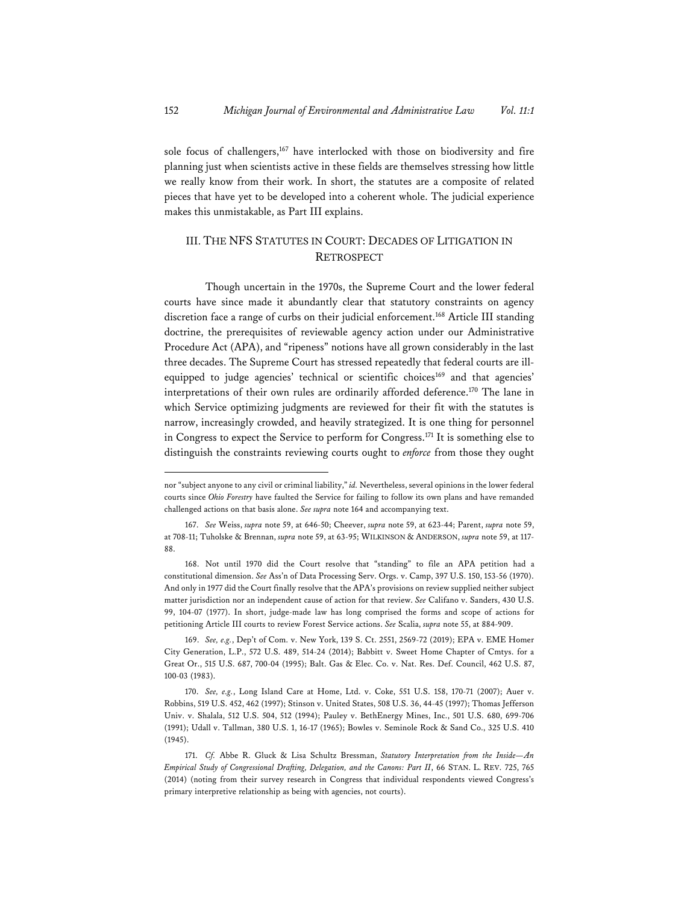sole focus of challengers,[167] have interlocked with those on biodiversity and fire planning just when scientists active in these fields are themselves stressing how little we really know from their work. In short, the statutes are a composite of related pieces that have yet to be developed into a coherent whole. The judicial experience makes this unmistakable, as Part III explains.

## III. THE NFS STATUTES IN COURT: DECADES OF LITIGATION IN RETROSPECT

Though uncertain in the 1970s, the Supreme Court and the lower federal courts have since made it abundantly clear that statutory constraints on agency discretion face a range of curbs on their judicial enforcement.[168] Article III standing doctrine, the prerequisites of reviewable agency action under our Administrative Procedure Act (APA), and "ripeness" notions have all grown considerably in the last three decades. The Supreme Court has stressed repeatedly that federal courts are ill-equipped to judge agencies' technical or scientific choices[169] and that agencies' interpretations of their own rules are ordinarily afforded deference.[170] The lane in which Service optimizing judgments are reviewed for their fit with the statutes is narrow, increasingly crowded, and heavily strategized. It is one thing for personnel in Congress to expect the Service to perform for Congress.[171] It is something else to distinguish the constraints reviewing courts ought to *enforce* from those they ought

---

nor "subject anyone to any civil or criminal liability," *id.* Nevertheless, several opinions in the lower federal courts since *Ohio Forestry* have faulted the Service for failing to follow its own plans and have remanded challenged actions on that basis alone. *See supra* note 164 and accompanying text.

167. *See* Weiss, *supra* note 59, at 646-50; Cheever, *supra* note 59, at 623-44; Parent, *supra* note 59, at 708-11; Tuholske & Brennan, *supra* note 59, at 63-95; WILKINSON & ANDERSON, *supra* note 59, at 117-88.

168. Not until 1970 did the Court resolve that "standing" to file an APA petition had a constitutional dimension. *See* Ass'n of Data Processing Serv. Orgs. v. Camp, 397 U.S. 150, 153-56 (1970). And only in 1977 did the Court finally resolve that the APA's provisions on review supplied neither subject matter jurisdiction nor an independent cause of action for that review. *See* Califano v. Sanders, 430 U.S. 99, 104-07 (1977). In short, judge-made law has long comprised the forms and scope of actions for petitioning Article III courts to review Forest Service actions. *See* Scalia, *supra* note 55, at 884-909.

169. *See, e.g.*, Dep't of Com. v. New York, 139 S. Ct. 2551, 2569-72 (2019); EPA v. EME Homer City Generation, L.P., 572 U.S. 489, 514-24 (2014); Babbitt v. Sweet Home Chapter of Cmtys. for a Great Or., 515 U.S. 687, 700-04 (1995); Balt. Gas & Elec. Co. v. Nat. Res. Def. Council, 462 U.S. 87, 100-03 (1983).

170. *See, e.g.*, Long Island Care at Home, Ltd. v. Coke, 551 U.S. 158, 170-71 (2007); Auer v. Robbins, 519 U.S. 452, 462 (1997); Stinson v. United States, 508 U.S. 36, 44-45 (1997); Thomas Jefferson Univ. v. Shalala, 512 U.S. 504, 512 (1994); Pauley v. BethEnergy Mines, Inc., 501 U.S. 680, 699-706 (1991); Udall v. Tallman, 380 U.S. 1, 16-17 (1965); Bowles v. Seminole Rock & Sand Co., 325 U.S. 410 (1945).

171. *Cf.* Abbe R. Gluck & Lisa Schultz Bressman, *Statutory Interpretation from the Inside—An Empirical Study of Congressional Drafting, Delegation, and the Canons: Part II*, 66 STAN. L. REV. 725, 765 (2014) (noting from their survey research in Congress that individual respondents viewed Congress's primary interpretive relationship as being with agencies, not courts).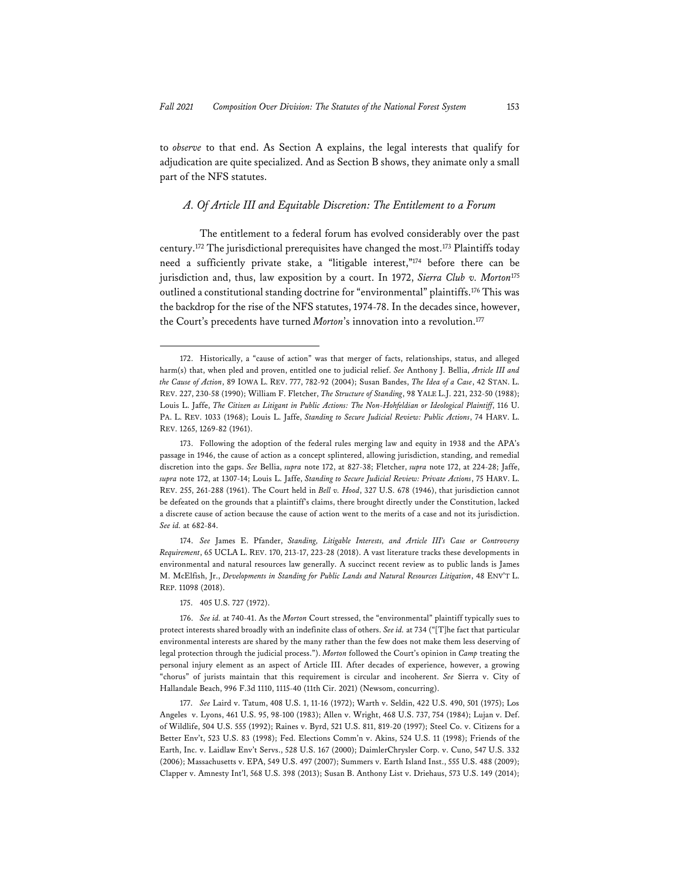to *observe* to that end. As Section A explains, the legal interests that qualify for adjudication are quite specialized. And as Section B shows, they animate only a small part of the NFS statutes.

### *A. Of Article III and Equitable Discretion: The Entitlement to a Forum*

The entitlement to a federal forum has evolved considerably over the past century.[172] The jurisdictional prerequisites have changed the most.[173] Plaintiffs today need a sufficiently private stake, a "litigable interest,"[174] before there can be jurisdiction and, thus, law exposition by a court. In 1972, *Sierra Club v. Morton*[175] outlined a constitutional standing doctrine for "environmental" plaintiffs.[176] This was the backdrop for the rise of the NFS statutes, 1974-78. In the decades since, however, the Court's precedents have turned *Morton*'s innovation into a revolution.[177]

---

172. Historically, a "cause of action" was that merger of facts, relationships, status, and alleged harm(s) that, when pled and proven, entitled one to judicial relief. *See* Anthony J. Bellia, *Article III and the Cause of Action*, 89 IOWA L. REV. 777, 782-92 (2004); Susan Bandes, *The Idea of a Case*, 42 STAN. L. REV. 227, 230-58 (1990); William F. Fletcher, *The Structure of Standing*, 98 YALE L.J. 221, 232-50 (1988); Louis L. Jaffe, *The Citizen as Litigant in Public Actions: The Non-Hohfeldian or Ideological Plaintiff*, 116 U. PA. L. REV. 1033 (1968); Louis L. Jaffe, *Standing to Secure Judicial Review: Public Actions*, 74 HARV. L. REV. 1265, 1269-82 (1961).

173. Following the adoption of the federal rules merging law and equity in 1938 and the APA's passage in 1946, the cause of action as a concept splintered, allowing jurisdiction, standing, and remedial discretion into the gaps. *See* Bellia, *supra* note 172, at 827-38; Fletcher, *supra* note 172, at 224-28; Jaffe, *supra* note 172, at 1307-14; Louis L. Jaffe, *Standing to Secure Judicial Review: Private Actions*, 75 HARV. L. REV. 255, 261-288 (1961). The Court held in *Bell v. Hood*, 327 U.S. 678 (1946), that jurisdiction cannot be defeated on the grounds that a plaintiff's claims, there brought directly under the Constitution, lacked a discrete cause of action because the cause of action went to the merits of a case and not its jurisdiction. *See id.* at 682-84.

174. *See* James E. Pfander, *Standing, Litigable Interests, and Article III's Case or Controversy Requirement*, 65 UCLA L. REV. 170, 213-17, 223-28 (2018). A vast literature tracks these developments in environmental and natural resources law generally. A succinct recent review as to public lands is James M. McElfish, Jr., *Developments in Standing for Public Lands and Natural Resources Litigation*, 48 ENV'T L. REP. 11098 (2018).

175. 405 U.S. 727 (1972).

176. *See id.* at 740-41. As the *Morton* Court stressed, the "environmental" plaintiff typically sues to protect interests shared broadly with an indefinite class of others. *See id.* at 734 ("[T]he fact that particular environmental interests are shared by the many rather than the few does not make them less deserving of legal protection through the judicial process."). *Morton* followed the Court's opinion in *Camp* treating the personal injury element as an aspect of Article III. After decades of experience, however, a growing "chorus" of jurists maintain that this requirement is circular and incoherent. *See* Sierra v. City of Hallandale Beach, 996 F.3d 1110, 1115-40 (11th Cir. 2021) (Newsom, concurring).

177. *See* Laird v. Tatum, 408 U.S. 1, 11-16 (1972); Warth v. Seldin, 422 U.S. 490, 501 (1975); Los Angeles v. Lyons, 461 U.S. 95, 98-100 (1983); Allen v. Wright, 468 U.S. 737, 754 (1984); Lujan v. Def. of Wildlife, 504 U.S. 555 (1992); Raines v. Byrd, 521 U.S. 811, 819-20 (1997); Steel Co. v. Citizens for a Better Env't, 523 U.S. 83 (1998); Fed. Elections Comm'n v. Akins, 524 U.S. 11 (1998); Friends of the Earth, Inc. v. Laidlaw Env't Servs., 528 U.S. 167 (2000); DaimlerChrysler Corp. v. Cuno, 547 U.S. 332 (2006); Massachusetts v. EPA, 549 U.S. 497 (2007); Summers v. Earth Island Inst., 555 U.S. 488 (2009); Clapper v. Amnesty Int'l, 568 U.S. 398 (2013); Susan B. Anthony List v. Driehaus, 573 U.S. 149 (2014);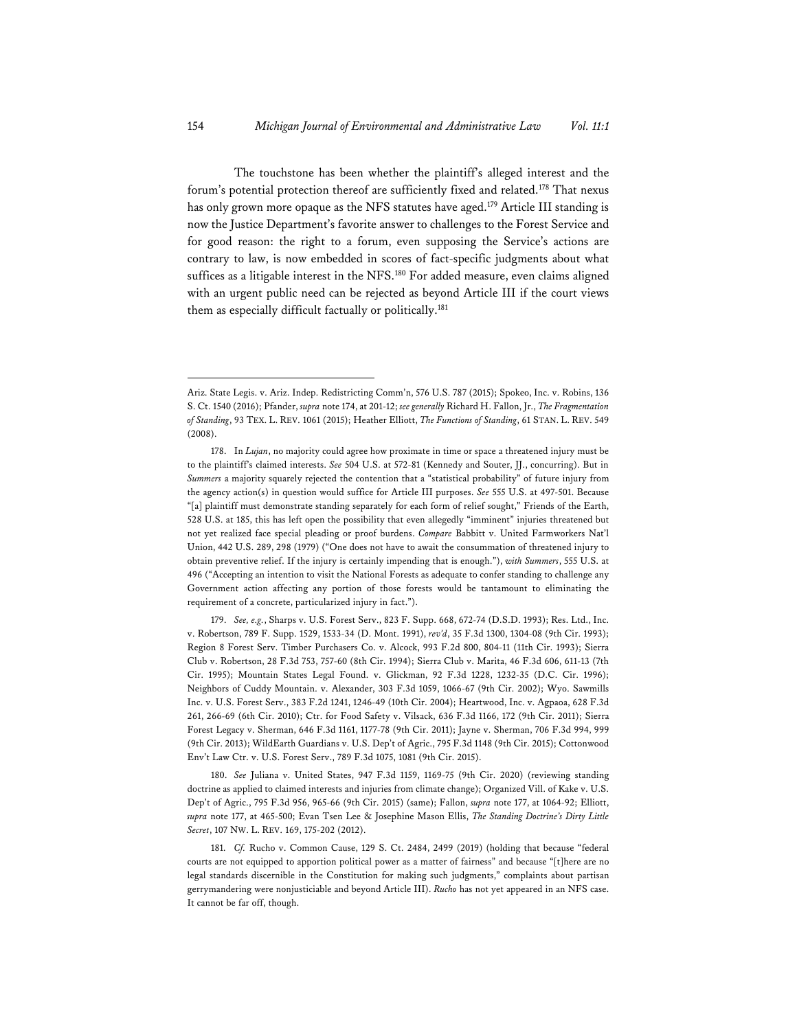The touchstone has been whether the plaintiff's alleged interest and the forum's potential protection thereof are sufficiently fixed and related.[178] That nexus has only grown more opaque as the NFS statutes have aged.[179] Article III standing is now the Justice Department's favorite answer to challenges to the Forest Service and for good reason: the right to a forum, even supposing the Service's actions are contrary to law, is now embedded in scores of fact-specific judgments about what suffices as a litigable interest in the NFS.[180] For added measure, even claims aligned with an urgent public need can be rejected as beyond Article III if the court views them as especially difficult factually or politically.[181]

---

Ariz. State Legis. v. Ariz. Indep. Redistricting Comm'n, 576 U.S. 787 (2015); Spokeo, Inc. v. Robins, 136 S. Ct. 1540 (2016); Pfander, *supra* note 174, at 201-12; *see generally* Richard H. Fallon, Jr., *The Fragmentation of Standing*, 93 TEX. L. REV. 1061 (2015); Heather Elliott, *The Functions of Standing*, 61 STAN. L. REV. 549 (2008).

178. In *Lujan*, no majority could agree how proximate in time or space a threatened injury must be to the plaintiff's claimed interests. *See* 504 U.S. at 572-81 (Kennedy and Souter, JJ., concurring). But in *Summers* a majority squarely rejected the contention that a "statistical probability" of future injury from the agency action(s) in question would suffice for Article III purposes. *See* 555 U.S. at 497-501. Because "[a] plaintiff must demonstrate standing separately for each form of relief sought," Friends of the Earth, 528 U.S. at 185, this has left open the possibility that even allegedly "imminent" injuries threatened but not yet realized face special pleading or proof burdens. *Compare* Babbitt v. United Farmworkers Nat'l Union, 442 U.S. 289, 298 (1979) ("One does not have to await the consummation of threatened injury to obtain preventive relief. If the injury is certainly impending that is enough."), *with Summers*, 555 U.S. at 496 ("Accepting an intention to visit the National Forests as adequate to confer standing to challenge any Government action affecting any portion of those forests would be tantamount to eliminating the requirement of a concrete, particularized injury in fact.").

179. *See, e.g.*, Sharps v. U.S. Forest Serv., 823 F. Supp. 668, 672-74 (D.S.D. 1993); Res. Ltd., Inc. v. Robertson, 789 F. Supp. 1529, 1533-34 (D. Mont. 1991), *rev'd*, 35 F.3d 1300, 1304-08 (9th Cir. 1993); Region 8 Forest Serv. Timber Purchasers Co. v. Alcock, 993 F.2d 800, 804-11 (11th Cir. 1993); Sierra Club v. Robertson, 28 F.3d 753, 757-60 (8th Cir. 1994); Sierra Club v. Marita, 46 F.3d 606, 611-13 (7th Cir. 1995); Mountain States Legal Found. v. Glickman, 92 F.3d 1228, 1232-35 (D.C. Cir. 1996); Neighbors of Cuddy Mountain. v. Alexander, 303 F.3d 1059, 1066-67 (9th Cir. 2002); Wyo. Sawmills Inc. v. U.S. Forest Serv., 383 F.2d 1241, 1246-49 (10th Cir. 2004); Heartwood, Inc. v. Agpaoa, 628 F.3d 261, 266-69 (6th Cir. 2010); Ctr. for Food Safety v. Vilsack, 636 F.3d 1166, 172 (9th Cir. 2011); Sierra Forest Legacy v. Sherman, 646 F.3d 1161, 1177-78 (9th Cir. 2011); Jayne v. Sherman, 706 F.3d 994, 999 (9th Cir. 2013); WildEarth Guardians v. U.S. Dep't of Agric., 795 F.3d 1148 (9th Cir. 2015); Cottonwood Env't Law Ctr. v. U.S. Forest Serv., 789 F.3d 1075, 1081 (9th Cir. 2015).

180. *See* Juliana v. United States, 947 F.3d 1159, 1169-75 (9th Cir. 2020) (reviewing standing doctrine as applied to claimed interests and injuries from climate change); Organized Vill. of Kake v. U.S. Dep't of Agric., 795 F.3d 956, 965-66 (9th Cir. 2015) (same); Fallon, *supra* note 177, at 1064-92; Elliott, *supra* note 177, at 465-500; Evan Tsen Lee & Josephine Mason Ellis, *The Standing Doctrine's Dirty Little Secret*, 107 NW. L. REV. 169, 175-202 (2012).

181. *Cf.* Rucho v. Common Cause, 129 S. Ct. 2484, 2499 (2019) (holding that because "federal courts are not equipped to apportion political power as a matter of fairness" and because "[t]here are no legal standards discernible in the Constitution for making such judgments," complaints about partisan gerrymandering were nonjusticiable and beyond Article III). *Rucho* has not yet appeared in an NFS case. It cannot be far off, though.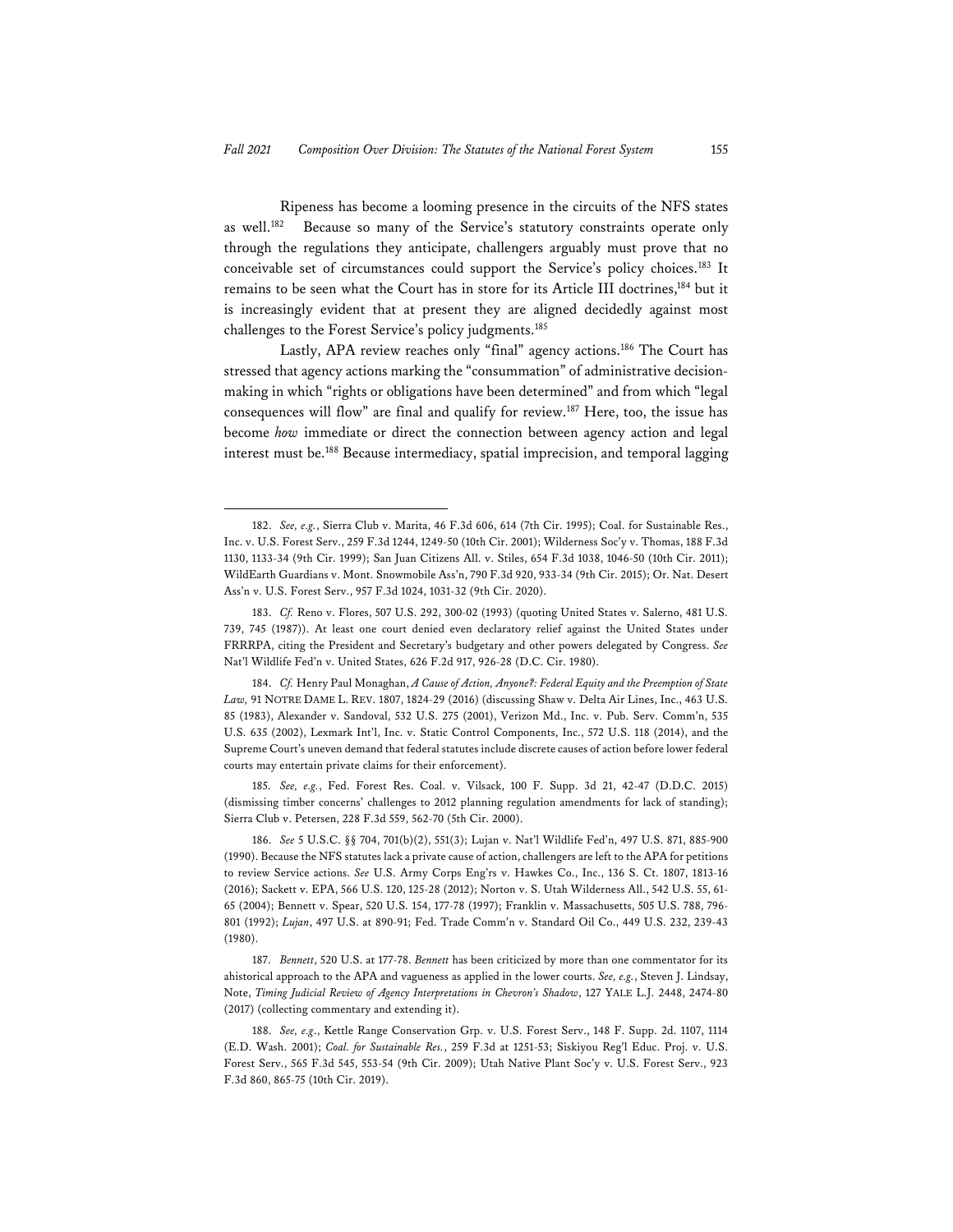Ripeness has become a looming presence in the circuits of the NFS states as well.[182] Because so many of the Service's statutory constraints operate only through the regulations they anticipate, challengers arguably must prove that no conceivable set of circumstances could support the Service's policy choices.[183] It remains to be seen what the Court has in store for its Article III doctrines,[184] but it is increasingly evident that at present they are aligned decidedly against most challenges to the Forest Service's policy judgments.[185]

Lastly, APA review reaches only "final" agency actions.[186] The Court has stressed that agency actions marking the "consummation" of administrative decision-making in which "rights or obligations have been determined" and from which "legal consequences will flow" are final and qualify for review.[187] Here, too, the issue has become *how* immediate or direct the connection between agency action and legal interest must be.[188] Because intermediacy, spatial imprecision, and temporal lagging

---

182. *See, e.g.*, Sierra Club v. Marita, 46 F.3d 606, 614 (7th Cir. 1995); Coal. for Sustainable Res., Inc. v. U.S. Forest Serv., 259 F.3d 1244, 1249-50 (10th Cir. 2001); Wilderness Soc'y v. Thomas, 188 F.3d 1130, 1133-34 (9th Cir. 1999); San Juan Citizens All. v. Stiles, 654 F.3d 1038, 1046-50 (10th Cir. 2011); WildEarth Guardians v. Mont. Snowmobile Ass'n, 790 F.3d 920, 933-34 (9th Cir. 2015); Or. Nat. Desert Ass'n v. U.S. Forest Serv., 957 F.3d 1024, 1031-32 (9th Cir. 2020).

183. *Cf.* Reno v. Flores, 507 U.S. 292, 300-02 (1993) (quoting United States v. Salerno, 481 U.S. 739, 745 (1987)). At least one court denied even declaratory relief against the United States under FRRRPA, citing the President and Secretary's budgetary and other powers delegated by Congress. *See* Nat'l Wildlife Fed'n v. United States, 626 F.2d 917, 926-28 (D.C. Cir. 1980).

184. *Cf.* Henry Paul Monaghan, *A Cause of Action, Anyone?: Federal Equity and the Preemption of State Law,* 91 NOTRE DAME L. REV. 1807, 1824-29 (2016) (discussing Shaw v. Delta Air Lines, Inc., 463 U.S. 85 (1983), Alexander v. Sandoval, 532 U.S. 275 (2001), Verizon Md., Inc. v. Pub. Serv. Comm'n, 535 U.S. 635 (2002), Lexmark Int'l, Inc. v. Static Control Components, Inc., 572 U.S. 118 (2014), and the Supreme Court's uneven demand that federal statutes include discrete causes of action before lower federal courts may entertain private claims for their enforcement).

185. *See, e.g.*, Fed. Forest Res. Coal. v. Vilsack, 100 F. Supp. 3d 21, 42-47 (D.D.C. 2015) (dismissing timber concerns' challenges to 2012 planning regulation amendments for lack of standing); Sierra Club v. Petersen, 228 F.3d 559, 562-70 (5th Cir. 2000).

186. *See* 5 U.S.C. §§ 704, 701(b)(2), 551(3); Lujan v. Nat'l Wildlife Fed'n, 497 U.S. 871, 885-900 (1990). Because the NFS statutes lack a private cause of action, challengers are left to the APA for petitions to review Service actions. *See* U.S. Army Corps Eng'rs v. Hawkes Co., Inc., 136 S. Ct. 1807, 1813-16 (2016); Sackett v. EPA, 566 U.S. 120, 125-28 (2012); Norton v. S. Utah Wilderness All., 542 U.S. 55, 61-65 (2004); Bennett v. Spear, 520 U.S. 154, 177-78 (1997); Franklin v. Massachusetts, 505 U.S. 788, 796-801 (1992); *Lujan*, 497 U.S. at 890-91; Fed. Trade Comm'n v. Standard Oil Co., 449 U.S. 232, 239-43 (1980).

187. *Bennett*, 520 U.S. at 177-78. *Bennett* has been criticized by more than one commentator for its ahistorical approach to the APA and vagueness as applied in the lower courts. *See, e.g.*, Steven J. Lindsay, Note, *Timing Judicial Review of Agency Interpretations in Chevron's Shadow*, 127 YALE L.J. 2448, 2474-80 (2017) (collecting commentary and extending it).

188. *See, e.g.*, Kettle Range Conservation Grp. v. U.S. Forest Serv., 148 F. Supp. 2d. 1107, 1114 (E.D. Wash. 2001); *Coal. for Sustainable Res.*, 259 F.3d at 1251-53; Siskiyou Reg'l Educ. Proj. v. U.S. Forest Serv., 565 F.3d 545, 553-54 (9th Cir. 2009); Utah Native Plant Soc'y v. U.S. Forest Serv., 923 F.3d 860, 865-75 (10th Cir. 2019).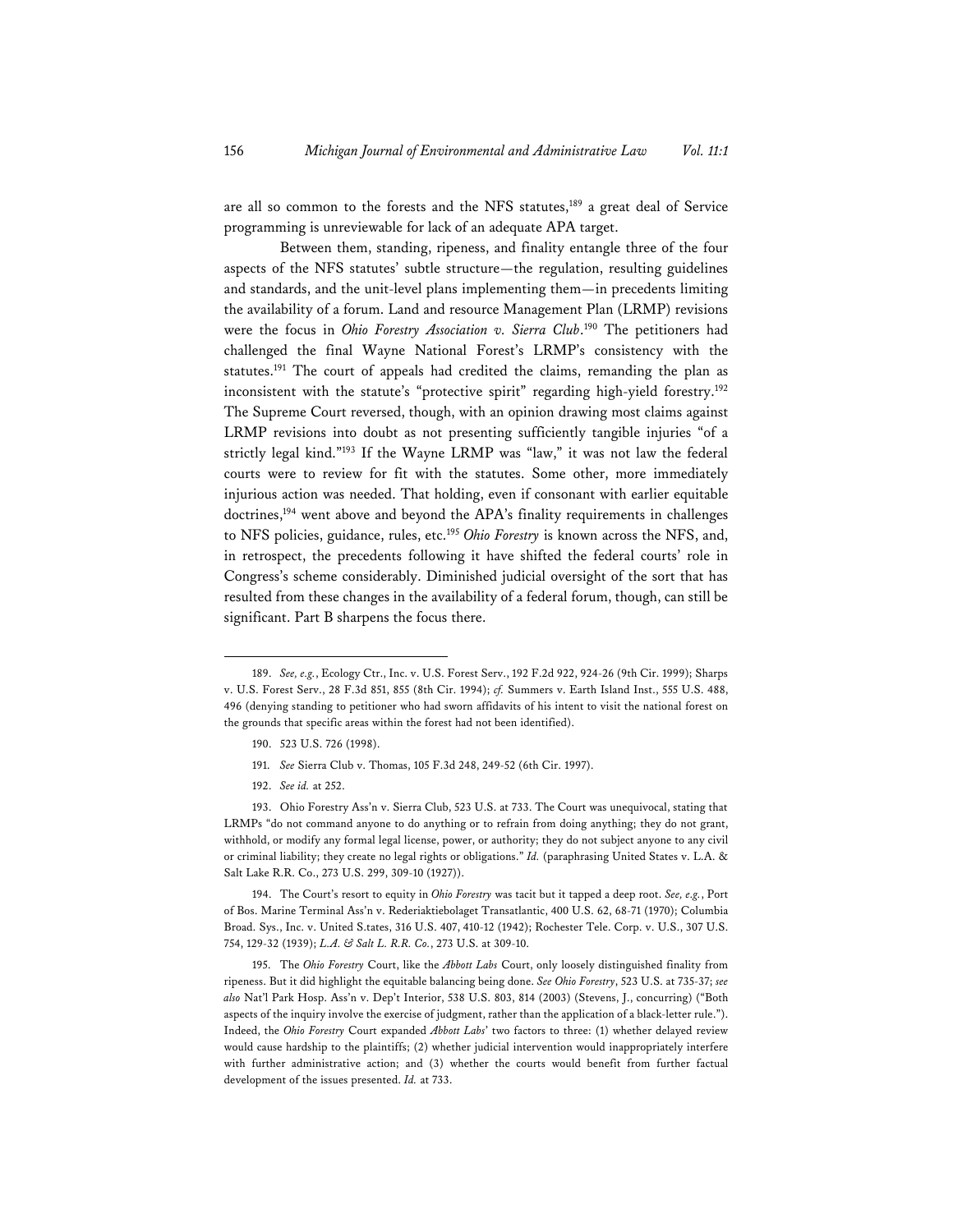are all so common to the forests and the NFS statutes,[189] a great deal of Service programming is unreviewable for lack of an adequate APA target.

Between them, standing, ripeness, and finality entangle three of the four aspects of the NFS statutes' subtle structure—the regulation, resulting guidelines and standards, and the unit-level plans implementing them—in precedents limiting the availability of a forum. Land and resource Management Plan (LRMP) revisions were the focus in *Ohio Forestry Association v. Sierra Club*.[190] The petitioners had challenged the final Wayne National Forest's LRMP's consistency with the statutes.[191] The court of appeals had credited the claims, remanding the plan as inconsistent with the statute's "protective spirit" regarding high-yield forestry.[192] The Supreme Court reversed, though, with an opinion drawing most claims against LRMP revisions into doubt as not presenting sufficiently tangible injuries "of a strictly legal kind."[193] If the Wayne LRMP was "law," it was not law the federal courts were to review for fit with the statutes. Some other, more immediately injurious action was needed. That holding, even if consonant with earlier equitable doctrines,[194] went above and beyond the APA's finality requirements in challenges to NFS policies, guidance, rules, etc.[195] *Ohio Forestry* is known across the NFS, and, in retrospect, the precedents following it have shifted the federal courts' role in Congress's scheme considerably. Diminished judicial oversight of the sort that has resulted from these changes in the availability of a federal forum, though, can still be significant. Part B sharpens the focus there.

---

189. *See, e.g.*, Ecology Ctr., Inc. v. U.S. Forest Serv., 192 F.2d 922, 924-26 (9th Cir. 1999); Sharps v. U.S. Forest Serv., 28 F.3d 851, 855 (8th Cir. 1994); *cf.* Summers v. Earth Island Inst., 555 U.S. 488, 496 (denying standing to petitioner who had sworn affidavits of his intent to visit the national forest on the grounds that specific areas within the forest had not been identified).

190. 523 U.S. 726 (1998).

191. *See* Sierra Club v. Thomas, 105 F.3d 248, 249-52 (6th Cir. 1997).

192. *See id.* at 252.

193. Ohio Forestry Ass'n v. Sierra Club, 523 U.S. at 733. The Court was unequivocal, stating that LRMPs "do not command anyone to do anything or to refrain from doing anything; they do not grant, withhold, or modify any formal legal license, power, or authority; they do not subject anyone to any civil or criminal liability; they create no legal rights or obligations." *Id.* (paraphrasing United States v. L.A. & Salt Lake R.R. Co., 273 U.S. 299, 309-10 (1927)).

194. The Court's resort to equity in *Ohio Forestry* was tacit but it tapped a deep root. *See, e.g.*, Port of Bos. Marine Terminal Ass'n v. Rederiaktiebolaget Transatlantic, 400 U.S. 62, 68-71 (1970); Columbia Broad. Sys., Inc. v. United S.tates, 316 U.S. 407, 410-12 (1942); Rochester Tele. Corp. v. U.S., 307 U.S. 754, 129-32 (1939); *L.A. & Salt L. R.R. Co.*, 273 U.S. at 309-10.

195. The *Ohio Forestry* Court, like the *Abbott Labs* Court, only loosely distinguished finality from ripeness. But it did highlight the equitable balancing being done. *See Ohio Forestry*, 523 U.S. at 735-37; *see also* Nat'l Park Hosp. Ass'n v. Dep't Interior, 538 U.S. 803, 814 (2003) (Stevens, J., concurring) ("Both aspects of the inquiry involve the exercise of judgment, rather than the application of a black-letter rule."). Indeed, the *Ohio Forestry* Court expanded *Abbott Labs*' two factors to three: (1) whether delayed review would cause hardship to the plaintiffs; (2) whether judicial intervention would inappropriately interfere with further administrative action; and (3) whether the courts would benefit from further factual development of the issues presented. *Id.* at 733.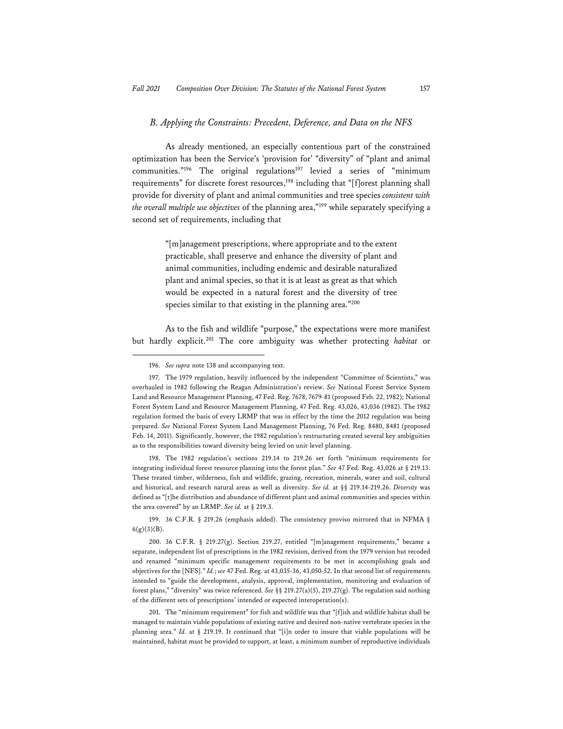### *B. Applying the Constraints: Precedent, Deference, and Data on the NFS*

As already mentioned, an especially contentious part of the constrained optimization has been the Service's 'provision for' "diversity" of "plant and animal communities."[196] The original regulations[197] levied a series of "minimum requirements" for discrete forest resources,[198] including that "[f]orest planning shall provide for diversity of plant and animal communities and tree species *consistent with the overall multiple use objectives* of the planning area,"[199] while separately specifying a second set of requirements, including that

> "[m]anagement prescriptions, where appropriate and to the extent practicable, shall preserve and enhance the diversity of plant and animal communities, including endemic and desirable naturalized plant and animal species, so that it is at least as great as that which would be expected in a natural forest and the diversity of tree species similar to that existing in the planning area."[200]

As to the fish and wildlife "purpose," the expectations were more manifest but hardly explicit.[201] The core ambiguity was whether protecting *habitat* or

---

196. *See supra* note 138 and accompanying text.

197. The 1979 regulation, heavily influenced by the independent "Committee of Scientists," was overhauled in 1982 following the Reagan Administration's review. *See* National Forest Service System Land and Resource Management Planning, 47 Fed. Reg. 7678, 7679-81 (proposed Feb. 22, 1982); National Forest System Land and Resource Management Planning, 47 Fed. Reg. 43,026, 43,036 (1982). The 1982 regulation formed the basis of every LRMP that was in effect by the time the 2012 regulation was being prepared. *See* National Forest System Land Management Planning, 76 Fed. Reg. 8480, 8481 (proposed Feb. 14, 2011). Significantly, however, the 1982 regulation's restructuring created several key ambiguities as to the responsibilities toward diversity being levied on unit-level planning.

198. The 1982 regulation's sections 219.14 to 219.26 set forth "minimum requirements for integrating individual forest resource planning into the forest plan." *See* 47 Fed. Reg. 43,026 at § 219.13. These treated timber, wilderness, fish and wildlife, grazing, recreation, minerals, water and soil, cultural and historical, and research natural areas as well as diversity. *See id.* at §§ 219.14-219.26. *Diversity* was defined as "[t]he distribution and abundance of different plant and animal communities and species within the area covered" by an LRMP. *See id.* at § 219.3.

199. 36 C.F.R. § 219.26 (emphasis added). The consistency proviso mirrored that in NFMA § 6(g)(3)(B).

200. 36 C.F.R. § 219.27(g). Section 219.27, entitled "[m]anagement requirements," became a separate, independent list of prescriptions in the 1982 revision, derived from the 1979 version but recoded and renamed "minimum specific management requirements to be met in accomplishing goals and objectives for the [NFS]." *Id.*; *see* 47 Fed. Reg. at 43,035-36, 43,050-52. In that second list of requirements intended to "guide the development, analysis, approval, implementation, monitoring and evaluation of forest plans," "diversity" was twice referenced. *See* §§ 219.27(a)(5), 219.27(g). The regulation said nothing of the different sets of prescriptions' intended or expected interoperation(s).

201. The "minimum requirement" for fish and wildlife was that "[f]ish and wildlife habitat shall be managed to maintain viable populations of existing native and desired non-native vertebrate species in the planning area." *Id.* at § 219.19. It continued that "[i]n order to insure that viable populations will be maintained, habitat must be provided to support, at least, a minimum number of reproductive individuals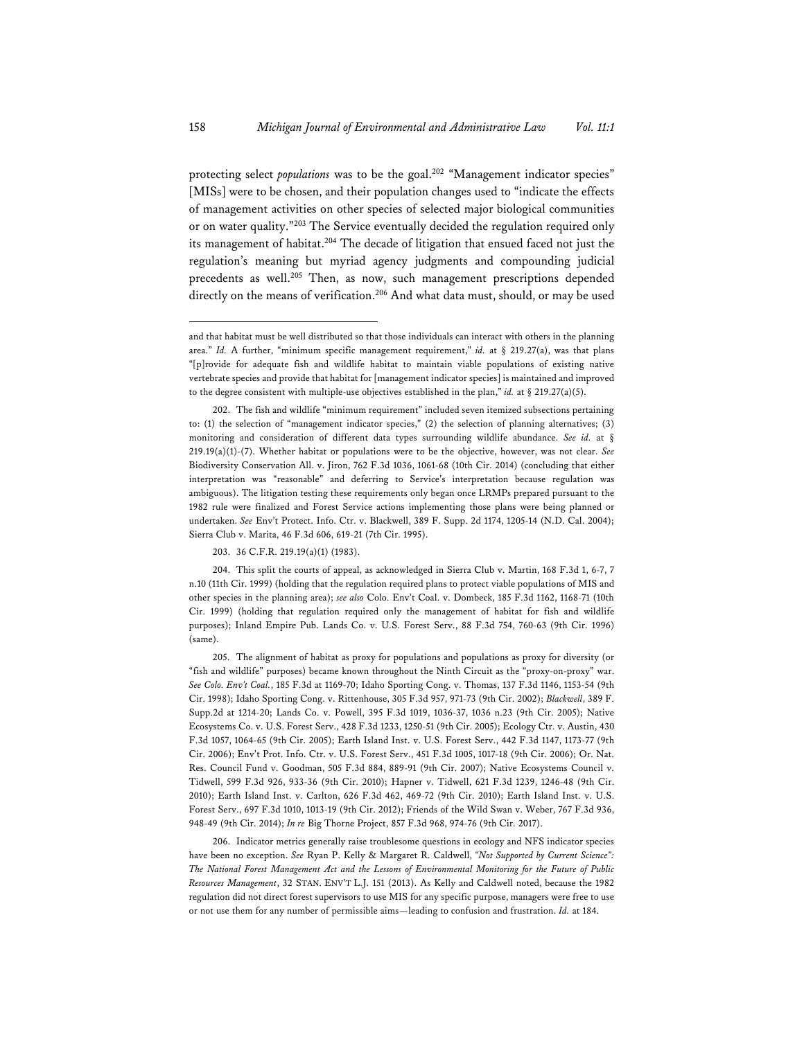protecting select *populations* was to be the goal.[202] "Management indicator species" [MISs] were to be chosen, and their population changes used to "indicate the effects of management activities on other species of selected major biological communities or on water quality."[203] The Service eventually decided the regulation required only its management of habitat.[204] The decade of litigation that ensued faced not just the regulation's meaning but myriad agency judgments and compounding judicial precedents as well.[205] Then, as now, such management prescriptions depended directly on the means of verification.[206] And what data must, should, or may be used

---

and that habitat must be well distributed so that those individuals can interact with others in the planning area." *Id.* A further, "minimum specific management requirement," *id.* at § 219.27(a), was that plans "[p]rovide for adequate fish and wildlife habitat to maintain viable populations of existing native vertebrate species and provide that habitat for [management indicator species] is maintained and improved to the degree consistent with multiple-use objectives established in the plan," *id.* at § 219.27(a)(5).

202. The fish and wildlife "minimum requirement" included seven itemized subsections pertaining to: (1) the selection of "management indicator species," (2) the selection of planning alternatives; (3) monitoring and consideration of different data types surrounding wildlife abundance. *See id.* at § 219.19(a)(1)-(7). Whether habitat or populations were to be the objective, however, was not clear. *See* Biodiversity Conservation All. v. Jiron, 762 F.3d 1036, 1061-68 (10th Cir. 2014) (concluding that either interpretation was "reasonable" and deferring to Service's interpretation because regulation was ambiguous). The litigation testing these requirements only began once LRMPs prepared pursuant to the 1982 rule were finalized and Forest Service actions implementing those plans were being planned or undertaken. *See* Env't Protect. Info. Ctr. v. Blackwell, 389 F. Supp. 2d 1174, 1205-14 (N.D. Cal. 2004); Sierra Club v. Marita, 46 F.3d 606, 619-21 (7th Cir. 1995).

203. 36 C.F.R. 219.19(a)(1) (1983).

204. This split the courts of appeal, as acknowledged in Sierra Club v. Martin, 168 F.3d 1, 6-7, 7 n.10 (11th Cir. 1999) (holding that the regulation required plans to protect viable populations of MIS and other species in the planning area); *see also* Colo. Env't Coal. v. Dombeck, 185 F.3d 1162, 1168-71 (10th Cir. 1999) (holding that regulation required only the management of habitat for fish and wildlife purposes); Inland Empire Pub. Lands Co. v. U.S. Forest Serv., 88 F.3d 754, 760-63 (9th Cir. 1996) (same).

205. The alignment of habitat as proxy for populations and populations as proxy for diversity (or "fish and wildlife" purposes) became known throughout the Ninth Circuit as the "proxy-on-proxy" war. *See Colo. Env't Coal.*, 185 F.3d at 1169-70; Idaho Sporting Cong. v. Thomas, 137 F.3d 1146, 1153-54 (9th Cir. 1998); Idaho Sporting Cong. v. Rittenhouse, 305 F.3d 957, 971-73 (9th Cir. 2002); *Blackwell*, 389 F. Supp.2d at 1214-20; Lands Co. v. Powell, 395 F.3d 1019, 1036-37, 1036 n.23 (9th Cir. 2005); Native Ecosystems Co. v. U.S. Forest Serv., 428 F.3d 1233, 1250-51 (9th Cir. 2005); Ecology Ctr. v. Austin, 430 F.3d 1057, 1064-65 (9th Cir. 2005); Earth Island Inst. v. U.S. Forest Serv., 442 F.3d 1147, 1173-77 (9th Cir. 2006); Env't Prot. Info. Ctr. v. U.S. Forest Serv., 451 F.3d 1005, 1017-18 (9th Cir. 2006); Or. Nat. Res. Council Fund v. Goodman, 505 F.3d 884, 889-91 (9th Cir. 2007); Native Ecosystems Council v. Tidwell, 599 F.3d 926, 933-36 (9th Cir. 2010); Hapner v. Tidwell, 621 F.3d 1239, 1246-48 (9th Cir. 2010); Earth Island Inst. v. Carlton, 626 F.3d 462, 469-72 (9th Cir. 2010); Earth Island Inst. v. U.S. Forest Serv., 697 F.3d 1010, 1013-19 (9th Cir. 2012); Friends of the Wild Swan v. Weber, 767 F.3d 936, 948-49 (9th Cir. 2014); *In re* Big Thorne Project, 857 F.3d 968, 974-76 (9th Cir. 2017).

206. Indicator metrics generally raise troublesome questions in ecology and NFS indicator species have been no exception. *See* Ryan P. Kelly & Margaret R. Caldwell, *"Not Supported by Current Science": The National Forest Management Act and the Lessons of Environmental Monitoring for the Future of Public Resources Management*, 32 STAN. ENV'T L.J. 151 (2013). As Kelly and Caldwell noted, because the 1982 regulation did not direct forest supervisors to use MIS for any specific purpose, managers were free to use or not use them for any number of permissible aims—leading to confusion and frustration. *Id.* at 184.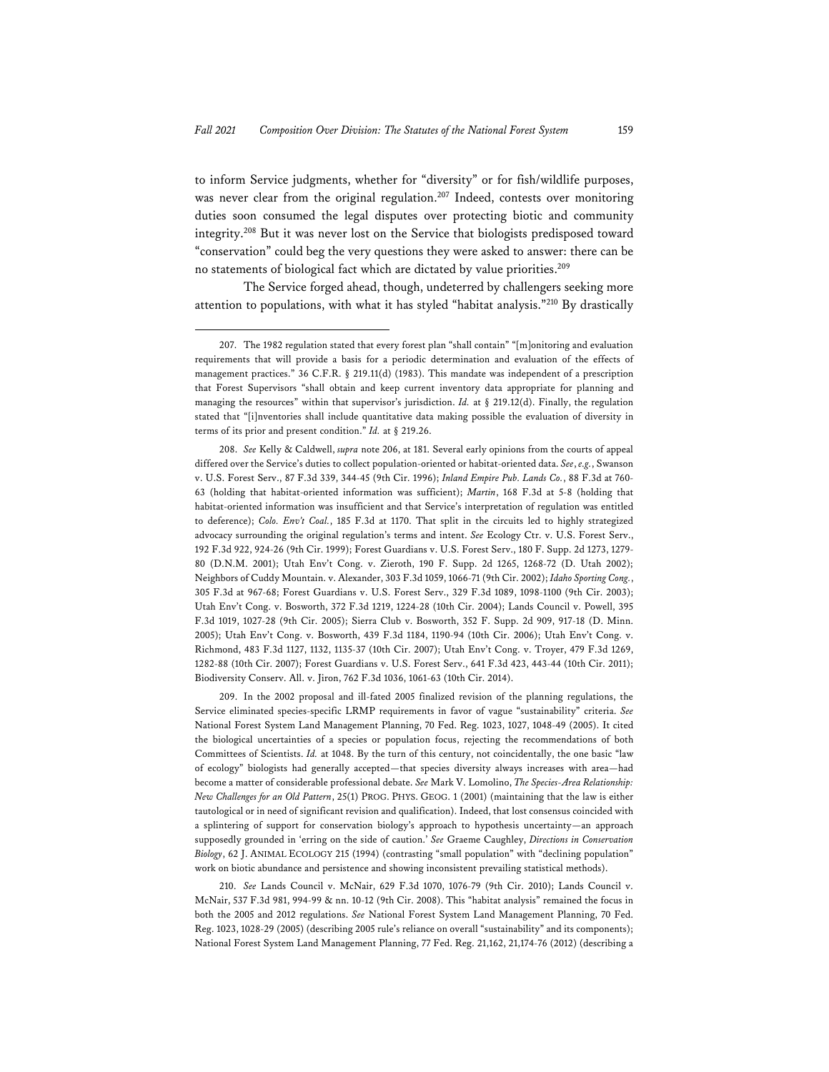to inform Service judgments, whether for "diversity" or for fish/wildlife purposes, was never clear from the original regulation.[207] Indeed, contests over monitoring duties soon consumed the legal disputes over protecting biotic and community integrity.[208] But it was never lost on the Service that biologists predisposed toward "conservation" could beg the very questions they were asked to answer: there can be no statements of biological fact which are dictated by value priorities.[209]

The Service forged ahead, though, undeterred by challengers seeking more attention to populations, with what it has styled "habitat analysis."[210] By drastically

---

207. The 1982 regulation stated that every forest plan "shall contain" "[m]onitoring and evaluation requirements that will provide a basis for a periodic determination and evaluation of the effects of management practices." 36 C.F.R. § 219.11(d) (1983). This mandate was independent of a prescription that Forest Supervisors "shall obtain and keep current inventory data appropriate for planning and managing the resources" within that supervisor's jurisdiction. *Id.* at § 219.12(d). Finally, the regulation stated that "[i]nventories shall include quantitative data making possible the evaluation of diversity in terms of its prior and present condition." *Id.* at § 219.26.

208. *See* Kelly & Caldwell, *supra* note 206, at 181. Several early opinions from the courts of appeal differed over the Service's duties to collect population-oriented or habitat-oriented data. *See*, *e.g.*, Swanson v. U.S. Forest Serv., 87 F.3d 339, 344-45 (9th Cir. 1996); *Inland Empire Pub. Lands Co.*, 88 F.3d at 760-63 (holding that habitat-oriented information was sufficient); *Martin*, 168 F.3d at 5-8 (holding that habitat-oriented information was insufficient and that Service's interpretation of regulation was entitled to deference); *Colo. Env't Coal.*, 185 F.3d at 1170. That split in the circuits led to highly strategized advocacy surrounding the original regulation's terms and intent. *See* Ecology Ctr. v. U.S. Forest Serv., 192 F.3d 922, 924-26 (9th Cir. 1999); Forest Guardians v. U.S. Forest Serv., 180 F. Supp. 2d 1273, 1279-80 (D.N.M. 2001); Utah Env't Cong. v. Zieroth, 190 F. Supp. 2d 1265, 1268-72 (D. Utah 2002); Neighbors of Cuddy Mountain. v. Alexander, 303 F.3d 1059, 1066-71 (9th Cir. 2002); *Idaho Sporting Cong.*, 305 F.3d at 967-68; Forest Guardians v. U.S. Forest Serv., 329 F.3d 1089, 1098-1100 (9th Cir. 2003); Utah Env't Cong. v. Bosworth, 372 F.3d 1219, 1224-28 (10th Cir. 2004); Lands Council v. Powell, 395 F.3d 1019, 1027-28 (9th Cir. 2005); Sierra Club v. Bosworth, 352 F. Supp. 2d 909, 917-18 (D. Minn. 2005); Utah Env't Cong. v. Bosworth, 439 F.3d 1184, 1190-94 (10th Cir. 2006); Utah Env't Cong. v. Richmond, 483 F.3d 1127, 1132, 1135-37 (10th Cir. 2007); Utah Env't Cong. v. Troyer, 479 F.3d 1269, 1282-88 (10th Cir. 2007); Forest Guardians v. U.S. Forest Serv., 641 F.3d 423, 443-44 (10th Cir. 2011); Biodiversity Conserv. All. v. Jiron, 762 F.3d 1036, 1061-63 (10th Cir. 2014).

209. In the 2002 proposal and ill-fated 2005 finalized revision of the planning regulations, the Service eliminated species-specific LRMP requirements in favor of vague "sustainability" criteria. *See* National Forest System Land Management Planning, 70 Fed. Reg. 1023, 1027, 1048-49 (2005). It cited the biological uncertainties of a species or population focus, rejecting the recommendations of both Committees of Scientists. *Id.* at 1048. By the turn of this century, not coincidentally, the one basic "law of ecology" biologists had generally accepted—that species diversity always increases with area—had become a matter of considerable professional debate. *See* Mark V. Lomolino, *The Species-Area Relationship: New Challenges for an Old Pattern*, 25(1) PROG. PHYS. GEOG. 1 (2001) (maintaining that the law is either tautological or in need of significant revision and qualification). Indeed, that lost consensus coincided with a splintering of support for conservation biology's approach to hypothesis uncertainty—an approach supposedly grounded in 'erring on the side of caution.' *See* Graeme Caughley, *Directions in Conservation Biology*, 62 J. ANIMAL ECOLOGY 215 (1994) (contrasting "small population" with "declining population" work on biotic abundance and persistence and showing inconsistent prevailing statistical methods).

210. *See* Lands Council v. McNair, 629 F.3d 1070, 1076-79 (9th Cir. 2010); Lands Council v. McNair, 537 F.3d 981, 994-99 & nn. 10-12 (9th Cir. 2008). This "habitat analysis" remained the focus in both the 2005 and 2012 regulations. *See* National Forest System Land Management Planning, 70 Fed. Reg. 1023, 1028-29 (2005) (describing 2005 rule's reliance on overall "sustainability" and its components); National Forest System Land Management Planning, 77 Fed. Reg. 21,162, 21,174-76 (2012) (describing a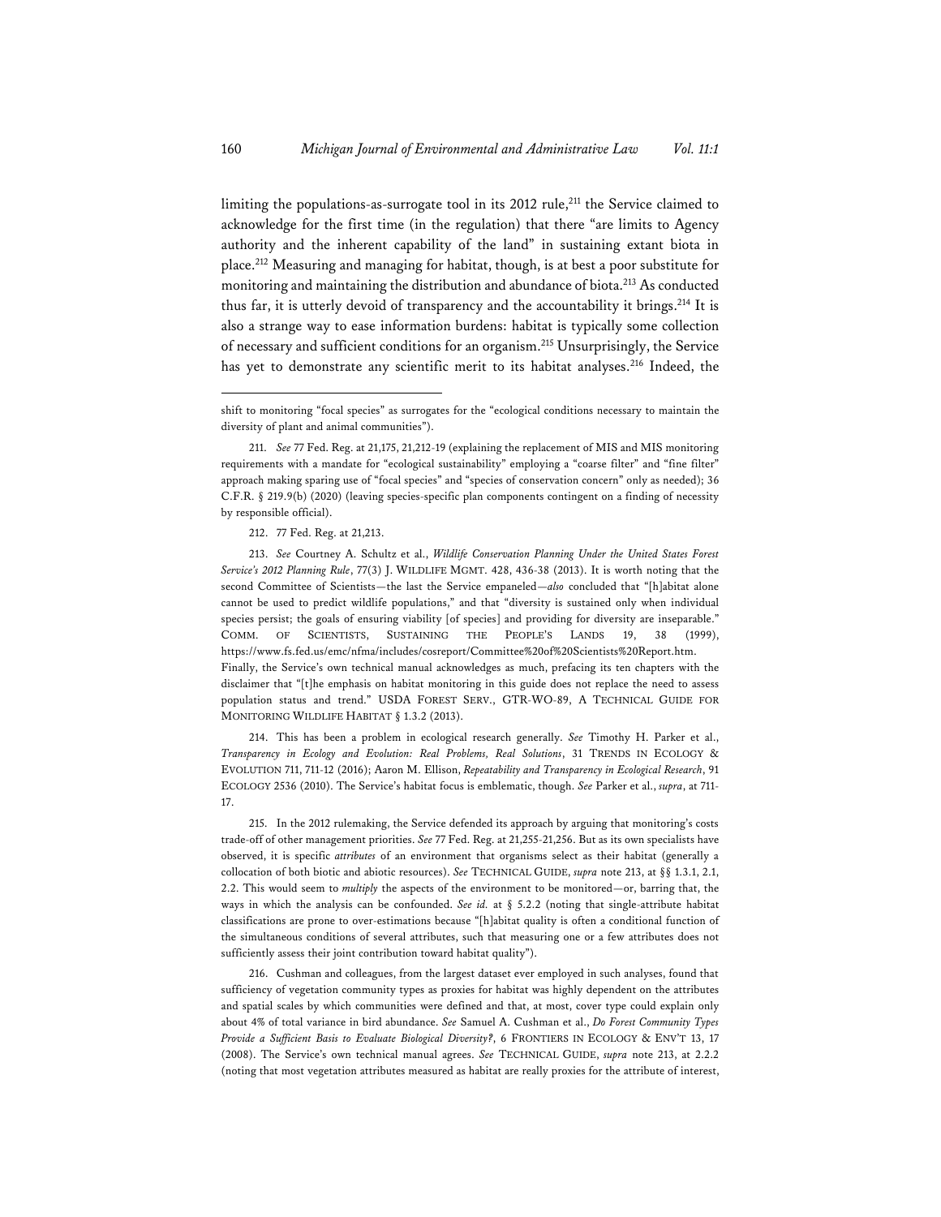limiting the populations-as-surrogate tool in its 2012 rule,[211] the Service claimed to acknowledge for the first time (in the regulation) that there "are limits to Agency authority and the inherent capability of the land" in sustaining extant biota in place.[212] Measuring and managing for habitat, though, is at best a poor substitute for monitoring and maintaining the distribution and abundance of biota.[213] As conducted thus far, it is utterly devoid of transparency and the accountability it brings.[214] It is also a strange way to ease information burdens: habitat is typically some collection of necessary and sufficient conditions for an organism.[215] Unsurprisingly, the Service has yet to demonstrate any scientific merit to its habitat analyses.[216] Indeed, the

---

shift to monitoring "focal species" as surrogates for the "ecological conditions necessary to maintain the diversity of plant and animal communities").

211. *See* 77 Fed. Reg. at 21,175, 21,212-19 (explaining the replacement of MIS and MIS monitoring requirements with a mandate for "ecological sustainability" employing a "coarse filter" and "fine filter" approach making sparing use of "focal species" and "species of conservation concern" only as needed); 36 C.F.R. § 219.9(b) (2020) (leaving species-specific plan components contingent on a finding of necessity by responsible official).

212. 77 Fed. Reg. at 21,213.

213. *See* Courtney A. Schultz et al., *Wildlife Conservation Planning Under the United States Forest Service's 2012 Planning Rule*, 77(3) J. WILDLIFE MGMT. 428, 436-38 (2013). It is worth noting that the second Committee of Scientists—the last the Service empaneled—*also* concluded that "[h]abitat alone cannot be used to predict wildlife populations," and that "diversity is sustained only when individual species persist; the goals of ensuring viability [of species] and providing for diversity are inseparable." COMM. OF SCIENTISTS, SUSTAINING THE PEOPLE'S LANDS 19, 38 (1999), https://www.fs.fed.us/emc/nfma/includes/cosreport/Committee%20of%20Scientists%20Report.htm. Finally, the Service's own technical manual acknowledges as much, prefacing its ten chapters with the disclaimer that "[t]he emphasis on habitat monitoring in this guide does not replace the need to assess population status and trend." USDA FOREST SERV., GTR-WO-89, A TECHNICAL GUIDE FOR MONITORING WILDLIFE HABITAT § 1.3.2 (2013).

214. This has been a problem in ecological research generally. *See* Timothy H. Parker et al., *Transparency in Ecology and Evolution: Real Problems, Real Solutions*, 31 TRENDS IN ECOLOGY & EVOLUTION 711, 711-12 (2016); Aaron M. Ellison, *Repeatability and Transparency in Ecological Research*, 91 ECOLOGY 2536 (2010). The Service's habitat focus is emblematic, though. *See* Parker et al., *supra*, at 711-17.

215. In the 2012 rulemaking, the Service defended its approach by arguing that monitoring's costs trade-off of other management priorities. *See* 77 Fed. Reg. at 21,255-21,256. But as its own specialists have observed, it is specific *attributes* of an environment that organisms select as their habitat (generally a collocation of both biotic and abiotic resources). *See* TECHNICAL GUIDE, *supra* note 213, at §§ 1.3.1, 2.1, 2.2. This would seem to *multiply* the aspects of the environment to be monitored—or, barring that, the ways in which the analysis can be confounded. *See id.* at § 5.2.2 (noting that single-attribute habitat classifications are prone to over-estimations because "[h]abitat quality is often a conditional function of the simultaneous conditions of several attributes, such that measuring one or a few attributes does not sufficiently assess their joint contribution toward habitat quality").

216. Cushman and colleagues, from the largest dataset ever employed in such analyses, found that sufficiency of vegetation community types as proxies for habitat was highly dependent on the attributes and spatial scales by which communities were defined and that, at most, cover type could explain only about 4% of total variance in bird abundance. *See* Samuel A. Cushman et al., *Do Forest Community Types Provide a Sufficient Basis to Evaluate Biological Diversity?*, 6 FRONTIERS IN ECOLOGY & ENV'T 13, 17 (2008). The Service's own technical manual agrees. *See* TECHNICAL GUIDE, *supra* note 213, at 2.2.2 (noting that most vegetation attributes measured as habitat are really proxies for the attribute of interest,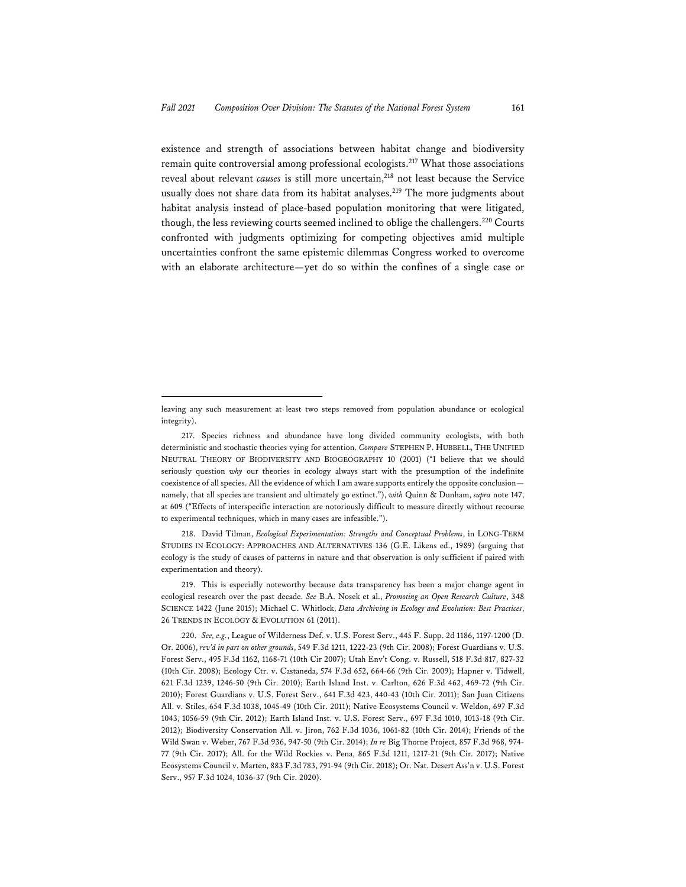existence and strength of associations between habitat change and biodiversity remain quite controversial among professional ecologists.[217] What those associations reveal about relevant *causes* is still more uncertain,[218] not least because the Service usually does not share data from its habitat analyses.[219] The more judgments about habitat analysis instead of place-based population monitoring that were litigated, though, the less reviewing courts seemed inclined to oblige the challengers.[220] Courts confronted with judgments optimizing for competing objectives amid multiple uncertainties confront the same epistemic dilemmas Congress worked to overcome with an elaborate architecture—yet do so within the confines of a single case or

---

leaving any such measurement at least two steps removed from population abundance or ecological integrity).

217. Species richness and abundance have long divided community ecologists, with both deterministic and stochastic theories vying for attention. *Compare* STEPHEN P. HUBBELL, THE UNIFIED NEUTRAL THEORY OF BIODIVERSITY AND BIOGEOGRAPHY 10 (2001) ("I believe that we should seriously question *why* our theories in ecology always start with the presumption of the indefinite coexistence of all species. All the evidence of which I am aware supports entirely the opposite conclusion—namely, that all species are transient and ultimately go extinct."), *with* Quinn & Dunham, *supra* note 147, at 609 ("Effects of interspecific interaction are notoriously difficult to measure directly without recourse to experimental techniques, which in many cases are infeasible.").

218. David Tilman, *Ecological Experimentation: Strengths and Conceptual Problems*, in LONG-TERM STUDIES IN ECOLOGY: APPROACHES AND ALTERNATIVES 136 (G.E. Likens ed., 1989) (arguing that ecology is the study of causes of patterns in nature and that observation is only sufficient if paired with experimentation and theory).

219. This is especially noteworthy because data transparency has been a major change agent in ecological research over the past decade. *See* B.A. Nosek et al., *Promoting an Open Research Culture*, 348 SCIENCE 1422 (June 2015); Michael C. Whitlock, *Data Archiving in Ecology and Evolution: Best Practices*, 26 TRENDS IN ECOLOGY & EVOLUTION 61 (2011).

220. *See, e.g.*, League of Wilderness Def. v. U.S. Forest Serv., 445 F. Supp. 2d 1186, 1197-1200 (D. Or. 2006), *rev'd in part on other grounds*, 549 F.3d 1211, 1222-23 (9th Cir. 2008); Forest Guardians v. U.S. Forest Serv., 495 F.3d 1162, 1168-71 (10th Cir 2007); Utah Env't Cong. v. Russell, 518 F.3d 817, 827-32 (10th Cir. 2008); Ecology Ctr. v. Castaneda, 574 F.3d 652, 664-66 (9th Cir. 2009); Hapner v. Tidwell, 621 F.3d 1239, 1246-50 (9th Cir. 2010); Earth Island Inst. v. Carlton, 626 F.3d 462, 469-72 (9th Cir. 2010); Forest Guardians v. U.S. Forest Serv., 641 F.3d 423, 440-43 (10th Cir. 2011); San Juan Citizens All. v. Stiles, 654 F.3d 1038, 1045-49 (10th Cir. 2011); Native Ecosystems Council v. Weldon, 697 F.3d 1043, 1056-59 (9th Cir. 2012); Earth Island Inst. v. U.S. Forest Serv., 697 F.3d 1010, 1013-18 (9th Cir. 2012); Biodiversity Conservation All. v. Jiron, 762 F.3d 1036, 1061-82 (10th Cir. 2014); Friends of the Wild Swan v. Weber, 767 F.3d 936, 947-50 (9th Cir. 2014); *In re* Big Thorne Project, 857 F.3d 968, 974-77 (9th Cir. 2017); All. for the Wild Rockies v. Pena, 865 F.3d 1211, 1217-21 (9th Cir. 2017); Native Ecosystems Council v. Marten, 883 F.3d 783, 791-94 (9th Cir. 2018); Or. Nat. Desert Ass'n v. U.S. Forest Serv., 957 F.3d 1024, 1036-37 (9th Cir. 2020).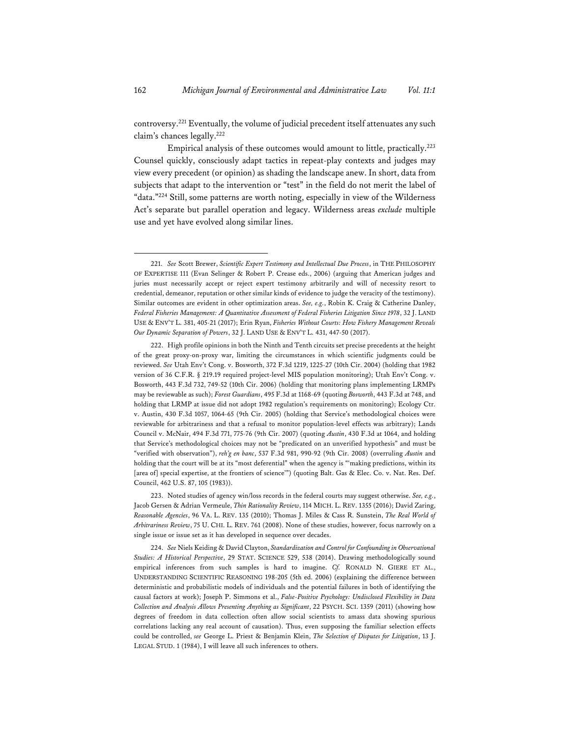controversy.[221] Eventually, the volume of judicial precedent itself attenuates any such claim's chances legally.[222]

Empirical analysis of these outcomes would amount to little, practically.[223] Counsel quickly, consciously adapt tactics in repeat-play contexts and judges may view every precedent (or opinion) as shading the landscape anew. In short, data from subjects that adapt to the intervention or "test" in the field do not merit the label of "data."[224] Still, some patterns are worth noting, especially in view of the Wilderness Act's separate but parallel operation and legacy. Wilderness areas *exclude* multiple use and yet have evolved along similar lines.

---

221. *See* Scott Brewer, *Scientific Expert Testimony and Intellectual Due Process*, in THE PHILOSOPHY OF EXPERTISE 111 (Evan Selinger & Robert P. Crease eds., 2006) (arguing that American judges and juries must necessarily accept or reject expert testimony arbitrarily and will of necessity resort to credential, demeanor, reputation or other similar kinds of evidence to judge the veracity of the testimony). Similar outcomes are evident in other optimization areas. *See, e.g.*, Robin K. Craig & Catherine Danley, *Federal Fisheries Management: A Quantitative Assessment of Federal Fisheries Litigation Since 1978*, 32 J. LAND USE & ENV'T L. 381, 405-21 (2017); Erin Ryan, *Fisheries Without Courts: How Fishery Management Reveals Our Dynamic Separation of Powers*, 32 J. LAND USE & ENV'T L. 431, 447-50 (2017).

222. High profile opinions in both the Ninth and Tenth circuits set precise precedents at the height of the great proxy-on-proxy war, limiting the circumstances in which scientific judgments could be reviewed. *See* Utah Env't Cong. v. Bosworth, 372 F.3d 1219, 1225-27 (10th Cir. 2004) (holding that 1982 version of 36 C.F.R. § 219.19 required project-level MIS population monitoring); Utah Env't Cong. v. Bosworth, 443 F.3d 732, 749-52 (10th Cir. 2006) (holding that monitoring plans implementing LRMPs may be reviewable as such); *Forest Guardians*, 495 F.3d at 1168-69 (quoting *Bosworth*, 443 F.3d at 748, and holding that LRMP at issue did not adopt 1982 regulation's requirements on monitoring); Ecology Ctr. v. Austin, 430 F.3d 1057, 1064-65 (9th Cir. 2005) (holding that Service's methodological choices were reviewable for arbitrariness and that a refusal to monitor population-level effects was arbitrary); Lands Council v. McNair, 494 F.3d 771, 775-76 (9th Cir. 2007) (quoting *Austin*, 430 F.3d at 1064, and holding that Service's methodological choices may not be "predicated on an unverified hypothesis" and must be "verified with observation"), *reh'g en banc*, 537 F.3d 981, 990-92 (9th Cir. 2008) (overruling *Austin* and holding that the court will be at its "most deferential" when the agency is "'making predictions, within its [area of] special expertise, at the frontiers of science'") (quoting Balt. Gas & Elec. Co. v. Nat. Res. Def. Council, 462 U.S. 87, 105 (1983)).

223. Noted studies of agency win/loss records in the federal courts may suggest otherwise. *See, e.g.*, Jacob Gersen & Adrian Vermeule, *Thin Rationality Review*, 114 MICH. L. REV. 1355 (2016); David Zaring, *Reasonable Agencies*, 96 VA. L. REV. 135 (2010); Thomas J. Miles & Cass R. Sunstein, *The Real World of Arbitrariness Review*, 75 U. CHI. L. REV. 761 (2008). None of these studies, however, focus narrowly on a single issue or issue set as it has developed in sequence over decades.

224. *See* Niels Keiding & David Clayton, *Standardization and Control for Confounding in Observational Studies: A Historical Perspective*, 29 STAT. SCIENCE 529, 538 (2014). Drawing methodologically sound empirical inferences from such samples is hard to imagine. *Cf.* RONALD N. GIERE ET AL., UNDERSTANDING SCIENTIFIC REASONING 198-205 (5th ed. 2006) (explaining the difference between deterministic and probabilistic models of individuals and the potential failures in both of identifying the causal factors at work); Joseph P. Simmons et al., *False-Positive Psychology: Undisclosed Flexibility in Data Collection and Analysis Allows Presenting Anything as Significant*, 22 PSYCH. SCI. 1359 (2011) (showing how degrees of freedom in data collection often allow social scientists to amass data showing spurious correlations lacking any real account of causation). Thus, even supposing the familiar selection effects could be controlled, *see* George L. Priest & Benjamin Klein, *The Selection of Disputes for Litigation*, 13 J. LEGAL STUD. 1 (1984), I will leave all such inferences to others.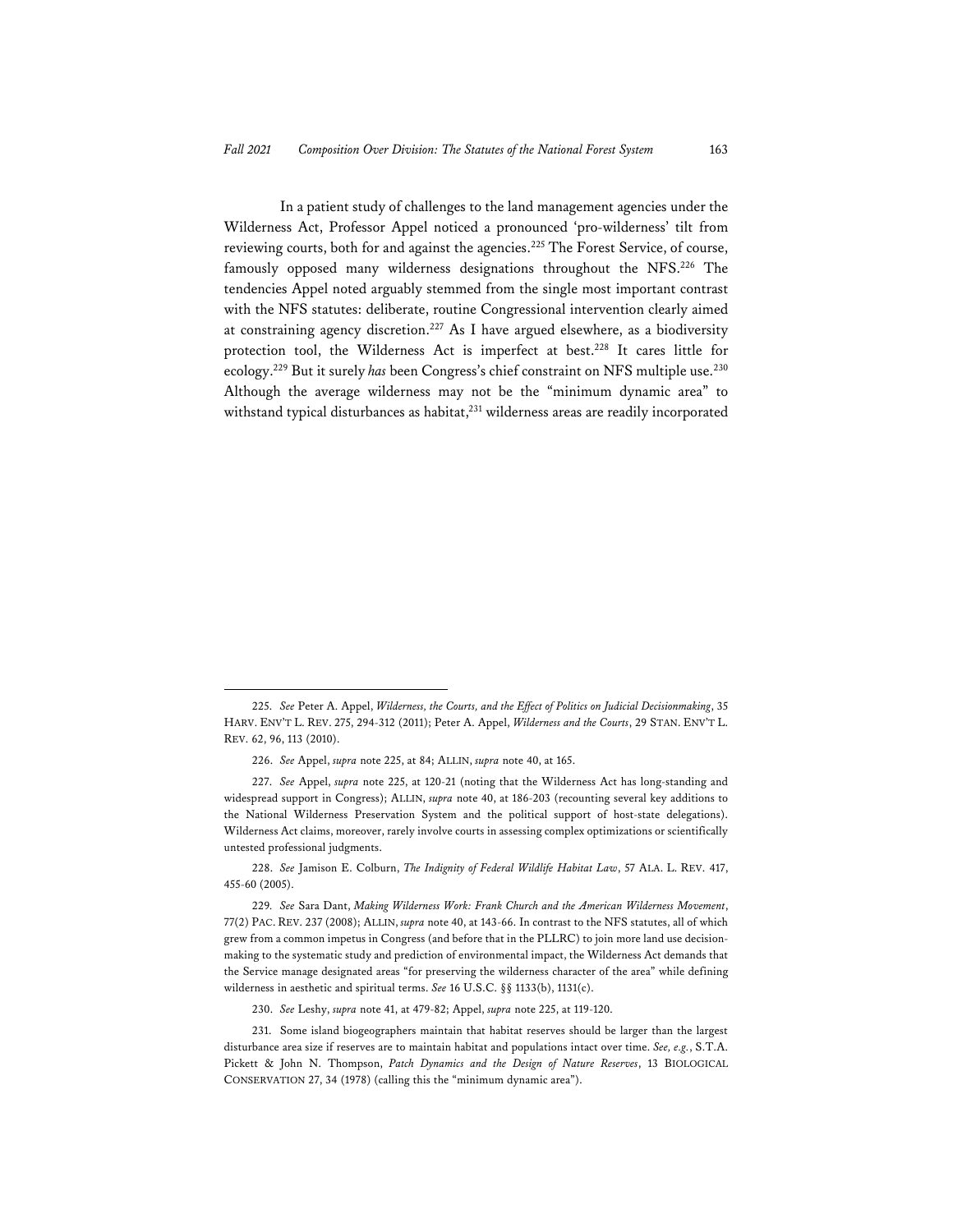In a patient study of challenges to the land management agencies under the Wilderness Act, Professor Appel noticed a pronounced 'pro-wilderness' tilt from reviewing courts, both for and against the agencies.[225] The Forest Service, of course, famously opposed many wilderness designations throughout the NFS.[226] The tendencies Appel noted arguably stemmed from the single most important contrast with the NFS statutes: deliberate, routine Congressional intervention clearly aimed at constraining agency discretion.[227] As I have argued elsewhere, as a biodiversity protection tool, the Wilderness Act is imperfect at best.[228] It cares little for ecology.[229] But it surely *has* been Congress's chief constraint on NFS multiple use.[230] Although the average wilderness may not be the "minimum dynamic area" to withstand typical disturbances as habitat,[231] wilderness areas are readily incorporated

---

225. *See* Peter A. Appel, *Wilderness, the Courts, and the Effect of Politics on Judicial Decisionmaking*, 35 HARV. ENV'T L. REV. 275, 294-312 (2011); Peter A. Appel, *Wilderness and the Courts*, 29 STAN. ENV'T L. REV. 62, 96, 113 (2010).

226. *See* Appel, *supra* note 225, at 84; ALLIN, *supra* note 40, at 165.

227. *See* Appel, *supra* note 225, at 120-21 (noting that the Wilderness Act has long-standing and widespread support in Congress); ALLIN, *supra* note 40, at 186-203 (recounting several key additions to the National Wilderness Preservation System and the political support of host-state delegations). Wilderness Act claims, moreover, rarely involve courts in assessing complex optimizations or scientifically untested professional judgments.

228. *See* Jamison E. Colburn, *The Indignity of Federal Wildlife Habitat Law*, 57 ALA. L. REV. 417, 455-60 (2005).

229. *See* Sara Dant, *Making Wilderness Work: Frank Church and the American Wilderness Movement*, 77(2) PAC. REV. 237 (2008); ALLIN, *supra* note 40, at 143-66. In contrast to the NFS statutes, all of which grew from a common impetus in Congress (and before that in the PLLRC) to join more land use decision-making to the systematic study and prediction of environmental impact, the Wilderness Act demands that the Service manage designated areas "for preserving the wilderness character of the area" while defining wilderness in aesthetic and spiritual terms. *See* 16 U.S.C. §§ 1133(b), 1131(c).

230. *See* Leshy, *supra* note 41, at 479-82; Appel, *supra* note 225, at 119-120.

231. Some island biogeographers maintain that habitat reserves should be larger than the largest disturbance area size if reserves are to maintain habitat and populations intact over time. *See, e.g.*, S.T.A. Pickett & John N. Thompson, *Patch Dynamics and the Design of Nature Reserves*, 13 BIOLOGICAL CONSERVATION 27, 34 (1978) (calling this the "minimum dynamic area").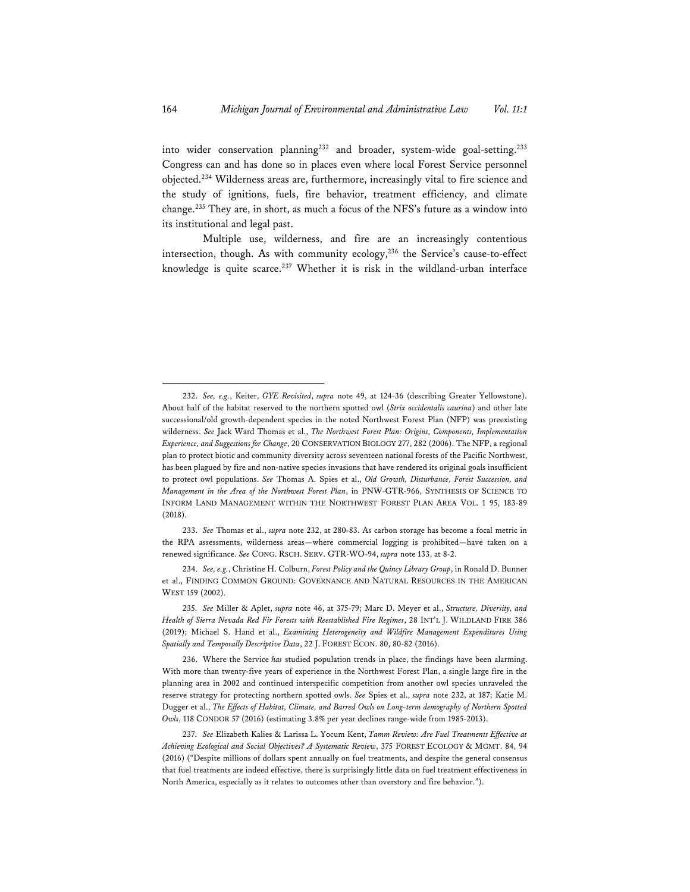into wider conservation planning[232] and broader, system-wide goal-setting.[233] Congress can and has done so in places even where local Forest Service personnel objected.[234] Wilderness areas are, furthermore, increasingly vital to fire science and the study of ignitions, fuels, fire behavior, treatment efficiency, and climate change.[235] They are, in short, as much a focus of the NFS's future as a window into its institutional and legal past.

Multiple use, wilderness, and fire are an increasingly contentious intersection, though. As with community ecology,[236] the Service's cause-to-effect knowledge is quite scarce.[237] Whether it is risk in the wildland-urban interface

---

232. *See, e.g.*, Keiter, *GYE Revisited*, *supra* note 49, at 124-36 (describing Greater Yellowstone). About half of the habitat reserved to the northern spotted owl (*Strix occidentalis caurina*) and other late successional/old growth-dependent species in the noted Northwest Forest Plan (NFP) was preexisting wilderness. *See* Jack Ward Thomas et al., *The Northwest Forest Plan: Origins, Components, Implementation Experience, and Suggestions for Change*, 20 CONSERVATION BIOLOGY 277, 282 (2006). The NFP, a regional plan to protect biotic and community diversity across seventeen national forests of the Pacific Northwest, has been plagued by fire and non-native species invasions that have rendered its original goals insufficient to protect owl populations. *See* Thomas A. Spies et al., *Old Growth, Disturbance, Forest Succession, and Management in the Area of the Northwest Forest Plan*, in PNW-GTR-966, SYNTHESIS OF SCIENCE TO INFORM LAND MANAGEMENT WITHIN THE NORTHWEST FOREST PLAN AREA VOL. 1 95, 183-89 (2018).

233. *See* Thomas et al., *supra* note 232, at 280-83. As carbon storage has become a focal metric in the RPA assessments, wilderness areas—where commercial logging is prohibited—have taken on a renewed significance. *See* CONG. RSCH. SERV. GTR-WO-94, *supra* note 133, at 8-2.

234. *See, e.g.*, Christine H. Colburn, *Forest Policy and the Quincy Library Group*, in Ronald D. Bunner et al., FINDING COMMON GROUND: GOVERNANCE AND NATURAL RESOURCES IN THE AMERICAN WEST 159 (2002).

235. *See* Miller & Aplet, *supra* note 46, at 375-79; Marc D. Meyer et al., *Structure, Diversity, and Health of Sierra Nevada Red Fir Forests with Reestablished Fire Regimes*, 28 INT'L J. WILDLAND FIRE 386 (2019); Michael S. Hand et al., *Examining Heterogeneity and Wildfire Management Expenditures Using Spatially and Temporally Descriptive Data*, 22 J. FOREST ECON. 80, 80-82 (2016).

236. Where the Service *has* studied population trends in place, the findings have been alarming. With more than twenty-five years of experience in the Northwest Forest Plan, a single large fire in the planning area in 2002 and continued interspecific competition from another owl species unraveled the reserve strategy for protecting northern spotted owls. *See* Spies et al., *supra* note 232, at 187; Katie M. Dugger et al., *The Effects of Habitat, Climate, and Barred Owls on Long-term demography of Northern Spotted Owls*, 118 CONDOR 57 (2016) (estimating 3.8% per year declines range-wide from 1985-2013).

237. *See* Elizabeth Kalies & Larissa L. Yocum Kent, *Tamm Review: Are Fuel Treatments Effective at Achieving Ecological and Social Objectives? A Systematic Review*, 375 FOREST ECOLOGY & MGMT. 84, 94 (2016) ("Despite millions of dollars spent annually on fuel treatments, and despite the general consensus that fuel treatments are indeed effective, there is surprisingly little data on fuel treatment effectiveness in North America, especially as it relates to outcomes other than overstory and fire behavior.").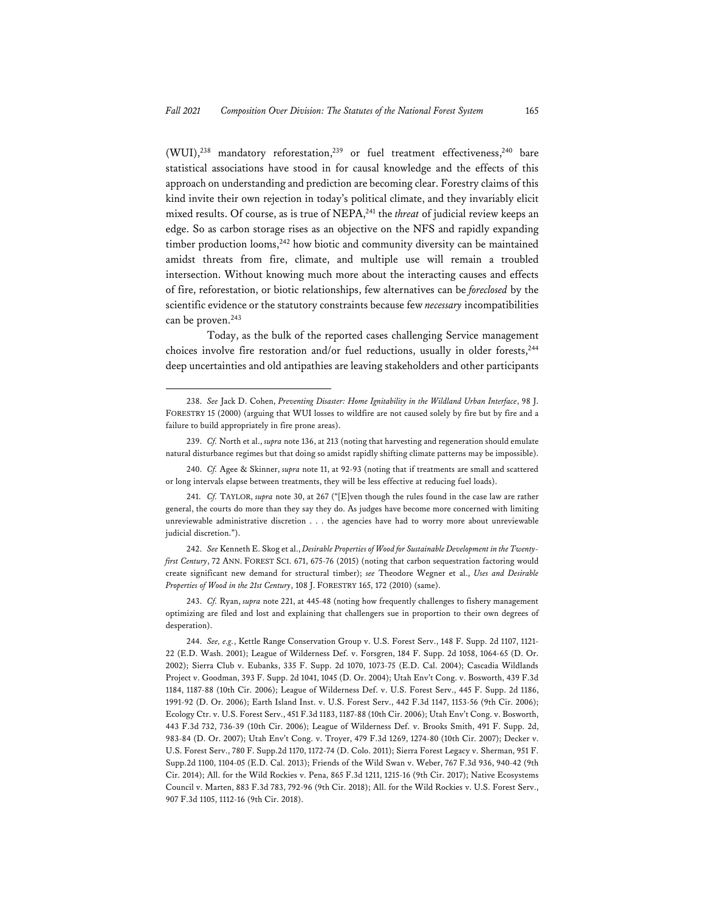(WUI),[238] mandatory reforestation,[239] or fuel treatment effectiveness,[240] bare statistical associations have stood in for causal knowledge and the effects of this approach on understanding and prediction are becoming clear. Forestry claims of this kind invite their own rejection in today's political climate, and they invariably elicit mixed results. Of course, as is true of NEPA,[241] the *threat* of judicial review keeps an edge. So as carbon storage rises as an objective on the NFS and rapidly expanding timber production looms,[242] how biotic and community diversity can be maintained amidst threats from fire, climate, and multiple use will remain a troubled intersection. Without knowing much more about the interacting causes and effects of fire, reforestation, or biotic relationships, few alternatives can be *foreclosed* by the scientific evidence or the statutory constraints because few *necessary* incompatibilities can be proven.[243]

Today, as the bulk of the reported cases challenging Service management choices involve fire restoration and/or fuel reductions, usually in older forests,[244] deep uncertainties and old antipathies are leaving stakeholders and other participants

---

238. *See* Jack D. Cohen, *Preventing Disaster: Home Ignitability in the Wildland Urban Interface*, 98 J. FORESTRY 15 (2000) (arguing that WUI losses to wildfire are not caused solely by fire but by fire and a failure to build appropriately in fire prone areas).

239. *Cf.* North et al., *supra* note 136, at 213 (noting that harvesting and regeneration should emulate natural disturbance regimes but that doing so amidst rapidly shifting climate patterns may be impossible).

240. *Cf.* Agee & Skinner, *supra* note 11, at 92-93 (noting that if treatments are small and scattered or long intervals elapse between treatments, they will be less effective at reducing fuel loads).

241. *Cf.* TAYLOR, *supra* note 30, at 267 ("[E]ven though the rules found in the case law are rather general, the courts do more than they say they do. As judges have become more concerned with limiting unreviewable administrative discretion . . . the agencies have had to worry more about unreviewable judicial discretion.").

242. *See* Kenneth E. Skog et al., *Desirable Properties of Wood for Sustainable Development in the Twenty-first Century*, 72 ANN. FOREST SCI. 671, 675-76 (2015) (noting that carbon sequestration factoring would create significant new demand for structural timber); *see* Theodore Wegner et al., *Uses and Desirable Properties of Wood in the 21st Century*, 108 J. FORESTRY 165, 172 (2010) (same).

243. *Cf.* Ryan, *supra* note 221, at 445-48 (noting how frequently challenges to fishery management optimizing are filed and lost and explaining that challengers sue in proportion to their own degrees of desperation).

244. *See, e.g.*, Kettle Range Conservation Group v. U.S. Forest Serv., 148 F. Supp. 2d 1107, 1121-22 (E.D. Wash. 2001); League of Wilderness Def. v. Forsgren, 184 F. Supp. 2d 1058, 1064-65 (D. Or. 2002); Sierra Club v. Eubanks, 335 F. Supp. 2d 1070, 1073-75 (E.D. Cal. 2004); Cascadia Wildlands Project v. Goodman, 393 F. Supp. 2d 1041, 1045 (D. Or. 2004); Utah Env't Cong. v. Bosworth, 439 F.3d 1184, 1187-88 (10th Cir. 2006); League of Wilderness Def. v. U.S. Forest Serv., 445 F. Supp. 2d 1186, 1991-92 (D. Or. 2006); Earth Island Inst. v. U.S. Forest Serv., 442 F.3d 1147, 1153-56 (9th Cir. 2006); Ecology Ctr. v. U.S. Forest Serv., 451 F.3d 1183, 1187-88 (10th Cir. 2006); Utah Env't Cong. v. Bosworth, 443 F.3d 732, 736-39 (10th Cir. 2006); League of Wilderness Def. v. Brooks Smith, 491 F. Supp. 2d, 983-84 (D. Or. 2007); Utah Env't Cong. v. Troyer, 479 F.3d 1269, 1274-80 (10th Cir. 2007); Decker v. U.S. Forest Serv., 780 F. Supp.2d 1170, 1172-74 (D. Colo. 2011); Sierra Forest Legacy v. Sherman, 951 F. Supp.2d 1100, 1104-05 (E.D. Cal. 2013); Friends of the Wild Swan v. Weber, 767 F.3d 936, 940-42 (9th Cir. 2014); All. for the Wild Rockies v. Pena, 865 F.3d 1211, 1215-16 (9th Cir. 2017); Native Ecosystems Council v. Marten, 883 F.3d 783, 792-96 (9th Cir. 2018); All. for the Wild Rockies v. U.S. Forest Serv., 907 F.3d 1105, 1112-16 (9th Cir. 2018).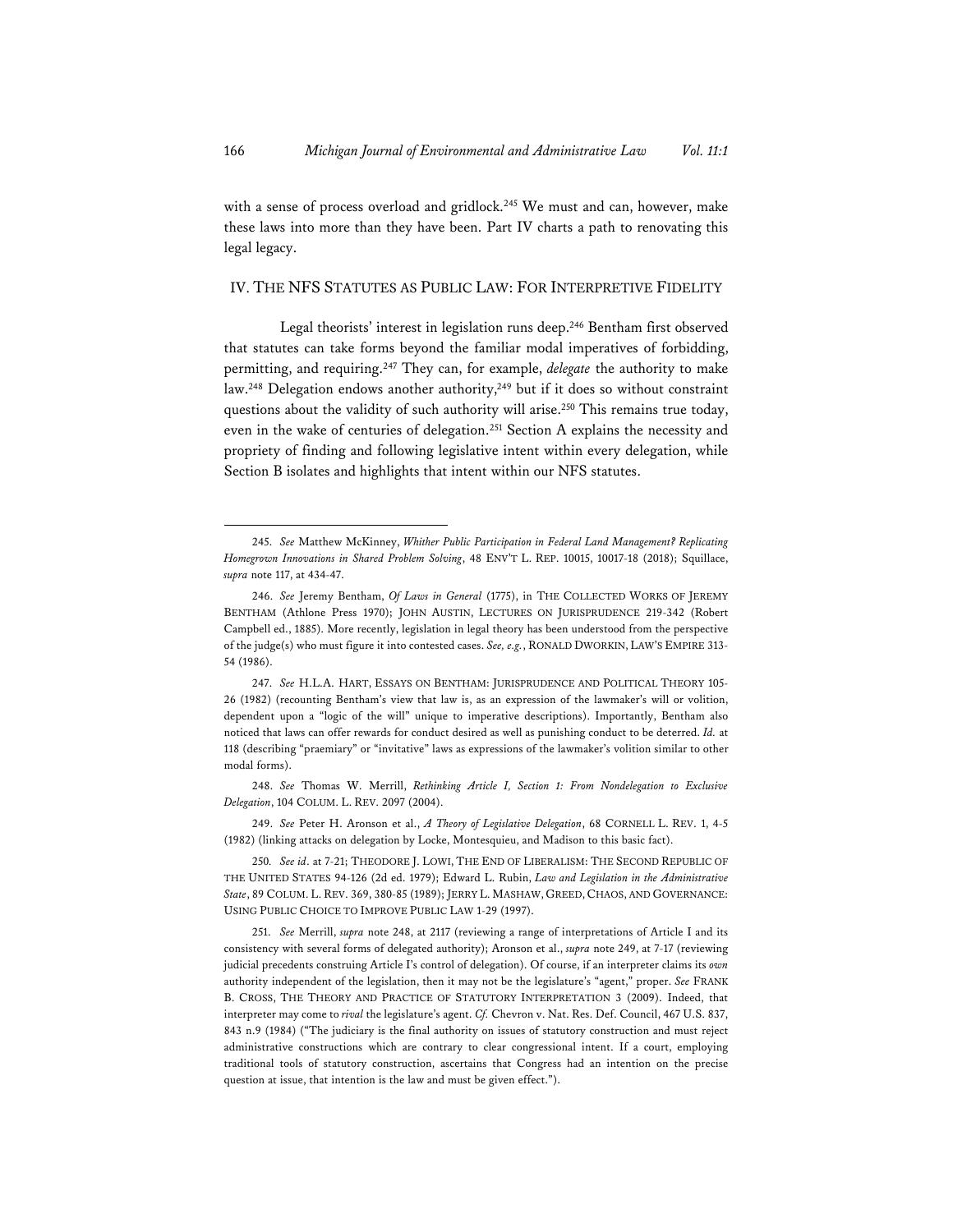with a sense of process overload and gridlock.[245] We must and can, however, make these laws into more than they have been. Part IV charts a path to renovating this legal legacy.

## IV. THE NFS STATUTES AS PUBLIC LAW: FOR INTERPRETIVE FIDELITY

Legal theorists' interest in legislation runs deep.[246] Bentham first observed that statutes can take forms beyond the familiar modal imperatives of forbidding, permitting, and requiring.[247] They can, for example, *delegate* the authority to make law.[248] Delegation endows another authority,[249] but if it does so without constraint questions about the validity of such authority will arise.[250] This remains true today, even in the wake of centuries of delegation.[251] Section A explains the necessity and propriety of finding and following legislative intent within every delegation, while Section B isolates and highlights that intent within our NFS statutes.

---

245. *See* Matthew McKinney, *Whither Public Participation in Federal Land Management? Replicating Homegrown Innovations in Shared Problem Solving*, 48 ENV'T L. REP. 10015, 10017-18 (2018); Squillace, *supra* note 117, at 434-47.

246. *See* Jeremy Bentham, *Of Laws in General* (1775), in THE COLLECTED WORKS OF JEREMY BENTHAM (Athlone Press 1970); JOHN AUSTIN, LECTURES ON JURISPRUDENCE 219-342 (Robert Campbell ed., 1885). More recently, legislation in legal theory has been understood from the perspective of the judge(s) who must figure it into contested cases. *See, e.g.*, RONALD DWORKIN, LAW'S EMPIRE 313-54 (1986).

247. *See* H.L.A. HART, ESSAYS ON BENTHAM: JURISPRUDENCE AND POLITICAL THEORY 105-26 (1982) (recounting Bentham's view that law is, as an expression of the lawmaker's will or volition, dependent upon a "logic of the will" unique to imperative descriptions). Importantly, Bentham also noticed that laws can offer rewards for conduct desired as well as punishing conduct to be deterred. *Id.* at 118 (describing "praemiary" or "invitative" laws as expressions of the lawmaker's volition similar to other modal forms).

248. *See* Thomas W. Merrill, *Rethinking Article I, Section 1: From Nondelegation to Exclusive Delegation*, 104 COLUM. L. REV. 2097 (2004).

249. *See* Peter H. Aronson et al., *A Theory of Legislative Delegation*, 68 CORNELL L. REV. 1, 4-5 (1982) (linking attacks on delegation by Locke, Montesquieu, and Madison to this basic fact).

250. *See id*. at 7-21; THEODORE J. LOWI, THE END OF LIBERALISM: THE SECOND REPUBLIC OF THE UNITED STATES 94-126 (2d ed. 1979); Edward L. Rubin, *Law and Legislation in the Administrative State*, 89 COLUM. L. REV. 369, 380-85 (1989); JERRY L. MASHAW, GREED, CHAOS, AND GOVERNANCE: USING PUBLIC CHOICE TO IMPROVE PUBLIC LAW 1-29 (1997).

251. *See* Merrill, *supra* note 248, at 2117 (reviewing a range of interpretations of Article I and its consistency with several forms of delegated authority); Aronson et al., *supra* note 249, at 7-17 (reviewing judicial precedents construing Article I's control of delegation). Of course, if an interpreter claims its *own* authority independent of the legislation, then it may not be the legislature's "agent," proper. *See* FRANK B. CROSS, THE THEORY AND PRACTICE OF STATUTORY INTERPRETATION 3 (2009). Indeed, that interpreter may come to *rival* the legislature's agent. *Cf.* Chevron v. Nat. Res. Def. Council, 467 U.S. 837, 843 n.9 (1984) ("The judiciary is the final authority on issues of statutory construction and must reject administrative constructions which are contrary to clear congressional intent. If a court, employing traditional tools of statutory construction, ascertains that Congress had an intention on the precise question at issue, that intention is the law and must be given effect.").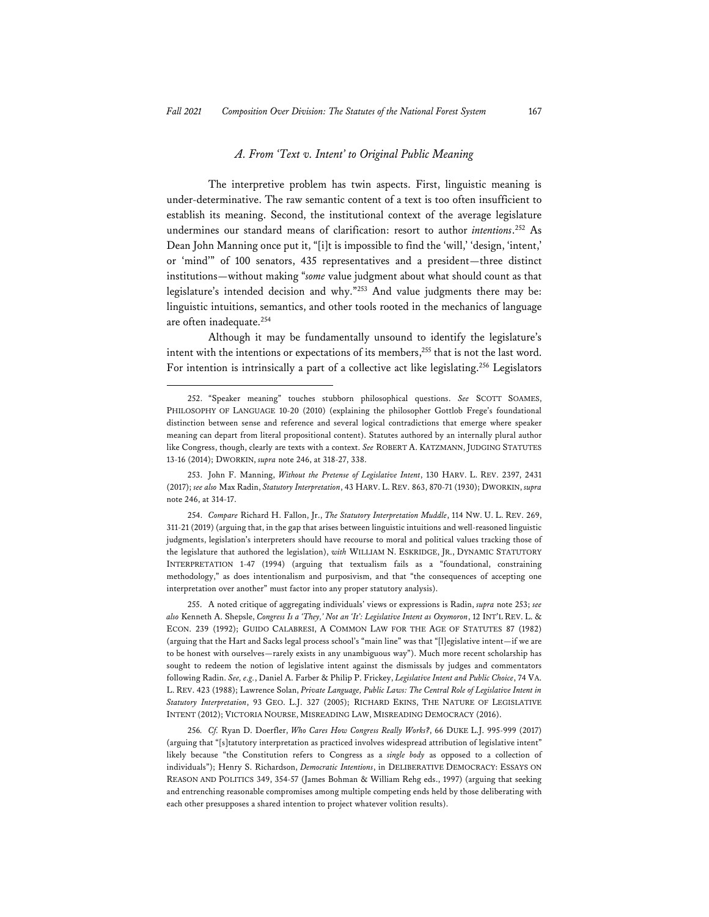### *A. From 'Text v. Intent' to Original Public Meaning*

The interpretive problem has twin aspects. First, linguistic meaning is under-determinative. The raw semantic content of a text is too often insufficient to establish its meaning. Second, the institutional context of the average legislature undermines our standard means of clarification: resort to author *intentions*.[252] As Dean John Manning once put it, "[i]t is impossible to find the 'will,' 'design, 'intent,' or 'mind'" of 100 senators, 435 representatives and a president—three distinct institutions—without making "*some* value judgment about what should count as that legislature's intended decision and why."[253] And value judgments there may be: linguistic intuitions, semantics, and other tools rooted in the mechanics of language are often inadequate.[254]

Although it may be fundamentally unsound to identify the legislature's intent with the intentions or expectations of its members,[255] that is not the last word. For intention is intrinsically a part of a collective act like legislating.[256] Legislators

---

252. "Speaker meaning" touches stubborn philosophical questions. *See* SCOTT SOAMES, PHILOSOPHY OF LANGUAGE 10-20 (2010) (explaining the philosopher Gottlob Frege's foundational distinction between sense and reference and several logical contradictions that emerge where speaker meaning can depart from literal propositional content). Statutes authored by an internally plural author like Congress, though, clearly are texts with a context. *See* ROBERT A. KATZMANN, JUDGING STATUTES 13-16 (2014); DWORKIN, *supra* note 246, at 318-27, 338.

253. John F. Manning, *Without the Pretense of Legislative Intent*, 130 HARV. L. REV. 2397, 2431 (2017); *see also* Max Radin, *Statutory Interpretation*, 43 HARV. L. REV. 863, 870-71 (1930); DWORKIN, *supra* note 246, at 314-17.

254. *Compare* Richard H. Fallon, Jr., *The Statutory Interpretation Muddle*, 114 NW. U. L. REV. 269, 311-21 (2019) (arguing that, in the gap that arises between linguistic intuitions and well-reasoned linguistic judgments, legislation's interpreters should have recourse to moral and political values tracking those of the legislature that authored the legislation), *with* WILLIAM N. ESKRIDGE, JR., DYNAMIC STATUTORY INTERPRETATION 1-47 (1994) (arguing that textualism fails as a "foundational, constraining methodology," as does intentionalism and purposivism, and that "the consequences of accepting one interpretation over another" must factor into any proper statutory analysis).

255. A noted critique of aggregating individuals' views or expressions is Radin, *supra* note 253; *see also* Kenneth A. Shepsle, *Congress Is a 'They,' Not an 'It': Legislative Intent as Oxymoron*, 12 INT'L REV. L. & ECON. 239 (1992); GUIDO CALABRESI, A COMMON LAW FOR THE AGE OF STATUTES 87 (1982) (arguing that the Hart and Sacks legal process school's "main line" was that "[l]egislative intent—if we are to be honest with ourselves—rarely exists in any unambiguous way"). Much more recent scholarship has sought to redeem the notion of legislative intent against the dismissals by judges and commentators following Radin. *See, e.g.*, Daniel A. Farber & Philip P. Frickey, *Legislative Intent and Public Choice*, 74 VA. L. REV. 423 (1988); Lawrence Solan, *Private Language, Public Laws: The Central Role of Legislative Intent in Statutory Interpretation*, 93 GEO. L.J. 327 (2005); RICHARD EKINS, THE NATURE OF LEGISLATIVE INTENT (2012); VICTORIA NOURSE, MISREADING LAW, MISREADING DEMOCRACY (2016).

256. *Cf.* Ryan D. Doerfler, *Who Cares How Congress Really Works?*, 66 DUKE L.J. 995-999 (2017) (arguing that "[s]tatutory interpretation as practiced involves widespread attribution of legislative intent" likely because "the Constitution refers to Congress as a *single body* as opposed to a collection of individuals"); Henry S. Richardson, *Democratic Intentions*, in DELIBERATIVE DEMOCRACY: ESSAYS ON REASON AND POLITICS 349, 354-57 (James Bohman & William Rehg eds., 1997) (arguing that seeking and entrenching reasonable compromises among multiple competing ends held by those deliberating with each other presupposes a shared intention to project whatever volition results).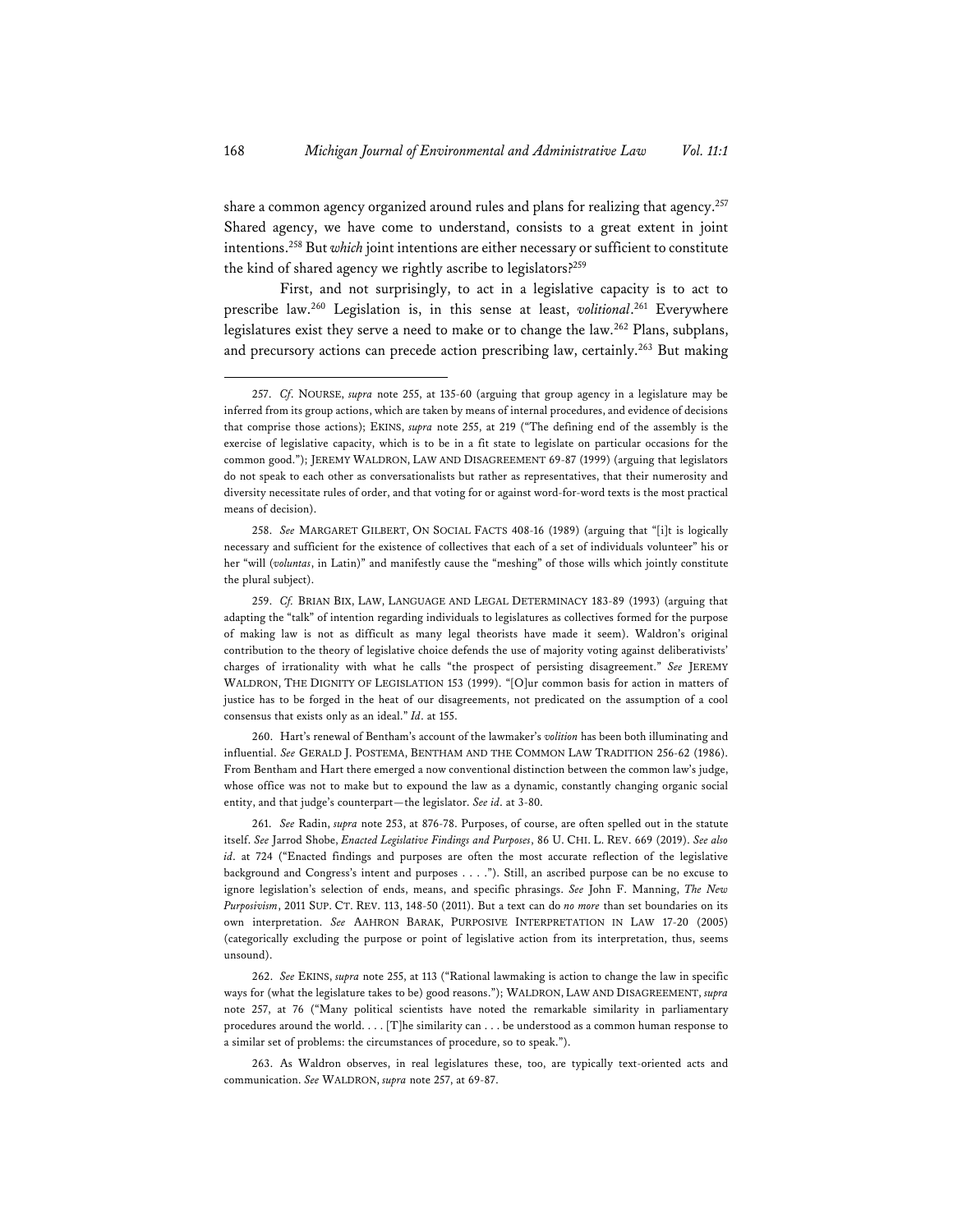share a common agency organized around rules and plans for realizing that agency.[257] Shared agency, we have come to understand, consists to a great extent in joint intentions.[258] But *which* joint intentions are either necessary or sufficient to constitute the kind of shared agency we rightly ascribe to legislators?[259]

First, and not surprisingly, to act in a legislative capacity is to act to prescribe law.[260] Legislation is, in this sense at least, *volitional*.[261] Everywhere legislatures exist they serve a need to make or to change the law.[262] Plans, subplans, and precursory actions can precede action prescribing law, certainly.[263] But making

---

257. *Cf*. NOURSE, *supra* note 255, at 135-60 (arguing that group agency in a legislature may be inferred from its group actions, which are taken by means of internal procedures, and evidence of decisions that comprise those actions); EKINS, *supra* note 255, at 219 ("The defining end of the assembly is the exercise of legislative capacity, which is to be in a fit state to legislate on particular occasions for the common good."); JEREMY WALDRON, LAW AND DISAGREEMENT 69-87 (1999) (arguing that legislators do not speak to each other as conversationalists but rather as representatives, that their numerosity and diversity necessitate rules of order, and that voting for or against word-for-word texts is the most practical means of decision).

258. *See* MARGARET GILBERT, ON SOCIAL FACTS 408-16 (1989) (arguing that "[i]t is logically necessary and sufficient for the existence of collectives that each of a set of individuals volunteer" his or her "will (*voluntas*, in Latin)" and manifestly cause the "meshing" of those wills which jointly constitute the plural subject).

259. *Cf.* BRIAN BIX, LAW, LANGUAGE AND LEGAL DETERMINACY 183-89 (1993) (arguing that adapting the "talk" of intention regarding individuals to legislatures as collectives formed for the purpose of making law is not as difficult as many legal theorists have made it seem). Waldron's original contribution to the theory of legislative choice defends the use of majority voting against deliberativists' charges of irrationality with what he calls "the prospect of persisting disagreement." *See* JEREMY WALDRON, THE DIGNITY OF LEGISLATION 153 (1999). "[O]ur common basis for action in matters of justice has to be forged in the heat of our disagreements, not predicated on the assumption of a cool consensus that exists only as an ideal." *Id*. at 155.

260. Hart's renewal of Bentham's account of the lawmaker's *volition* has been both illuminating and influential. *See* GERALD J. POSTEMA, BENTHAM AND THE COMMON LAW TRADITION 256-62 (1986). From Bentham and Hart there emerged a now conventional distinction between the common law's judge, whose office was not to make but to expound the law as a dynamic, constantly changing organic social entity, and that judge's counterpart—the legislator. *See id*. at 3-80.

261. *See* Radin, *supra* note 253, at 876-78. Purposes, of course, are often spelled out in the statute itself. *See* Jarrod Shobe, *Enacted Legislative Findings and Purposes*, 86 U. CHI. L. REV. 669 (2019). *See also id*. at 724 ("Enacted findings and purposes are often the most accurate reflection of the legislative background and Congress's intent and purposes . . . ."). Still, an ascribed purpose can be no excuse to ignore legislation's selection of ends, means, and specific phrasings. *See* John F. Manning, *The New Purposivism*, 2011 SUP. CT. REV. 113, 148-50 (2011). But a text can do *no more* than set boundaries on its own interpretation. *See* AAHRON BARAK, PURPOSIVE INTERPRETATION IN LAW 17-20 (2005) (categorically excluding the purpose or point of legislative action from its interpretation, thus, seems unsound).

262. *See* EKINS, *supra* note 255, at 113 ("Rational lawmaking is action to change the law in specific ways for (what the legislature takes to be) good reasons."); WALDRON, LAW AND DISAGREEMENT, *supra* note 257, at 76 ("Many political scientists have noted the remarkable similarity in parliamentary procedures around the world. . . . [T]he similarity can . . . be understood as a common human response to a similar set of problems: the circumstances of procedure, so to speak.").

263. As Waldron observes, in real legislatures these, too, are typically text-oriented acts and communication. *See* WALDRON, *supra* note 257, at 69-87.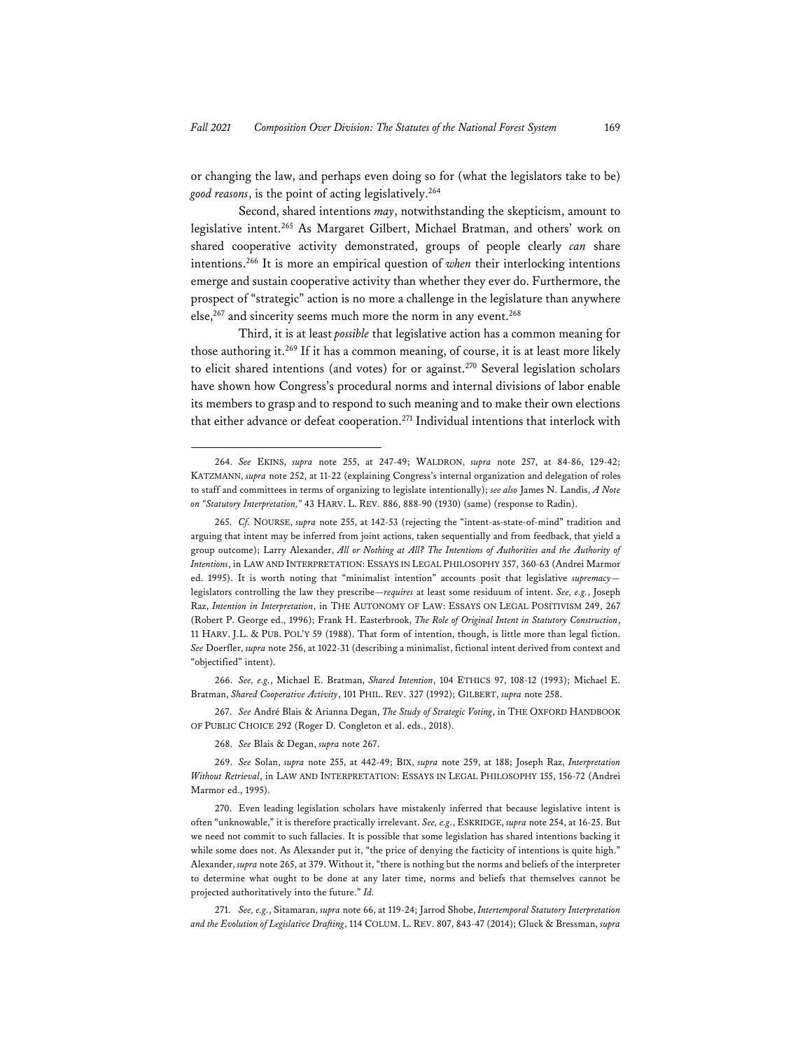or changing the law, and perhaps even doing so for (what the legislators take to be) *good reasons*, is the point of acting legislatively.[264]

Second, shared intentions *may*, notwithstanding the skepticism, amount to legislative intent.[265] As Margaret Gilbert, Michael Bratman, and others' work on shared cooperative activity demonstrated, groups of people clearly *can* share intentions.[266] It is more an empirical question of *when* their interlocking intentions emerge and sustain cooperative activity than whether they ever do. Furthermore, the prospect of "strategic" action is no more a challenge in the legislature than anywhere else,[267] and sincerity seems much more the norm in any event.[268]

Third, it is at least *possible* that legislative action has a common meaning for those authoring it.[269] If it has a common meaning, of course, it is at least more likely to elicit shared intentions (and votes) for or against.[270] Several legislation scholars have shown how Congress's procedural norms and internal divisions of labor enable its members to grasp and to respond to such meaning and to make their own elections that either advance or defeat cooperation.[271] Individual intentions that interlock with

---

264. *See* EKINS, *supra* note 255, at 247-49; WALDRON, *supra* note 257, at 84-86, 129-42; KATZMANN, *supra* note 252, at 11-22 (explaining Congress's internal organization and delegation of roles to staff and committees in terms of organizing to legislate intentionally); *see also* James N. Landis, *A Note on "Statutory Interpretation,"* 43 HARV. L. REV. 886, 888-90 (1930) (same) (response to Radin).

265. *Cf.* NOURSE, *supra* note 255, at 142-53 (rejecting the "intent-as-state-of-mind" tradition and arguing that intent may be inferred from joint actions, taken sequentially and from feedback, that yield a group outcome); Larry Alexander, *All or Nothing at All? The Intentions of Authorities and the Authority of Intentions*, in LAW AND INTERPRETATION: ESSAYS IN LEGAL PHILOSOPHY 357, 360-63 (Andrei Marmor ed. 1995). It is worth noting that "minimalist intention" accounts posit that legislative *supremacy*—legislators controlling the law they prescribe—*requires* at least some residuum of intent. *See, e.g.*, Joseph Raz, *Intention in Interpretation*, in THE AUTONOMY OF LAW: ESSAYS ON LEGAL POSITIVISM 249, 267 (Robert P. George ed., 1996); Frank H. Easterbrook, *The Role of Original Intent in Statutory Construction*, 11 HARV. J.L. & PUB. POL'Y 59 (1988). That form of intention, though, is little more than legal fiction. *See* Doerfler, *supra* note 256, at 1022-31 (describing a minimalist, fictional intent derived from context and "objectified" intent).

266. *See, e.g.*, Michael E. Bratman, *Shared Intention*, 104 ETHICS 97, 108-12 (1993); Michael E. Bratman, *Shared Cooperative Activity*, 101 PHIL. REV. 327 (1992); GILBERT, *supra* note 258.

267. *See* André Blais & Arianna Degan, *The Study of Strategic Voting*, in THE OXFORD HANDBOOK OF PUBLIC CHOICE 292 (Roger D. Congleton et al. eds., 2018).

268. *See* Blais & Degan, *supra* note 267.

269. *See* Solan, *supra* note 255, at 442-49; BIX, *supra* note 259, at 188; Joseph Raz, *Interpretation Without Retrieval*, in LAW AND INTERPRETATION: ESSAYS IN LEGAL PHILOSOPHY 155, 156-72 (Andrei Marmor ed., 1995).

270. Even leading legislation scholars have mistakenly inferred that because legislative intent is often "unknowable," it is therefore practically irrelevant. *See, e.g.*, ESKRIDGE, *supra* note 254, at 16-25. But we need not commit to such fallacies. It is possible that some legislation has shared intentions backing it while some does not. As Alexander put it, "the price of denying the facticity of intentions is quite high." Alexander, *supra* note 265, at 379. Without it, "there is nothing but the norms and beliefs of the interpreter to determine what ought to be done at any later time, norms and beliefs that themselves cannot be projected authoritatively into the future." *Id.*

271. *See, e.g.*, Sitamaran, *supra* note 66, at 119-24; Jarrod Shobe, *Intertemporal Statutory Interpretation and the Evolution of Legislative Drafting*, 114 COLUM. L. REV. 807, 843-47 (2014); Gluck & Bressman, *supra*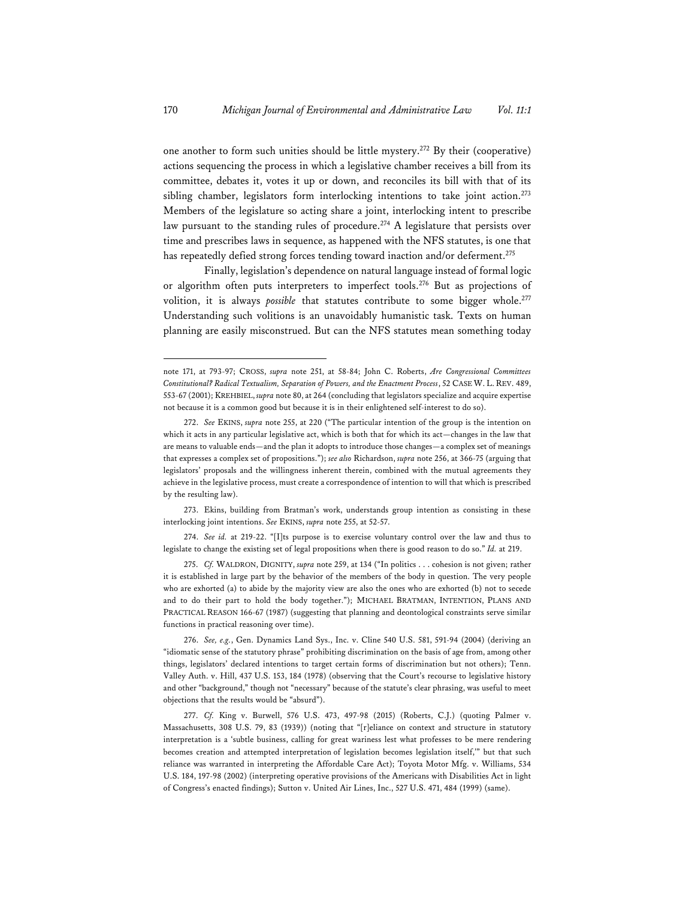one another to form such unities should be little mystery.[272] By their (cooperative) actions sequencing the process in which a legislative chamber receives a bill from its committee, debates it, votes it up or down, and reconciles its bill with that of its sibling chamber, legislators form interlocking intentions to take joint action.[273] Members of the legislature so acting share a joint, interlocking intent to prescribe law pursuant to the standing rules of procedure.[274] A legislature that persists over time and prescribes laws in sequence, as happened with the NFS statutes, is one that has repeatedly defied strong forces tending toward inaction and/or deferment.[275]

Finally, legislation's dependence on natural language instead of formal logic or algorithm often puts interpreters to imperfect tools.[276] But as projections of volition, it is always *possible* that statutes contribute to some bigger whole.[277] Understanding such volitions is an unavoidably humanistic task. Texts on human planning are easily misconstrued. But can the NFS statutes mean something today

---

note 171, at 793-97; CROSS, *supra* note 251, at 58-84; John C. Roberts, *Are Congressional Committees Constitutional? Radical Textualism, Separation of Powers, and the Enactment Process*, 52 CASE W. L. REV. 489, 553-67 (2001); KREHBIEL, *supra* note 80, at 264 (concluding that legislators specialize and acquire expertise not because it is a common good but because it is in their enlightened self-interest to do so).

272. *See* EKINS, *supra* note 255, at 220 ("The particular intention of the group is the intention on which it acts in any particular legislative act, which is both that for which its act—changes in the law that are means to valuable ends—and the plan it adopts to introduce those changes—a complex set of meanings that expresses a complex set of propositions."); *see also* Richardson, *supra* note 256, at 366-75 (arguing that legislators' proposals and the willingness inherent therein, combined with the mutual agreements they achieve in the legislative process, must create a correspondence of intention to will that which is prescribed by the resulting law).

273. Ekins, building from Bratman's work, understands group intention as consisting in these interlocking joint intentions. *See* EKINS, *supra* note 255, at 52-57.

274. *See id.* at 219-22. "[I]ts purpose is to exercise voluntary control over the law and thus to legislate to change the existing set of legal propositions when there is good reason to do so." *Id.* at 219.

275. *Cf.* WALDRON, DIGNITY, *supra* note 259, at 134 ("In politics . . . cohesion is not given; rather it is established in large part by the behavior of the members of the body in question. The very people who are exhorted (a) to abide by the majority view are also the ones who are exhorted (b) not to secede and to do their part to hold the body together."); MICHAEL BRATMAN, INTENTION, PLANS AND PRACTICAL REASON 166-67 (1987) (suggesting that planning and deontological constraints serve similar functions in practical reasoning over time).

276. *See, e.g.*, Gen. Dynamics Land Sys., Inc. v. Cline 540 U.S. 581, 591-94 (2004) (deriving an "idiomatic sense of the statutory phrase" prohibiting discrimination on the basis of age from, among other things, legislators' declared intentions to target certain forms of discrimination but not others); Tenn. Valley Auth. v. Hill, 437 U.S. 153, 184 (1978) (observing that the Court's recourse to legislative history and other "background," though not "necessary" because of the statute's clear phrasing, was useful to meet objections that the results would be "absurd").

277. *Cf.* King v. Burwell, 576 U.S. 473, 497-98 (2015) (Roberts, C.J.) (quoting Palmer v. Massachusetts, 308 U.S. 79, 83 (1939)) (noting that "[r]eliance on context and structure in statutory interpretation is a 'subtle business, calling for great wariness lest what professes to be mere rendering becomes creation and attempted interpretation of legislation becomes legislation itself,'" but that such reliance was warranted in interpreting the Affordable Care Act); Toyota Motor Mfg. v. Williams, 534 U.S. 184, 197-98 (2002) (interpreting operative provisions of the Americans with Disabilities Act in light of Congress's enacted findings); Sutton v. United Air Lines, Inc., 527 U.S. 471, 484 (1999) (same).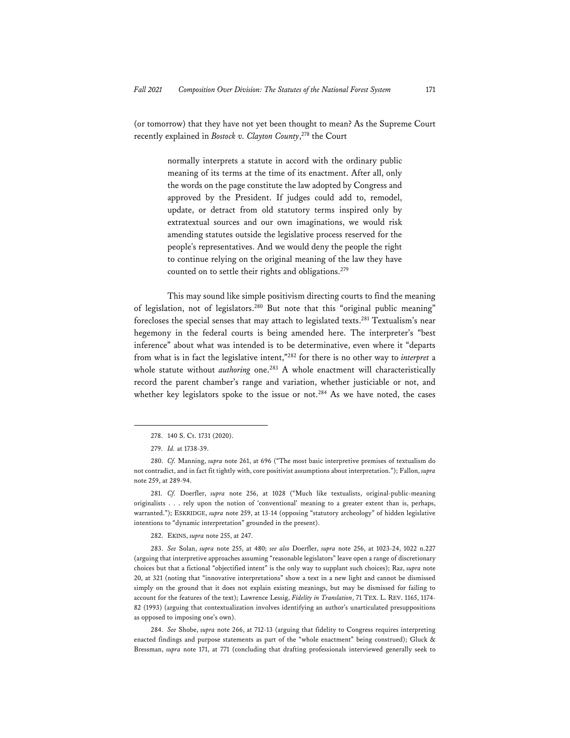(or tomorrow) that they have not yet been thought to mean? As the Supreme Court recently explained in *Bostock v. Clayton County*,[278] the Court

> normally interprets a statute in accord with the ordinary public meaning of its terms at the time of its enactment. After all, only the words on the page constitute the law adopted by Congress and approved by the President. If judges could add to, remodel, update, or detract from old statutory terms inspired only by extratextual sources and our own imaginations, we would risk amending statutes outside the legislative process reserved for the people's representatives. And we would deny the people the right to continue relying on the original meaning of the law they have counted on to settle their rights and obligations.[279]

This may sound like simple positivism directing courts to find the meaning of legislation, not of legislators.[280] But note that this "original public meaning" forecloses the special senses that may attach to legislated texts.[281] Textualism's near hegemony in the federal courts is being amended here. The interpreter's "best inference" about what was intended is to be determinative, even where it "departs from what is in fact the legislative intent,"[282] for there is no other way to *interpret* a whole statute without *authoring* one.[283] A whole enactment will characteristically record the parent chamber's range and variation, whether justiciable or not, and whether key legislators spoke to the issue or not.[284] As we have noted, the cases

---

278. 140 S. Ct. 1731 (2020).

279. *Id.* at 1738-39.

280. *Cf.* Manning, *supra* note 261, at 696 ("The most basic interpretive premises of textualism do not contradict, and in fact fit tightly with, core positivist assumptions about interpretation."); Fallon, *supra* note 259, at 289-94.

281. *Cf.* Doerfler, *supra* note 256, at 1028 ("Much like textualists, original-public-meaning originalists . . . rely upon the notion of 'conventional' meaning to a greater extent than is, perhaps, warranted."); ESKRIDGE, *supra* note 259, at 13-14 (opposing "statutory archeology" of hidden legislative intentions to "dynamic interpretation" grounded in the present).

282. EKINS, *supra* note 255, at 247.

283. *See* Solan, *supra* note 255, at 480; *see also* Doerfler, *supra* note 256, at 1023-24, 1022 n.227 (arguing that interpretive approaches assuming "reasonable legislators" leave open a range of discretionary choices but that a fictional "objectified intent" is the only way to supplant such choices); Raz, *supra* note 20, at 321 (noting that "innovative interpretations" show a text in a new light and cannot be dismissed simply on the ground that it does not explain existing meanings, but may be dismissed for failing to account for the features of the text); Lawrence Lessig, *Fidelity in Translation*, 71 TEX. L. REV. 1165, 1174-82 (1993) (arguing that contextualization involves identifying an author's unarticulated presuppositions as opposed to imposing one's own).

284. *See* Shobe, *supra* note 266, at 712-13 (arguing that fidelity to Congress requires interpreting enacted findings and purpose statements as part of the "whole enactment" being construed); Gluck & Bressman, *supra* note 171, at 771 (concluding that drafting professionals interviewed generally seek to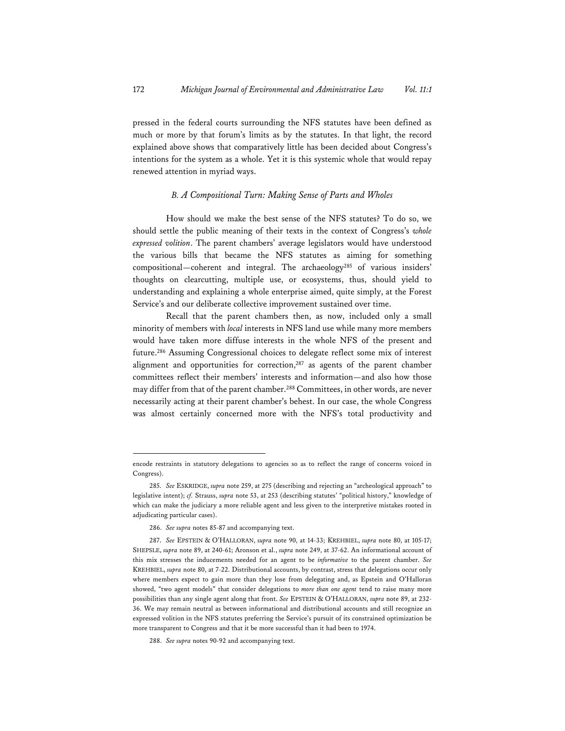pressed in the federal courts surrounding the NFS statutes have been defined as much or more by that forum's limits as by the statutes. In that light, the record explained above shows that comparatively little has been decided about Congress's intentions for the system as a whole. Yet it is this systemic whole that would repay renewed attention in myriad ways.

### *B. A Compositional Turn: Making Sense of Parts and Wholes*

How should we make the best sense of the NFS statutes? To do so, we should settle the public meaning of their texts in the context of Congress's *whole expressed volition*. The parent chambers' average legislators would have understood the various bills that became the NFS statutes as aiming for something compositional—coherent and integral. The archaeology[285] of various insiders' thoughts on clearcutting, multiple use, or ecosystems, thus, should yield to understanding and explaining a whole enterprise aimed, quite simply, at the Forest Service's and our deliberate collective improvement sustained over time.

Recall that the parent chambers then, as now, included only a small minority of members with *local* interests in NFS land use while many more members would have taken more diffuse interests in the whole NFS of the present and future.[286] Assuming Congressional choices to delegate reflect some mix of interest alignment and opportunities for correction,[287] as agents of the parent chamber committees reflect their members' interests and information—and also how those may differ from that of the parent chamber.[288] Committees, in other words, are never necessarily acting at their parent chamber's behest. In our case, the whole Congress was almost certainly concerned more with the NFS's total productivity and

---

encode restraints in statutory delegations to agencies so as to reflect the range of concerns voiced in Congress).

285. *See* ESKRIDGE, *supra* note 259, at 275 (describing and rejecting an "archeological approach" to legislative intent); *cf.* Strauss, *supra* note 53, at 253 (describing statutes' "political history," knowledge of which can make the judiciary a more reliable agent and less given to the interpretive mistakes rooted in adjudicating particular cases).

286. *See supra* notes 85-87 and accompanying text.

287. *See* EPSTEIN & O'HALLORAN, *supra* note 90, at 14-33; KREHBIEL, *supra* note 80, at 105-17; SHEPSLE, *supra* note 89, at 240-61; Aronson et al., *supra* note 249, at 37-62. An informational account of this mix stresses the inducements needed for an agent to be *informative* to the parent chamber. *See* KREHBIEL, *supra* note 80, at 7-22. Distributional accounts, by contrast, stress that delegations occur only where members expect to gain more than they lose from delegating and, as Epstein and O'Halloran showed, "two agent models" that consider delegations to *more than one agent* tend to raise many more possibilities than any single agent along that front. *See* EPSTEIN & O'HALLORAN, *supra* note 89, at 232-36. We may remain neutral as between informational and distributional accounts and still recognize an expressed volition in the NFS statutes preferring the Service's pursuit of its constrained optimization be more transparent to Congress and that it be more successful than it had been to 1974.

288. *See supra* notes 90-92 and accompanying text.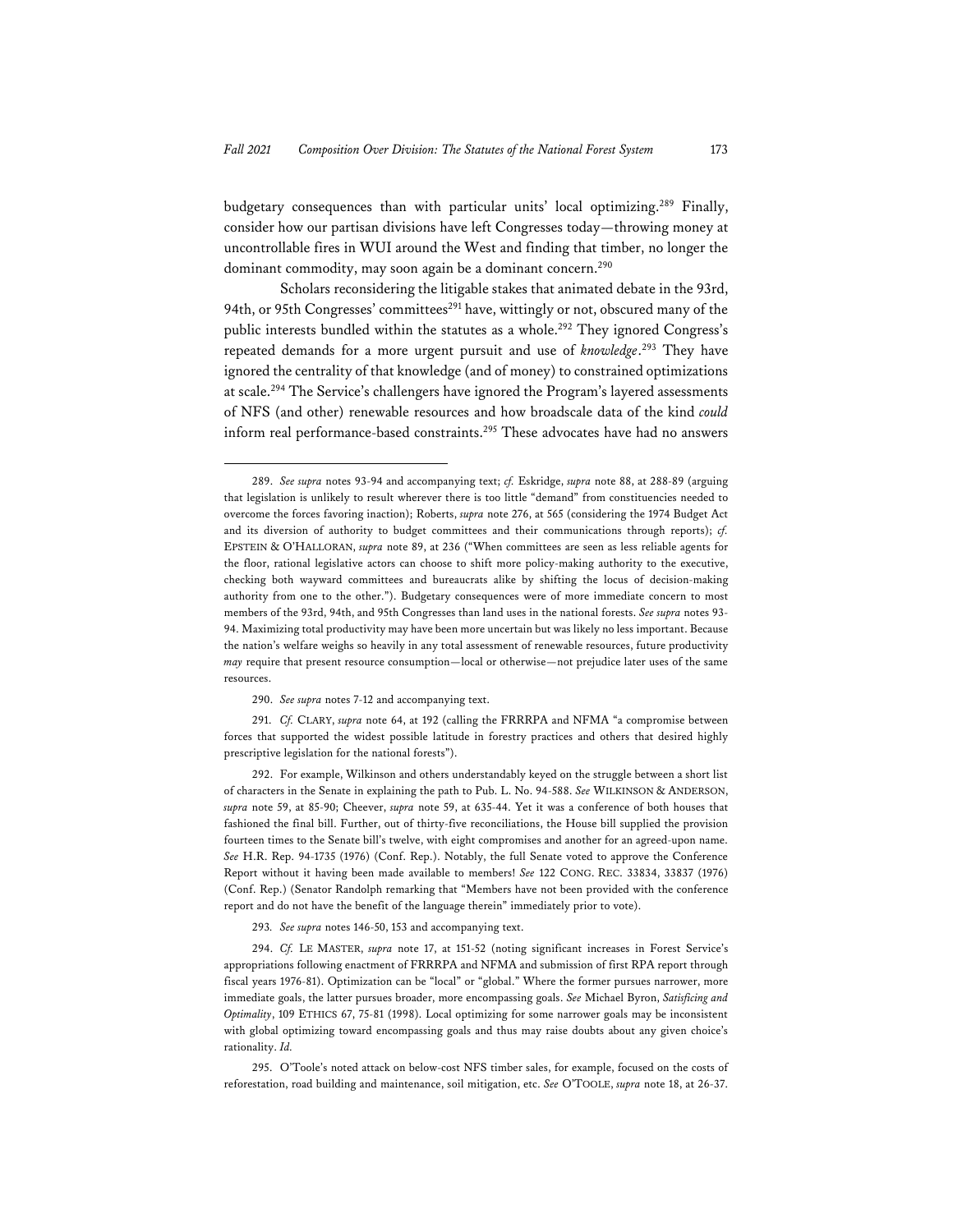budgetary consequences than with particular units' local optimizing.[289] Finally, consider how our partisan divisions have left Congresses today—throwing money at uncontrollable fires in WUI around the West and finding that timber, no longer the dominant commodity, may soon again be a dominant concern.[290]

Scholars reconsidering the litigable stakes that animated debate in the 93rd, 94th, or 95th Congresses' committees[291] have, wittingly or not, obscured many of the public interests bundled within the statutes as a whole.[292] They ignored Congress's repeated demands for a more urgent pursuit and use of *knowledge*.[293] They have ignored the centrality of that knowledge (and of money) to constrained optimizations at scale.[294] The Service's challengers have ignored the Program's layered assessments of NFS (and other) renewable resources and how broadscale data of the kind *could* inform real performance-based constraints.[295] These advocates have had no answers

---

289. *See supra* notes 93-94 and accompanying text; *cf.* Eskridge, *supra* note 88, at 288-89 (arguing that legislation is unlikely to result wherever there is too little "demand" from constituencies needed to overcome the forces favoring inaction); Roberts, *supra* note 276, at 565 (considering the 1974 Budget Act and its diversion of authority to budget committees and their communications through reports); *cf.* EPSTEIN & O'HALLORAN, *supra* note 89, at 236 ("When committees are seen as less reliable agents for the floor, rational legislative actors can choose to shift more policy-making authority to the executive, checking both wayward committees and bureaucrats alike by shifting the locus of decision-making authority from one to the other."). Budgetary consequences were of more immediate concern to most members of the 93rd, 94th, and 95th Congresses than land uses in the national forests. *See supra* notes 93-94. Maximizing total productivity may have been more uncertain but was likely no less important. Because the nation's welfare weighs so heavily in any total assessment of renewable resources, future productivity *may* require that present resource consumption—local or otherwise—not prejudice later uses of the same resources.

290. *See supra* notes 7-12 and accompanying text.

291. *Cf.* CLARY, *supra* note 64, at 192 (calling the FRRRPA and NFMA "a compromise between forces that supported the widest possible latitude in forestry practices and others that desired highly prescriptive legislation for the national forests").

292. For example, Wilkinson and others understandably keyed on the struggle between a short list of characters in the Senate in explaining the path to Pub. L. No. 94-588. *See* WILKINSON & ANDERSON, *supra* note 59, at 85-90; Cheever, *supra* note 59, at 635-44. Yet it was a conference of both houses that fashioned the final bill. Further, out of thirty-five reconciliations, the House bill supplied the provision fourteen times to the Senate bill's twelve, with eight compromises and another for an agreed-upon name. *See* H.R. Rep. 94-1735 (1976) (Conf. Rep.). Notably, the full Senate voted to approve the Conference Report without it having been made available to members! *See* 122 CONG. REC. 33834, 33837 (1976) (Conf. Rep.) (Senator Randolph remarking that "Members have not been provided with the conference report and do not have the benefit of the language therein" immediately prior to vote).

293. *See supra* notes 146-50, 153 and accompanying text.

294. *Cf.* LE MASTER, *supra* note 17, at 151-52 (noting significant increases in Forest Service's appropriations following enactment of FRRRPA and NFMA and submission of first RPA report through fiscal years 1976-81). Optimization can be "local" or "global." Where the former pursues narrower, more immediate goals, the latter pursues broader, more encompassing goals. *See* Michael Byron, *Satisficing and Optimality*, 109 ETHICS 67, 75-81 (1998). Local optimizing for some narrower goals may be inconsistent with global optimizing toward encompassing goals and thus may raise doubts about any given choice's rationality. *Id.*

295. O'Toole's noted attack on below-cost NFS timber sales, for example, focused on the costs of reforestation, road building and maintenance, soil mitigation, etc. *See* O'TOOLE, *supra* note 18, at 26-37.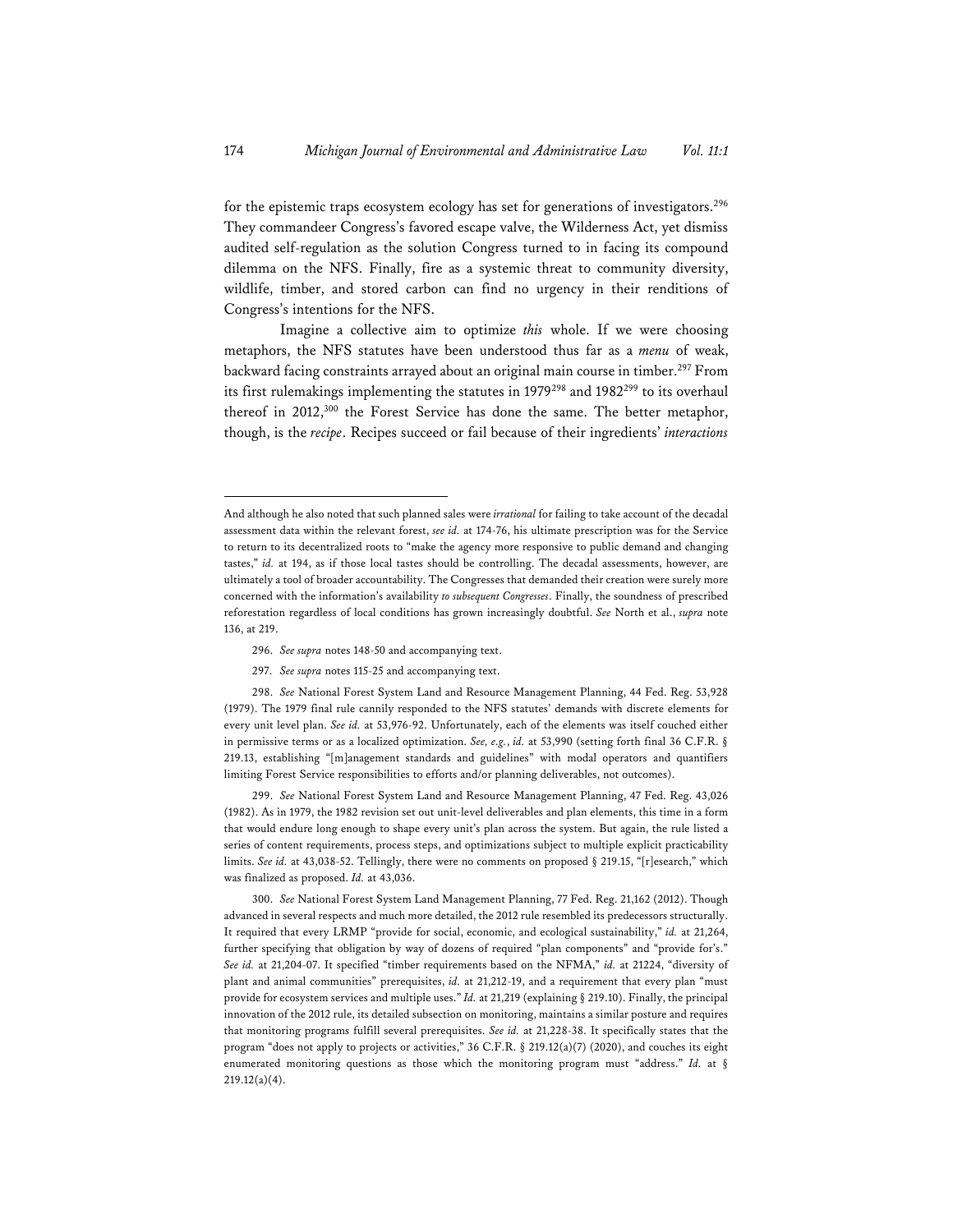for the epistemic traps ecosystem ecology has set for generations of investigators.[296] They commandeer Congress's favored escape valve, the Wilderness Act, yet dismiss audited self-regulation as the solution Congress turned to in facing its compound dilemma on the NFS. Finally, fire as a systemic threat to community diversity, wildlife, timber, and stored carbon can find no urgency in their renditions of Congress's intentions for the NFS.

Imagine a collective aim to optimize *this* whole. If we were choosing metaphors, the NFS statutes have been understood thus far as a *menu* of weak, backward facing constraints arrayed about an original main course in timber.[297] From its first rulemakings implementing the statutes in 1979[298] and 1982[299] to its overhaul thereof in 2012,[300] the Forest Service has done the same. The better metaphor, though, is the *recipe*. Recipes succeed or fail because of their ingredients' *interactions*

---

And although he also noted that such planned sales were *irrational* for failing to take account of the decadal assessment data within the relevant forest, *see id.* at 174-76, his ultimate prescription was for the Service to return to its decentralized roots to "make the agency more responsive to public demand and changing tastes," *id.* at 194, as if those local tastes should be controlling. The decadal assessments, however, are ultimately a tool of broader accountability. The Congresses that demanded their creation were surely more concerned with the information's availability *to subsequent Congresses*. Finally, the soundness of prescribed reforestation regardless of local conditions has grown increasingly doubtful. *See* North et al., *supra* note 136, at 219.

296. *See supra* notes 148-50 and accompanying text.

297. *See supra* notes 115-25 and accompanying text.

298. *See* National Forest System Land and Resource Management Planning, 44 Fed. Reg. 53,928 (1979). The 1979 final rule cannily responded to the NFS statutes' demands with discrete elements for every unit level plan. *See id.* at 53,976-92. Unfortunately, each of the elements was itself couched either in permissive terms or as a localized optimization. *See, e.g.*, *id.* at 53,990 (setting forth final 36 C.F.R. § 219.13, establishing "[m]anagement standards and guidelines" with modal operators and quantifiers limiting Forest Service responsibilities to efforts and/or planning deliverables, not outcomes).

299. *See* National Forest System Land and Resource Management Planning, 47 Fed. Reg. 43,026 (1982). As in 1979, the 1982 revision set out unit-level deliverables and plan elements, this time in a form that would endure long enough to shape every unit's plan across the system. But again, the rule listed a series of content requirements, process steps, and optimizations subject to multiple explicit practicability limits. *See id.* at 43,038-52. Tellingly, there were no comments on proposed § 219.15, "[r]esearch," which was finalized as proposed. *Id.* at 43,036.

300. *See* National Forest System Land Management Planning, 77 Fed. Reg. 21,162 (2012). Though advanced in several respects and much more detailed, the 2012 rule resembled its predecessors structurally. It required that every LRMP "provide for social, economic, and ecological sustainability," *id.* at 21,264, further specifying that obligation by way of dozens of required "plan components" and "provide for's." *See id.* at 21,204-07. It specified "timber requirements based on the NFMA," *id.* at 21224, "diversity of plant and animal communities" prerequisites, *id.* at 21,212-19, and a requirement that every plan "must provide for ecosystem services and multiple uses." *Id.* at 21,219 (explaining § 219.10). Finally, the principal innovation of the 2012 rule, its detailed subsection on monitoring, maintains a similar posture and requires that monitoring programs fulfill several prerequisites. *See id.* at 21,228-38. It specifically states that the program "does not apply to projects or activities," 36 C.F.R. § 219.12(a)(7) (2020), and couches its eight enumerated monitoring questions as those which the monitoring program must "address." *Id.* at § 219.12(a)(4).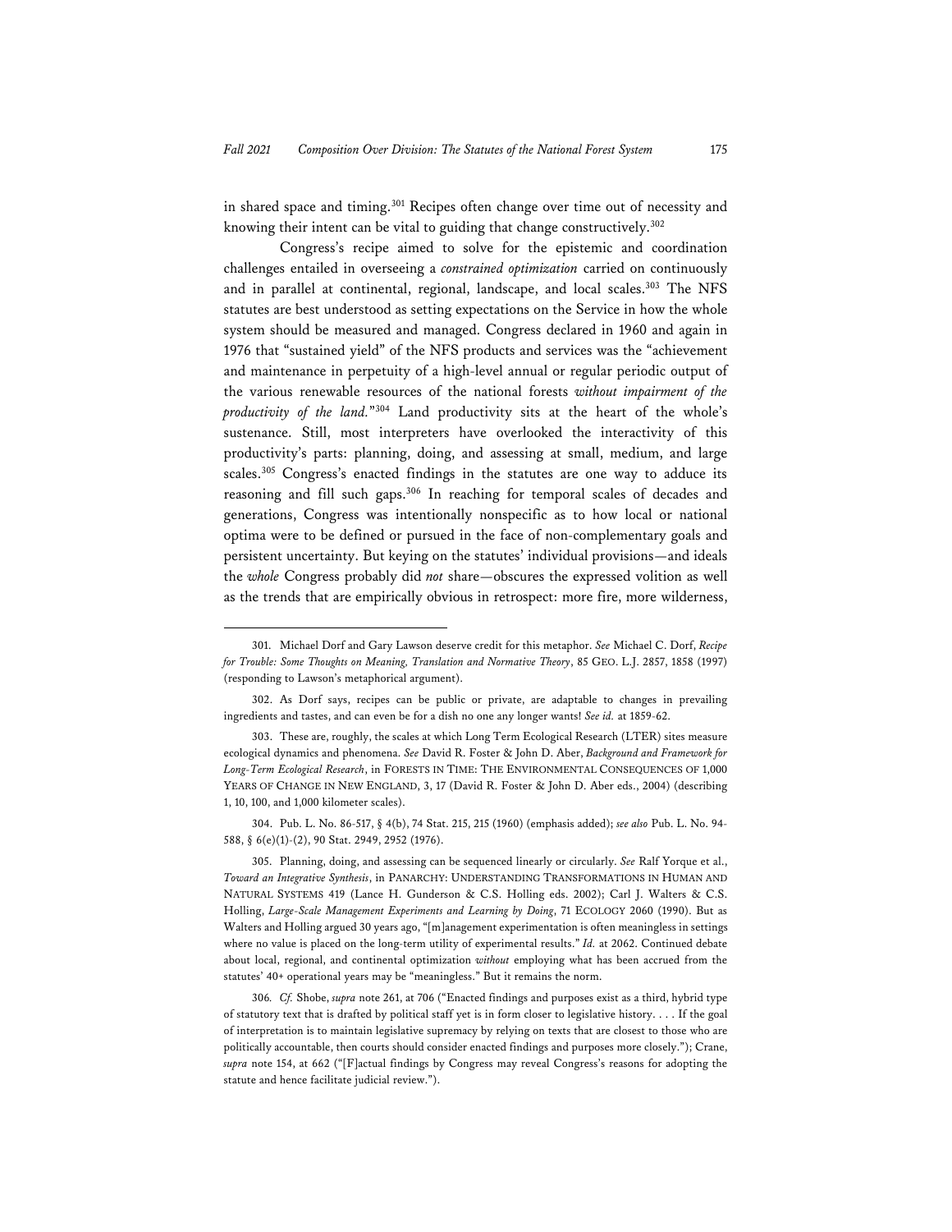in shared space and timing.[301] Recipes often change over time out of necessity and knowing their intent can be vital to guiding that change constructively.[302]

Congress's recipe aimed to solve for the epistemic and coordination challenges entailed in overseeing a *constrained optimization* carried on continuously and in parallel at continental, regional, landscape, and local scales.[303] The NFS statutes are best understood as setting expectations on the Service in how the whole system should be measured and managed. Congress declared in 1960 and again in 1976 that "sustained yield" of the NFS products and services was the "achievement and maintenance in perpetuity of a high-level annual or regular periodic output of the various renewable resources of the national forests *without impairment of the productivity of the land.*"[304] Land productivity sits at the heart of the whole's sustenance. Still, most interpreters have overlooked the interactivity of this productivity's parts: planning, doing, and assessing at small, medium, and large scales.[305] Congress's enacted findings in the statutes are one way to adduce its reasoning and fill such gaps.[306] In reaching for temporal scales of decades and generations, Congress was intentionally nonspecific as to how local or national optima were to be defined or pursued in the face of non-complementary goals and persistent uncertainty. But keying on the statutes' individual provisions—and ideals the *whole* Congress probably did *not* share—obscures the expressed volition as well as the trends that are empirically obvious in retrospect: more fire, more wilderness,

---

301. Michael Dorf and Gary Lawson deserve credit for this metaphor. *See* Michael C. Dorf, *Recipe for Trouble: Some Thoughts on Meaning, Translation and Normative Theory*, 85 GEO. L.J. 2857, 1858 (1997) (responding to Lawson's metaphorical argument).

302. As Dorf says, recipes can be public or private, are adaptable to changes in prevailing ingredients and tastes, and can even be for a dish no one any longer wants! *See id.* at 1859-62.

303. These are, roughly, the scales at which Long Term Ecological Research (LTER) sites measure ecological dynamics and phenomena. *See* David R. Foster & John D. Aber, *Background and Framework for Long-Term Ecological Research*, in FORESTS IN TIME: THE ENVIRONMENTAL CONSEQUENCES OF 1,000 YEARS OF CHANGE IN NEW ENGLAND, 3, 17 (David R. Foster & John D. Aber eds., 2004) (describing 1, 10, 100, and 1,000 kilometer scales).

304. Pub. L. No. 86-517, § 4(b), 74 Stat. 215, 215 (1960) (emphasis added); *see also* Pub. L. No. 94-588, § 6(e)(1)-(2), 90 Stat. 2949, 2952 (1976).

305. Planning, doing, and assessing can be sequenced linearly or circularly. *See* Ralf Yorque et al., *Toward an Integrative Synthesis*, in PANARCHY: UNDERSTANDING TRANSFORMATIONS IN HUMAN AND NATURAL SYSTEMS 419 (Lance H. Gunderson & C.S. Holling eds. 2002); Carl J. Walters & C.S. Holling, *Large-Scale Management Experiments and Learning by Doing*, 71 ECOLOGY 2060 (1990). But as Walters and Holling argued 30 years ago, "[m]anagement experimentation is often meaningless in settings where no value is placed on the long-term utility of experimental results." *Id.* at 2062. Continued debate about local, regional, and continental optimization *without* employing what has been accrued from the statutes' 40+ operational years may be "meaningless." But it remains the norm.

306. *Cf.* Shobe, *supra* note 261, at 706 ("Enacted findings and purposes exist as a third, hybrid type of statutory text that is drafted by political staff yet is in form closer to legislative history. . . . If the goal of interpretation is to maintain legislative supremacy by relying on texts that are closest to those who are politically accountable, then courts should consider enacted findings and purposes more closely."); Crane, *supra* note 154, at 662 ("[F]actual findings by Congress may reveal Congress's reasons for adopting the statute and hence facilitate judicial review.").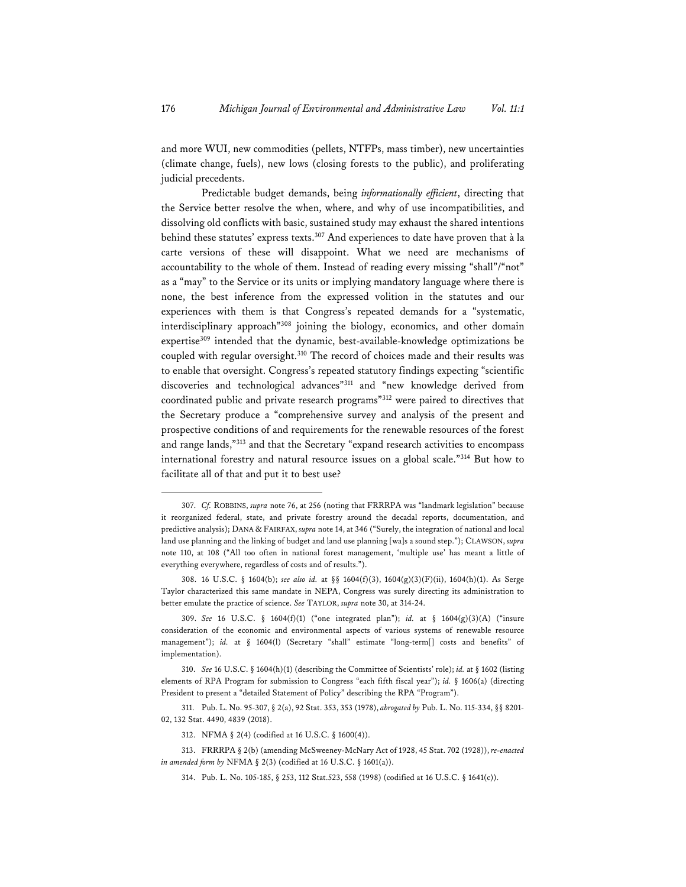and more WUI, new commodities (pellets, NTFPs, mass timber), new uncertainties (climate change, fuels), new lows (closing forests to the public), and proliferating judicial precedents.

Predictable budget demands, being *informationally efficient*, directing that the Service better resolve the when, where, and why of use incompatibilities, and dissolving old conflicts with basic, sustained study may exhaust the shared intentions behind these statutes' express texts.[307] And experiences to date have proven that à la carte versions of these will disappoint. What we need are mechanisms of accountability to the whole of them. Instead of reading every missing "shall"/"not" as a "may" to the Service or its units or implying mandatory language where there is none, the best inference from the expressed volition in the statutes and our experiences with them is that Congress's repeated demands for a "systematic, interdisciplinary approach"[308] joining the biology, economics, and other domain expertise[309] intended that the dynamic, best-available-knowledge optimizations be coupled with regular oversight.[310] The record of choices made and their results was to enable that oversight. Congress's repeated statutory findings expecting "scientific discoveries and technological advances"[311] and "new knowledge derived from coordinated public and private research programs"[312] were paired to directives that the Secretary produce a "comprehensive survey and analysis of the present and prospective conditions of and requirements for the renewable resources of the forest and range lands,"[313] and that the Secretary "expand research activities to encompass international forestry and natural resource issues on a global scale."[314] But how to facilitate all of that and put it to best use?

---

307. *Cf.* ROBBINS, *supra* note 76, at 256 (noting that FRRRPA was "landmark legislation" because it reorganized federal, state, and private forestry around the decadal reports, documentation, and predictive analysis); DANA & FAIRFAX, *supra* note 14, at 346 ("Surely, the integration of national and local land use planning and the linking of budget and land use planning [wa]s a sound step."); CLAWSON, *supra* note 110, at 108 ("All too often in national forest management, 'multiple use' has meant a little of everything everywhere, regardless of costs and of results.").

308. 16 U.S.C. § 1604(b); *see also id.* at §§ 1604(f)(3), 1604(g)(3)(F)(ii), 1604(h)(1). As Serge Taylor characterized this same mandate in NEPA, Congress was surely directing its administration to better emulate the practice of science. *See* TAYLOR, *supra* note 30, at 314-24.

309. *See* 16 U.S.C. § 1604(f)(1) ("one integrated plan"); *id.* at § 1604(g)(3)(A) ("insure consideration of the economic and environmental aspects of various systems of renewable resource management"); *id.* at § 1604(l) (Secretary "shall" estimate "long-term[] costs and benefits" of implementation).

310. *See* 16 U.S.C. § 1604(h)(1) (describing the Committee of Scientists' role); *id.* at § 1602 (listing elements of RPA Program for submission to Congress "each fifth fiscal year"); *id.* § 1606(a) (directing President to present a "detailed Statement of Policy" describing the RPA "Program").

311. Pub. L. No. 95-307, § 2(a), 92 Stat. 353, 353 (1978), *abrogated by* Pub. L. No. 115-334, §§ 8201-02, 132 Stat. 4490, 4839 (2018).

312. NFMA § 2(4) (codified at 16 U.S.C. § 1600(4)).

313. FRRRPA § 2(b) (amending McSweeney-McNary Act of 1928, 45 Stat. 702 (1928)), *re-enacted in amended form by* NFMA § 2(3) (codified at 16 U.S.C. § 1601(a)).

314. Pub. L. No. 105-185, § 253, 112 Stat.523, 558 (1998) (codified at 16 U.S.C. § 1641(c)).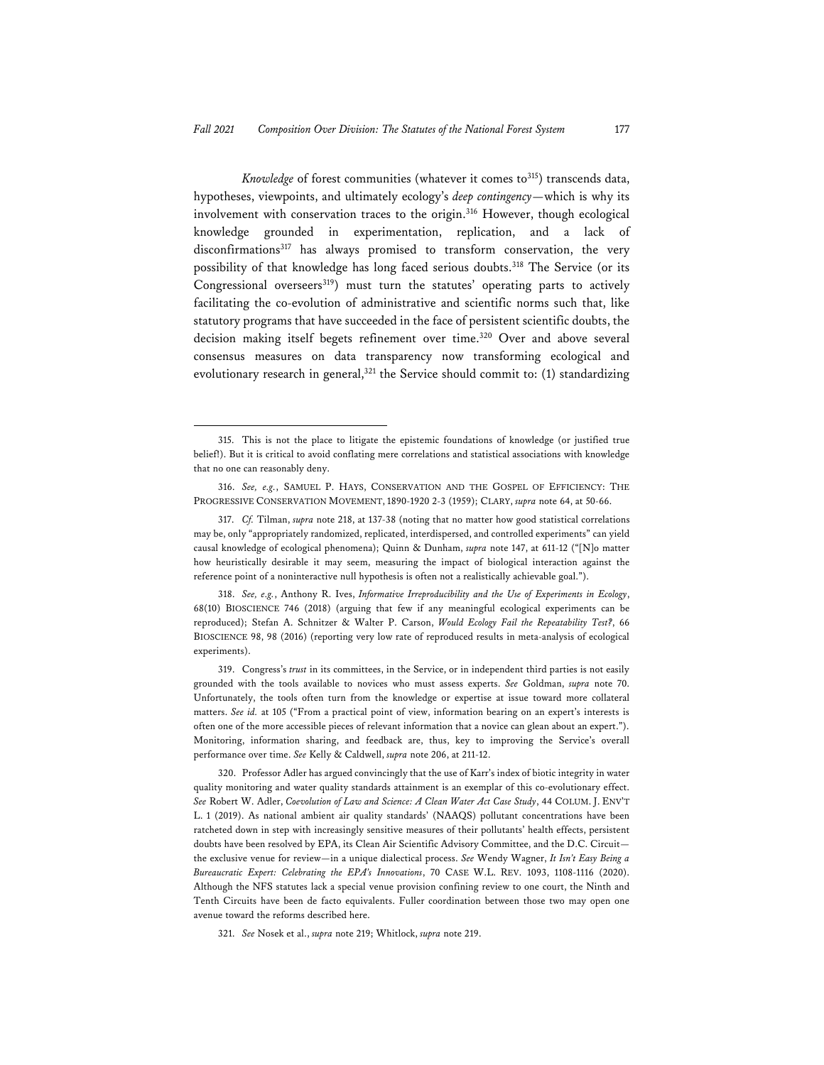*Knowledge* of forest communities (whatever it comes to[315]) transcends data, hypotheses, viewpoints, and ultimately ecology's *deep contingency*—which is why its involvement with conservation traces to the origin.[316] However, though ecological knowledge grounded in experimentation, replication, and a lack of disconfirmations[317] has always promised to transform conservation, the very possibility of that knowledge has long faced serious doubts.[318] The Service (or its Congressional overseers[319]) must turn the statutes' operating parts to actively facilitating the co-evolution of administrative and scientific norms such that, like statutory programs that have succeeded in the face of persistent scientific doubts, the decision making itself begets refinement over time.[320] Over and above several consensus measures on data transparency now transforming ecological and evolutionary research in general,[321] the Service should commit to: (1) standardizing

---

315. This is not the place to litigate the epistemic foundations of knowledge (or justified true belief!). But it is critical to avoid conflating mere correlations and statistical associations with knowledge that no one can reasonably deny.

316. *See, e.g.*, SAMUEL P. HAYS, CONSERVATION AND THE GOSPEL OF EFFICIENCY: THE PROGRESSIVE CONSERVATION MOVEMENT, 1890-1920 2-3 (1959); CLARY, *supra* note 64, at 50-66.

317. *Cf.* Tilman, *supra* note 218, at 137-38 (noting that no matter how good statistical correlations may be, only "appropriately randomized, replicated, interdispersed, and controlled experiments" can yield causal knowledge of ecological phenomena); Quinn & Dunham, *supra* note 147, at 611-12 ("[N]o matter how heuristically desirable it may seem, measuring the impact of biological interaction against the reference point of a noninteractive null hypothesis is often not a realistically achievable goal.").

318. *See, e.g.*, Anthony R. Ives, *Informative Irreproducibility and the Use of Experiments in Ecology*, 68(10) BIOSCIENCE 746 (2018) (arguing that few if any meaningful ecological experiments can be reproduced); Stefan A. Schnitzer & Walter P. Carson, *Would Ecology Fail the Repeatability Test?*, 66 BIOSCIENCE 98, 98 (2016) (reporting very low rate of reproduced results in meta-analysis of ecological experiments).

319. Congress's *trust* in its committees, in the Service, or in independent third parties is not easily grounded with the tools available to novices who must assess experts. *See* Goldman, *supra* note 70. Unfortunately, the tools often turn from the knowledge or expertise at issue toward more collateral matters. *See id.* at 105 ("From a practical point of view, information bearing on an expert's interests is often one of the more accessible pieces of relevant information that a novice can glean about an expert."). Monitoring, information sharing, and feedback are, thus, key to improving the Service's overall performance over time. *See* Kelly & Caldwell, *supra* note 206, at 211-12.

320. Professor Adler has argued convincingly that the use of Karr's index of biotic integrity in water quality monitoring and water quality standards attainment is an exemplar of this co-evolutionary effect. *See* Robert W. Adler, *Coevolution of Law and Science: A Clean Water Act Case Study*, 44 COLUM. J. ENV'T L. 1 (2019). As national ambient air quality standards' (NAAQS) pollutant concentrations have been ratcheted down in step with increasingly sensitive measures of their pollutants' health effects, persistent doubts have been resolved by EPA, its Clean Air Scientific Advisory Committee, and the D.C. Circuit—the exclusive venue for review—in a unique dialectical process. *See* Wendy Wagner, *It Isn't Easy Being a Bureaucratic Expert: Celebrating the EPA's Innovations*, 70 CASE W.L. REV. 1093, 1108-1116 (2020). Although the NFS statutes lack a special venue provision confining review to one court, the Ninth and Tenth Circuits have been de facto equivalents. Fuller coordination between those two may open one avenue toward the reforms described here.

321. *See* Nosek et al., *supra* note 219; Whitlock, *supra* note 219.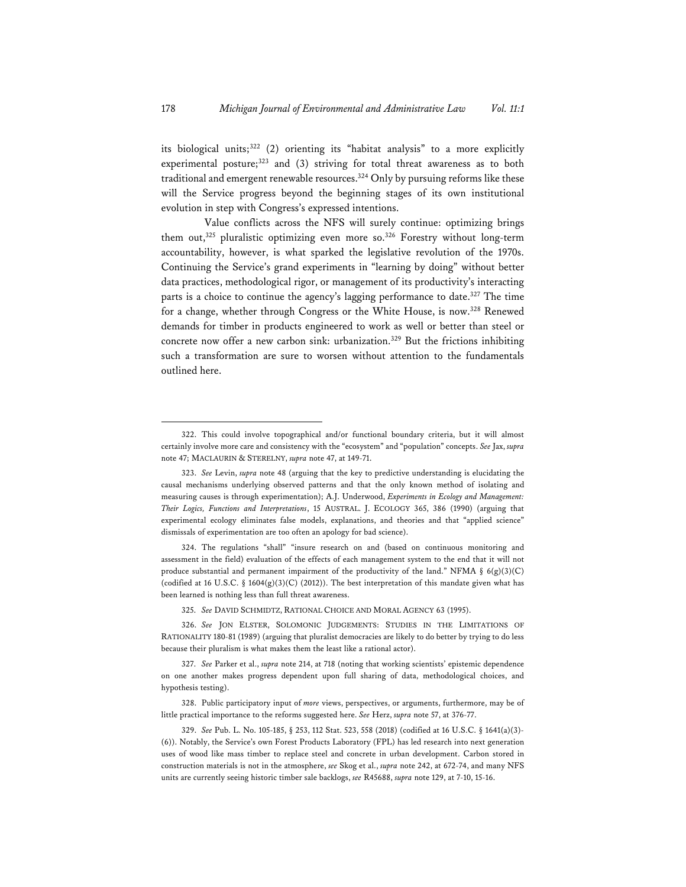its biological units;[322] (2) orienting its "habitat analysis" to a more explicitly experimental posture;[323] and (3) striving for total threat awareness as to both traditional and emergent renewable resources.[324] Only by pursuing reforms like these will the Service progress beyond the beginning stages of its own institutional evolution in step with Congress's expressed intentions.

Value conflicts across the NFS will surely continue: optimizing brings them out,[325] pluralistic optimizing even more so.[326] Forestry without long-term accountability, however, is what sparked the legislative revolution of the 1970s. Continuing the Service's grand experiments in "learning by doing" without better data practices, methodological rigor, or management of its productivity's interacting parts is a choice to continue the agency's lagging performance to date.[327] The time for a change, whether through Congress or the White House, is now.[328] Renewed demands for timber in products engineered to work as well or better than steel or concrete now offer a new carbon sink: urbanization.[329] But the frictions inhibiting such a transformation are sure to worsen without attention to the fundamentals outlined here.

---

322. This could involve topographical and/or functional boundary criteria, but it will almost certainly involve more care and consistency with the "ecosystem" and "population" concepts. *See* Jax, *supra* note 47; MACLAURIN & STERELNY, *supra* note 47, at 149-71.

323. *See* Levin, *supra* note 48 (arguing that the key to predictive understanding is elucidating the causal mechanisms underlying observed patterns and that the only known method of isolating and measuring causes is through experimentation); A.J. Underwood, *Experiments in Ecology and Management: Their Logics, Functions and Interpretations*, 15 AUSTRAL. J. ECOLOGY 365, 386 (1990) (arguing that experimental ecology eliminates false models, explanations, and theories and that "applied science" dismissals of experimentation are too often an apology for bad science).

324. The regulations "shall" "insure research on and (based on continuous monitoring and assessment in the field) evaluation of the effects of each management system to the end that it will not produce substantial and permanent impairment of the productivity of the land." NFMA § 6(g)(3)(C) (codified at 16 U.S.C. § 1604(g)(3)(C) (2012)). The best interpretation of this mandate given what has been learned is nothing less than full threat awareness.

325. *See* DAVID SCHMIDTZ, RATIONAL CHOICE AND MORAL AGENCY 63 (1995).

326. *See* JON ELSTER, SOLOMONIC JUDGEMENTS: STUDIES IN THE LIMITATIONS OF RATIONALITY 180-81 (1989) (arguing that pluralist democracies are likely to do better by trying to do less because their pluralism is what makes them the least like a rational actor).

327. *See* Parker et al., *supra* note 214, at 718 (noting that working scientists' epistemic dependence on one another makes progress dependent upon full sharing of data, methodological choices, and hypothesis testing).

328. Public participatory input of *more* views, perspectives, or arguments, furthermore, may be of little practical importance to the reforms suggested here. *See* Herz, *supra* note 57, at 376-77.

329. *See* Pub. L. No. 105-185, § 253, 112 Stat. 523, 558 (2018) (codified at 16 U.S.C. § 1641(a)(3)-(6)). Notably, the Service's own Forest Products Laboratory (FPL) has led research into next generation uses of wood like mass timber to replace steel and concrete in urban development. Carbon stored in construction materials is not in the atmosphere, *see* Skog et al., *supra* note 242, at 672-74, and many NFS units are currently seeing historic timber sale backlogs, *see* R45688, *supra* note 129, at 7-10, 15-16.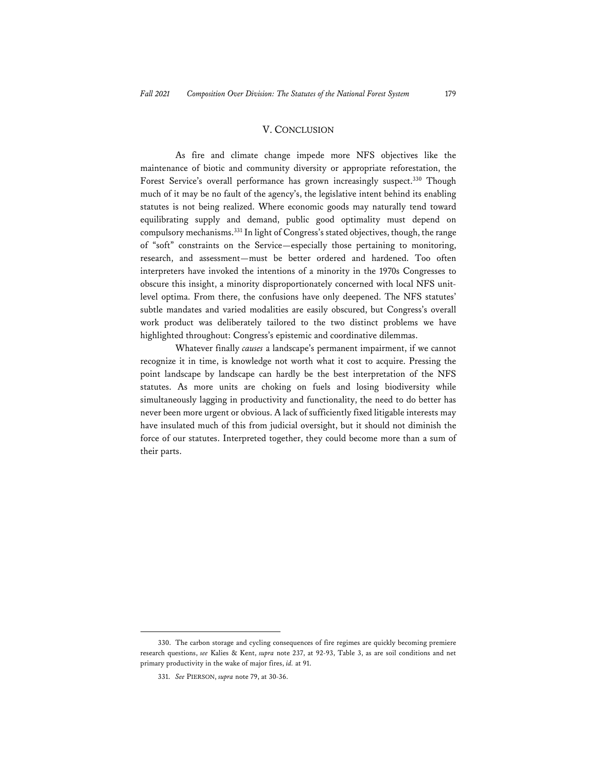## V. CONCLUSION

As fire and climate change impede more NFS objectives like the maintenance of biotic and community diversity or appropriate reforestation, the Forest Service's overall performance has grown increasingly suspect.[330] Though much of it may be no fault of the agency's, the legislative intent behind its enabling statutes is not being realized. Where economic goods may naturally tend toward equilibrating supply and demand, public good optimality must depend on compulsory mechanisms.[331] In light of Congress's stated objectives, though, the range of "soft" constraints on the Service—especially those pertaining to monitoring, research, and assessment—must be better ordered and hardened. Too often interpreters have invoked the intentions of a minority in the 1970s Congresses to obscure this insight, a minority disproportionately concerned with local NFS unit-level optima. From there, the confusions have only deepened. The NFS statutes' subtle mandates and varied modalities are easily obscured, but Congress's overall work product was deliberately tailored to the two distinct problems we have highlighted throughout: Congress's epistemic and coordinative dilemmas.

Whatever finally *causes* a landscape's permanent impairment, if we cannot recognize it in time, is knowledge not worth what it cost to acquire. Pressing the point landscape by landscape can hardly be the best interpretation of the NFS statutes. As more units are choking on fuels and losing biodiversity while simultaneously lagging in productivity and functionality, the need to do better has never been more urgent or obvious. A lack of sufficiently fixed litigable interests may have insulated much of this from judicial oversight, but it should not diminish the force of our statutes. Interpreted together, they could become more than a sum of their parts.

---

330. The carbon storage and cycling consequences of fire regimes are quickly becoming premiere research questions, *see* Kalies & Kent, *supra* note 237, at 92-93, Table 3, as are soil conditions and net primary productivity in the wake of major fires, *id.* at 91.

331. *See* PIERSON, *supra* note 79, at 30-36.